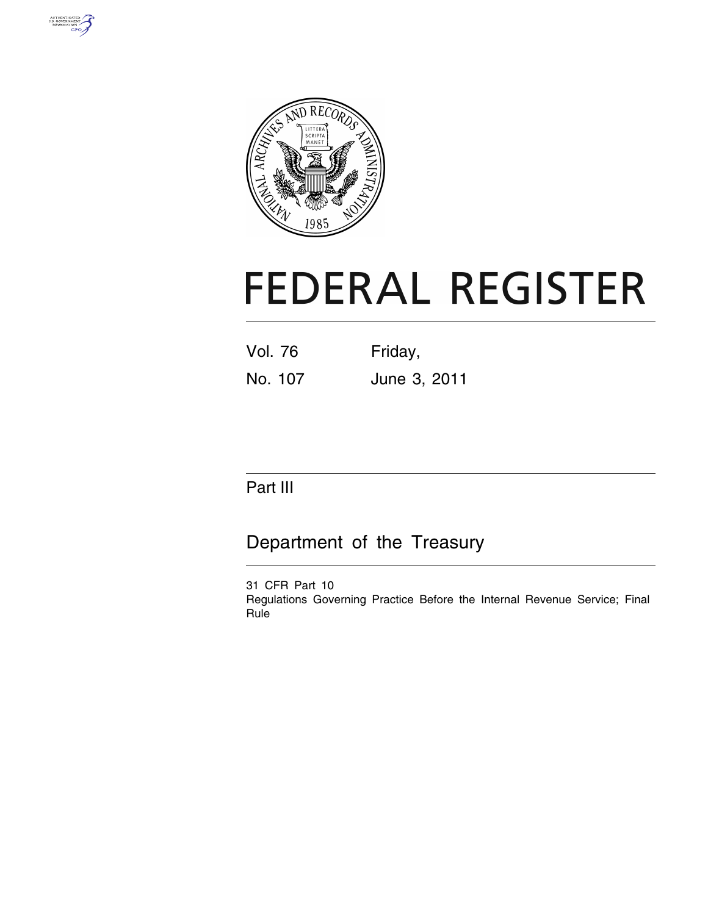# FEDERAL REGISTER

| Vol. 76 | Friday, |
|---|---|
| No. 107 | June 3, 2011 |

## Part III

## Department of the Treasury

31 CFR Part 10
Regulations Governing Practice Before the Internal Revenue Service; Final Rule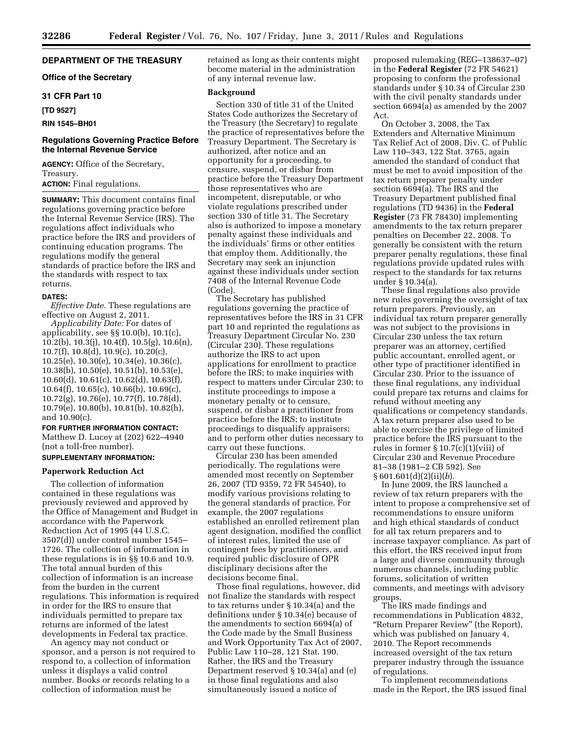## DEPARTMENT OF THE TREASURY

### Office of the Secretary

### 31 CFR Part 10

**[TD 9527]**

**RIN 1545–BH01**

## Regulations Governing Practice Before the Internal Revenue Service

**AGENCY:** Office of the Secretary, Treasury.

**ACTION:** Final regulations.

**SUMMARY:** This document contains final regulations governing practice before the Internal Revenue Service (IRS). The regulations affect individuals who practice before the IRS and providers of continuing education programs. The regulations modify the general standards of practice before the IRS and the standards with respect to tax returns.

**DATES:**

*Effective Date.* These regulations are effective on August 2, 2011.

*Applicability Date:* For dates of applicability, see §§ 10.0(b), 10.1(c), 10.2(b), 10.3(j), 10.4(f), 10.5(g), 10.6(n), 10.7(f), 10.8(d), 10.9(c), 10.20(c), 10.25(e), 10.30(e), 10.34(e), 10.36(c), 10.38(b), 10.50(e), 10.51(b), 10.53(e), 10.60(d), 10.61(c), 10.62(d), 10.63(f), 10.64(f), 10.65(c), 10.66(b), 10.69(c), 10.72(g), 10.76(e), 10.77(f), 10.78(d), 10.79(e), 10.80(b), 10.81(b), 10.82(h), and 10.90(c).

**FOR FURTHER INFORMATION CONTACT:** Matthew D. Lucey at (202) 622–4940 (not a toll-free number).

**SUPPLEMENTARY INFORMATION:**

### Paperwork Reduction Act

The collection of information contained in these regulations was previously reviewed and approved by the Office of Management and Budget in accordance with the Paperwork Reduction Act of 1995 (44 U.S.C. 3507(d)) under control number 1545–1726. The collection of information in these regulations is in §§ 10.6 and 10.9. The total annual burden of this collection of information is an increase from the burden in the current regulations. This information is required in order for the IRS to ensure that individuals permitted to prepare tax returns are informed of the latest developments in Federal tax practice.

An agency may not conduct or sponsor, and a person is not required to respond to, a collection of information unless it displays a valid control number. Books or records relating to a collection of information must be retained as long as their contents might become material in the administration of any internal revenue law.

### Background

Section 330 of title 31 of the United States Code authorizes the Secretary of the Treasury (the Secretary) to regulate the practice of representatives before the Treasury Department. The Secretary is authorized, after notice and an opportunity for a proceeding, to censure, suspend, or disbar from practice before the Treasury Department those representatives who are incompetent, disreputable, or who violate regulations prescribed under section 330 of title 31. The Secretary also is authorized to impose a monetary penalty against these individuals and the individuals' firms or other entities that employ them. Additionally, the Secretary may seek an injunction against these individuals under section 7408 of the Internal Revenue Code (Code).

The Secretary has published regulations governing the practice of representatives before the IRS in 31 CFR part 10 and reprinted the regulations as Treasury Department Circular No. 230 (Circular 230). These regulations authorize the IRS to act upon applications for enrollment to practice before the IRS; to make inquiries with respect to matters under Circular 230; to institute proceedings to impose a monetary penalty or to censure, suspend, or disbar a practitioner from practice before the IRS; to institute proceedings to disqualify appraisers; and to perform other duties necessary to carry out these functions.

Circular 230 has been amended periodically. The regulations were amended most recently on September 26, 2007 (TD 9359, 72 FR 54540), to modify various provisions relating to the general standards of practice. For example, the 2007 regulations established an enrolled retirement plan agent designation, modified the conflict of interest rules, limited the use of contingent fees by practitioners, and required public disclosure of OPR disciplinary decisions after the decisions become final.

Those final regulations, however, did not finalize the standards with respect to tax returns under § 10.34(a) and the definitions under § 10.34(e) because of the amendments to section 6694(a) of the Code made by the Small Business and Work Opportunity Tax Act of 2007, Public Law 110–28, 121 Stat. 190. Rather, the IRS and the Treasury Department reserved § 10.34(a) and (e) in those final regulations and also simultaneously issued a notice of proposed rulemaking (REG–138637–07) in the **Federal Register** (72 FR 54621) proposing to conform the professional standards under § 10.34 of Circular 230 with the civil penalty standards under section 6694(a) as amended by the 2007 Act.

On October 3, 2008, the Tax Extenders and Alternative Minimum Tax Relief Act of 2008, Div. C. of Public Law 110–343, 122 Stat. 3765, again amended the standard of conduct that must be met to avoid imposition of the tax return preparer penalty under section 6694(a). The IRS and the Treasury Department published final regulations (TD 9436) in the **Federal Register** (73 FR 78430) implementing amendments to the tax return preparer penalties on December 22, 2008. To generally be consistent with the return preparer penalty regulations, these final regulations provide updated rules with respect to the standards for tax returns under § 10.34(a).

These final regulations also provide new rules governing the oversight of tax return preparers. Previously, an individual tax return preparer generally was not subject to the provisions in Circular 230 unless the tax return preparer was an attorney, certified public accountant, enrolled agent, or other type of practitioner identified in Circular 230. Prior to the issuance of these final regulations, any individual could prepare tax returns and claims for refund without meeting any qualifications or competency standards. A tax return preparer also used to be able to exercise the privilege of limited practice before the IRS pursuant to the rules in former § 10.7(c)(1)(viii) of Circular 230 and Revenue Procedure 81–38 (1981–2 CB 592). See § 601.601(d)(2)(ii)(*b*).

In June 2009, the IRS launched a review of tax return preparers with the intent to propose a comprehensive set of recommendations to ensure uniform and high ethical standards of conduct for all tax return preparers and to increase taxpayer compliance. As part of this effort, the IRS received input from a large and diverse community through numerous channels, including public forums, solicitation of written comments, and meetings with advisory groups.

The IRS made findings and recommendations in Publication 4832, "Return Preparer Review" (the Report), which was published on January 4, 2010. The Report recommends increased oversight of the tax return preparer industry through the issuance of regulations.

To implement recommendations made in the Report, the IRS issued final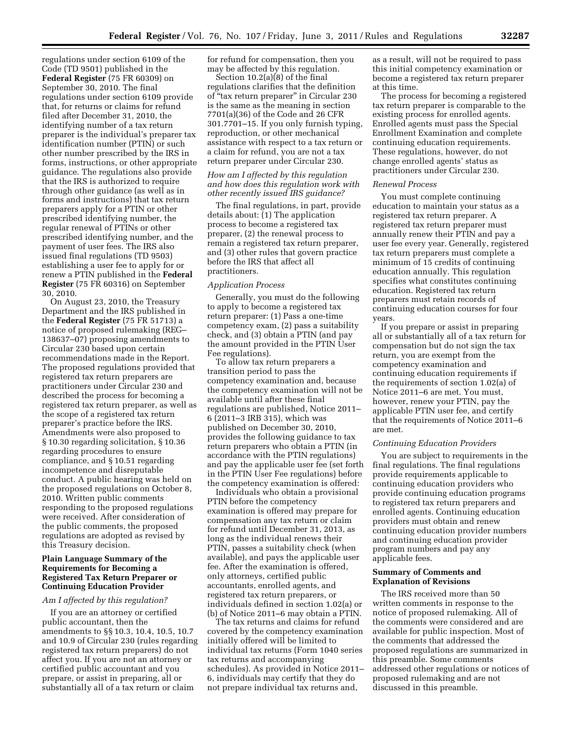regulations under section 6109 of the Code (TD 9501) published in the **Federal Register** (75 FR 60309) on September 30, 2010. The final regulations under section 6109 provide that, for returns or claims for refund filed after December 31, 2010, the identifying number of a tax return preparer is the individual's preparer tax identification number (PTIN) or such other number prescribed by the IRS in forms, instructions, or other appropriate guidance. The regulations also provide that the IRS is authorized to require through other guidance (as well as in forms and instructions) that tax return preparers apply for a PTIN or other prescribed identifying number, the regular renewal of PTINs or other prescribed identifying number, and the payment of user fees. The IRS also issued final regulations (TD 9503) establishing a user fee to apply for or renew a PTIN published in the **Federal Register** (75 FR 60316) on September 30, 2010.

On August 23, 2010, the Treasury Department and the IRS published in the **Federal Register** (75 FR 51713) a notice of proposed rulemaking (REG–138637–07) proposing amendments to Circular 230 based upon certain recommendations made in the Report. The proposed regulations provided that registered tax return preparers are practitioners under Circular 230 and described the process for becoming a registered tax return preparer, as well as the scope of a registered tax return preparer's practice before the IRS. Amendments were also proposed to § 10.30 regarding solicitation, § 10.36 regarding procedures to ensure compliance, and § 10.51 regarding incompetence and disreputable conduct. A public hearing was held on the proposed regulations on October 8, 2010. Written public comments responding to the proposed regulations were received. After consideration of the public comments, the proposed regulations are adopted as revised by this Treasury decision.

## Plain Language Summary of the Requirements for Becoming a Registered Tax Return Preparer or Continuing Education Provider

### *Am I affected by this regulation?*

If you are an attorney or certified public accountant, then the amendments to §§ 10.3, 10.4, 10.5, 10.7 and 10.9 of Circular 230 (rules regarding registered tax return preparers) do not affect you. If you are not an attorney or certified public accountant and you prepare, or assist in preparing, all or substantially all of a tax return or claim for refund for compensation, then you may be affected by this regulation.

Section 10.2(a)(8) of the final regulations clarifies that the definition of "tax return preparer" in Circular 230 is the same as the meaning in section 7701(a)(36) of the Code and 26 CFR 301.7701–15. If you only furnish typing, reproduction, or other mechanical assistance with respect to a tax return or a claim for refund, you are not a tax return preparer under Circular 230.

### *How am I affected by this regulation and how does this regulation work with other recently issued IRS guidance?*

The final regulations, in part, provide details about: (1) The application process to become a registered tax preparer, (2) the renewal process to remain a registered tax return preparer, and (3) other rules that govern practice before the IRS that affect all practitioners.

### *Application Process*

Generally, you must do the following to apply to become a registered tax return preparer: (1) Pass a one-time competency exam, (2) pass a suitability check, and (3) obtain a PTIN (and pay the amount provided in the PTIN User Fee regulations).

To allow tax return preparers a transition period to pass the competency examination and, because the competency examination will not be available until after these final regulations are published, Notice 2011–6 (2011–3 IRB 315), which was published on December 30, 2010, provides the following guidance to tax return preparers who obtain a PTIN (in accordance with the PTIN regulations) and pay the applicable user fee (set forth in the PTIN User Fee regulations) before the competency examination is offered:

Individuals who obtain a provisional PTIN before the competency examination is offered may prepare for compensation any tax return or claim for refund until December 31, 2013, as long as the individual renews their PTIN, passes a suitability check (when available), and pays the applicable user fee. After the examination is offered, only attorneys, certified public accountants, enrolled agents, and registered tax return preparers, or individuals defined in section 1.02(a) or (b) of Notice 2011–6 may obtain a PTIN.

The tax returns and claims for refund covered by the competency examination initially offered will be limited to individual tax returns (Form 1040 series tax returns and accompanying schedules). As provided in Notice 2011–6, individuals may certify that they do not prepare individual tax returns and, as a result, will not be required to pass this initial competency examination or become a registered tax return preparer at this time.

The process for becoming a registered tax return preparer is comparable to the existing process for enrolled agents. Enrolled agents must pass the Special Enrollment Examination and complete continuing education requirements. These regulations, however, do not change enrolled agents' status as practitioners under Circular 230.

### *Renewal Process*

You must complete continuing education to maintain your status as a registered tax return preparer. A registered tax return preparer must annually renew their PTIN and pay a user fee every year. Generally, registered tax return preparers must complete a minimum of 15 credits of continuing education annually. This regulation specifies what constitutes continuing education. Registered tax return preparers must retain records of continuing education courses for four years.

If you prepare or assist in preparing all or substantially all of a tax return for compensation but do not sign the tax return, you are exempt from the competency examination and continuing education requirements if the requirements of section 1.02(a) of Notice 2011–6 are met. You must, however, renew your PTIN, pay the applicable PTIN user fee, and certify that the requirements of Notice 2011–6 are met.

### *Continuing Education Providers*

You are subject to requirements in the final regulations. The final regulations provide requirements applicable to continuing education providers who provide continuing education programs to registered tax return preparers and enrolled agents. Continuing education providers must obtain and renew continuing education provider numbers and continuing education provider program numbers and pay any applicable fees.

## Summary of Comments and Explanation of Revisions

The IRS received more than 50 written comments in response to the notice of proposed rulemaking. All of the comments were considered and are available for public inspection. Most of the comments that addressed the proposed regulations are summarized in this preamble. Some comments addressed other regulations or notices of proposed rulemaking and are not discussed in this preamble.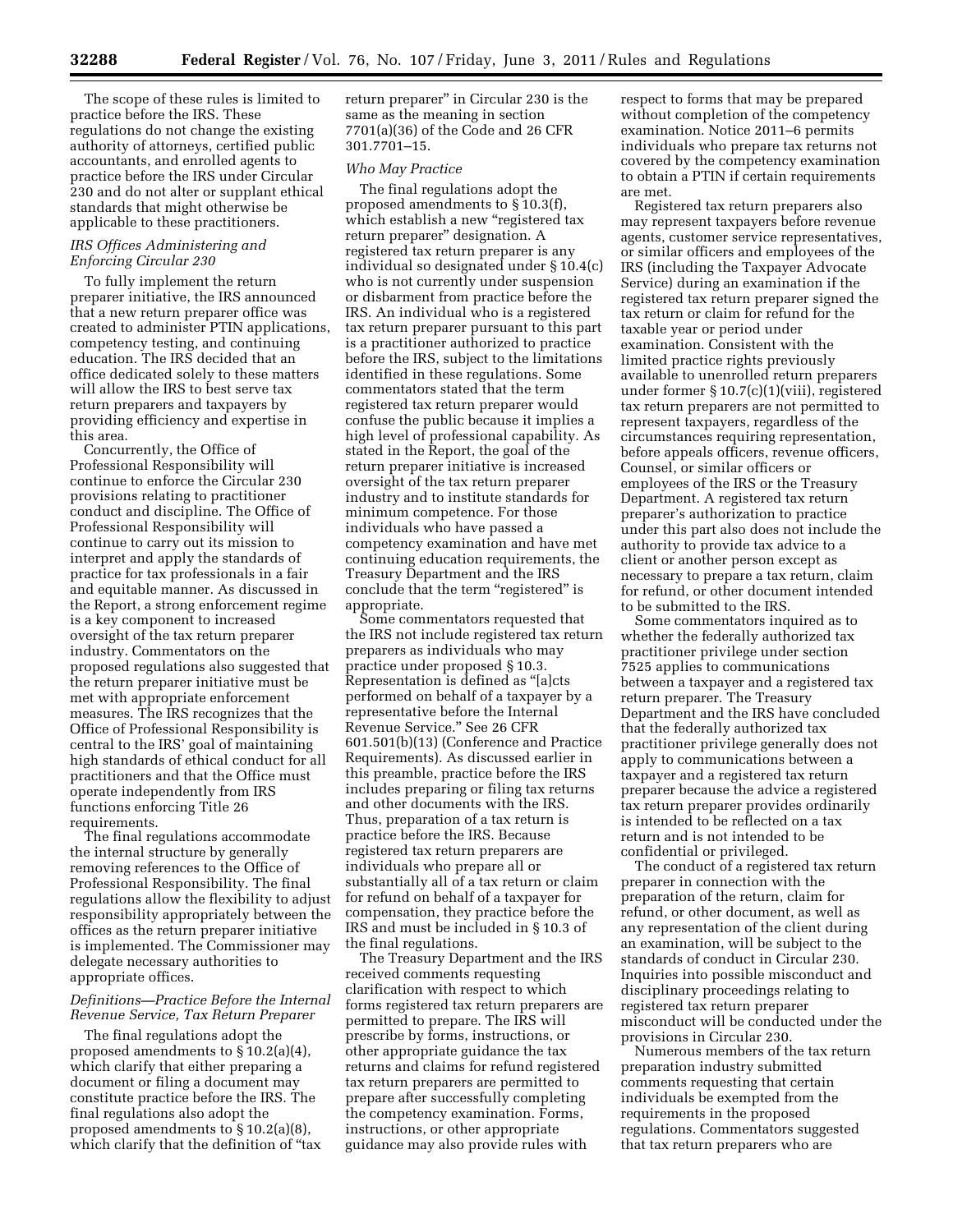The scope of these rules is limited to practice before the IRS. These regulations do not change the existing authority of attorneys, certified public accountants, and enrolled agents to practice before the IRS under Circular 230 and do not alter or supplant ethical standards that might otherwise be applicable to these practitioners.

*IRS Offices Administering and Enforcing Circular 230*

To fully implement the return preparer initiative, the IRS announced that a new return preparer office was created to administer PTIN applications, competency testing, and continuing education. The IRS decided that an office dedicated solely to these matters will allow the IRS to best serve tax return preparers and taxpayers by providing efficiency and expertise in this area.

Concurrently, the Office of Professional Responsibility will continue to enforce the Circular 230 provisions relating to practitioner conduct and discipline. The Office of Professional Responsibility will continue to carry out its mission to interpret and apply the standards of practice for tax professionals in a fair and equitable manner. As discussed in the Report, a strong enforcement regime is a key component to increased oversight of the tax return preparer industry. Commentators on the proposed regulations also suggested that the return preparer initiative must be met with appropriate enforcement measures. The IRS recognizes that the Office of Professional Responsibility is central to the IRS' goal of maintaining high standards of ethical conduct for all practitioners and that the Office must operate independently from IRS functions enforcing Title 26 requirements.

The final regulations accommodate the internal structure by generally removing references to the Office of Professional Responsibility. The final regulations allow the flexibility to adjust responsibility appropriately between the offices as the return preparer initiative is implemented. The Commissioner may delegate necessary authorities to appropriate offices.

*Definitions—Practice Before the Internal Revenue Service, Tax Return Preparer*

The final regulations adopt the proposed amendments to § 10.2(a)(4), which clarify that either preparing a document or filing a document may constitute practice before the IRS. The final regulations also adopt the proposed amendments to § 10.2(a)(8), which clarify that the definition of "tax return preparer" in Circular 230 is the same as the meaning in section 7701(a)(36) of the Code and 26 CFR 301.7701–15.

*Who May Practice*

The final regulations adopt the proposed amendments to § 10.3(f), which establish a new "registered tax return preparer" designation. A registered tax return preparer is any individual so designated under § 10.4(c) who is not currently under suspension or disbarment from practice before the IRS. An individual who is a registered tax return preparer pursuant to this part is a practitioner authorized to practice before the IRS, subject to the limitations identified in these regulations. Some commentators stated that the term registered tax return preparer would confuse the public because it implies a high level of professional capability. As stated in the Report, the goal of the return preparer initiative is increased oversight of the tax return preparer industry and to institute standards for minimum competence. For those individuals who have passed a competency examination and have met continuing education requirements, the Treasury Department and the IRS conclude that the term "registered" is appropriate.

Some commentators requested that the IRS not include registered tax return preparers as individuals who may practice under proposed § 10.3. Representation is defined as "[a]cts performed on behalf of a taxpayer by a representative before the Internal Revenue Service." See 26 CFR 601.501(b)(13) (Conference and Practice Requirements). As discussed earlier in this preamble, practice before the IRS includes preparing or filing tax returns and other documents with the IRS. Thus, preparation of a tax return is practice before the IRS. Because registered tax return preparers are individuals who prepare all or substantially all of a tax return or claim for refund on behalf of a taxpayer for compensation, they practice before the IRS and must be included in § 10.3 of the final regulations.

The Treasury Department and the IRS received comments requesting clarification with respect to which forms registered tax return preparers are permitted to prepare. The IRS will prescribe by forms, instructions, or other appropriate guidance the tax returns and claims for refund registered tax return preparers are permitted to prepare after successfully completing the competency examination. Forms, instructions, or other appropriate guidance may also provide rules with respect to forms that may be prepared without completion of the competency examination. Notice 2011–6 permits individuals who prepare tax returns not covered by the competency examination to obtain a PTIN if certain requirements are met.

Registered tax return preparers also may represent taxpayers before revenue agents, customer service representatives, or similar officers and employees of the IRS (including the Taxpayer Advocate Service) during an examination if the registered tax return preparer signed the tax return or claim for refund for the taxable year or period under examination. Consistent with the limited practice rights previously available to unenrolled return preparers under former § 10.7(c)(1)(viii), registered tax return preparers are not permitted to represent taxpayers, regardless of the circumstances requiring representation, before appeals officers, revenue officers, Counsel, or similar officers or employees of the IRS or the Treasury Department. A registered tax return preparer's authorization to practice under this part also does not include the authority to provide tax advice to a client or another person except as necessary to prepare a tax return, claim for refund, or other document intended to be submitted to the IRS.

Some commentators inquired as to whether the federally authorized tax practitioner privilege under section 7525 applies to communications between a taxpayer and a registered tax return preparer. The Treasury Department and the IRS have concluded that the federally authorized tax practitioner privilege generally does not apply to communications between a taxpayer and a registered tax return preparer because the advice a registered tax return preparer provides ordinarily is intended to be reflected on a tax return and is not intended to be confidential or privileged.

The conduct of a registered tax return preparer in connection with the preparation of the return, claim for refund, or other document, as well as any representation of the client during an examination, will be subject to the standards of conduct in Circular 230. Inquiries into possible misconduct and disciplinary proceedings relating to registered tax return preparer misconduct will be conducted under the provisions in Circular 230.

Numerous members of the tax return preparation industry submitted comments requesting that certain individuals be exempted from the requirements in the proposed regulations. Commentators suggested that tax return preparers who are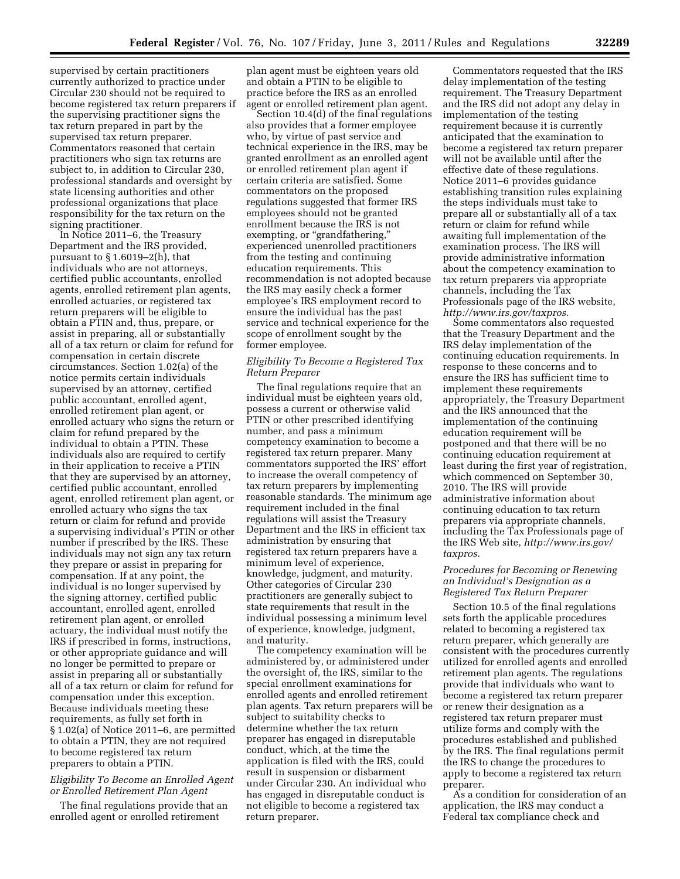supervised by certain practitioners currently authorized to practice under Circular 230 should not be required to become registered tax return preparers if the supervising practitioner signs the tax return prepared in part by the supervised tax return preparer. Commentators reasoned that certain practitioners who sign tax returns are subject to, in addition to Circular 230, professional standards and oversight by state licensing authorities and other professional organizations that place responsibility for the tax return on the signing practitioner.

In Notice 2011–6, the Treasury Department and the IRS provided, pursuant to § 1.6019–2(h), that individuals who are not attorneys, certified public accountants, enrolled agents, enrolled retirement plan agents, enrolled actuaries, or registered tax return preparers will be eligible to obtain a PTIN and, thus, prepare, or assist in preparing, all or substantially all of a tax return or claim for refund for compensation in certain discrete circumstances. Section 1.02(a) of the notice permits certain individuals supervised by an attorney, certified public accountant, enrolled agent, enrolled retirement plan agent, or enrolled actuary who signs the return or claim for refund prepared by the individual to obtain a PTIN. These individuals also are required to certify in their application to receive a PTIN that they are supervised by an attorney, certified public accountant, enrolled agent, enrolled retirement plan agent, or enrolled actuary who signs the tax return or claim for refund and provide a supervising individual's PTIN or other number if prescribed by the IRS. These individuals may not sign any tax return they prepare or assist in preparing for compensation. If at any point, the individual is no longer supervised by the signing attorney, certified public accountant, enrolled agent, enrolled retirement plan agent, or enrolled actuary, the individual must notify the IRS if prescribed in forms, instructions, or other appropriate guidance and will no longer be permitted to prepare or assist in preparing all or substantially all of a tax return or claim for refund for compensation under this exception. Because individuals meeting these requirements, as fully set forth in § 1.02(a) of Notice 2011–6, are permitted to obtain a PTIN, they are not required to become registered tax return preparers to obtain a PTIN.

*Eligibility To Become an Enrolled Agent or Enrolled Retirement Plan Agent*

The final regulations provide that an enrolled agent or enrolled retirement plan agent must be eighteen years old and obtain a PTIN to be eligible to practice before the IRS as an enrolled agent or enrolled retirement plan agent.

Section 10.4(d) of the final regulations also provides that a former employee who, by virtue of past service and technical experience in the IRS, may be granted enrollment as an enrolled agent or enrolled retirement plan agent if certain criteria are satisfied. Some commentators on the proposed regulations suggested that former IRS employees should not be granted enrollment because the IRS is not exempting, or "grandfathering," experienced unenrolled practitioners from the testing and continuing education requirements. This recommendation is not adopted because the IRS may easily check a former employee's IRS employment record to ensure the individual has the past service and technical experience for the scope of enrollment sought by the former employee.

*Eligibility To Become a Registered Tax Return Preparer*

The final regulations require that an individual must be eighteen years old, possess a current or otherwise valid PTIN or other prescribed identifying number, and pass a minimum competency examination to become a registered tax return preparer. Many commentators supported the IRS' effort to increase the overall competency of tax return preparers by implementing reasonable standards. The minimum age requirement included in the final regulations will assist the Treasury Department and the IRS in efficient tax administration by ensuring that registered tax return preparers have a minimum level of experience, knowledge, judgment, and maturity. Other categories of Circular 230 practitioners are generally subject to state requirements that result in the individual possessing a minimum level of experience, knowledge, judgment, and maturity.

The competency examination will be administered by, or administered under the oversight of, the IRS, similar to the special enrollment examinations for enrolled agents and enrolled retirement plan agents. Tax return preparers will be subject to suitability checks to determine whether the tax return preparer has engaged in disreputable conduct, which, at the time the application is filed with the IRS, could result in suspension or disbarment under Circular 230. An individual who has engaged in disreputable conduct is not eligible to become a registered tax return preparer.

Commentators requested that the IRS delay implementation of the testing requirement. The Treasury Department and the IRS did not adopt any delay in implementation of the testing requirement because it is currently anticipated that the examination to become a registered tax return preparer will not be available until after the effective date of these regulations. Notice 2011–6 provides guidance establishing transition rules explaining the steps individuals must take to prepare all or substantially all of a tax return or claim for refund while awaiting full implementation of the examination process. The IRS will provide administrative information about the competency examination to tax return preparers via appropriate channels, including the Tax Professionals page of the IRS website, *http://www.irs.gov/taxpros.*

Some commentators also requested that the Treasury Department and the IRS delay implementation of the continuing education requirements. In response to these concerns and to ensure the IRS has sufficient time to implement these requirements appropriately, the Treasury Department and the IRS announced that the implementation of the continuing education requirement will be postponed and that there will be no continuing education requirement at least during the first year of registration, which commenced on September 30, 2010. The IRS will provide administrative information about continuing education to tax return preparers via appropriate channels, including the Tax Professionals page of the IRS Web site, *http://www.irs.gov/taxpros.*

*Procedures for Becoming or Renewing an Individual's Designation as a Registered Tax Return Preparer*

Section 10.5 of the final regulations sets forth the applicable procedures related to becoming a registered tax return preparer, which generally are consistent with the procedures currently utilized for enrolled agents and enrolled retirement plan agents. The regulations provide that individuals who want to become a registered tax return preparer or renew their designation as a registered tax return preparer must utilize forms and comply with the procedures established and published by the IRS. The final regulations permit the IRS to change the procedures to apply to become a registered tax return preparer.

As a condition for consideration of an application, the IRS may conduct a Federal tax compliance check and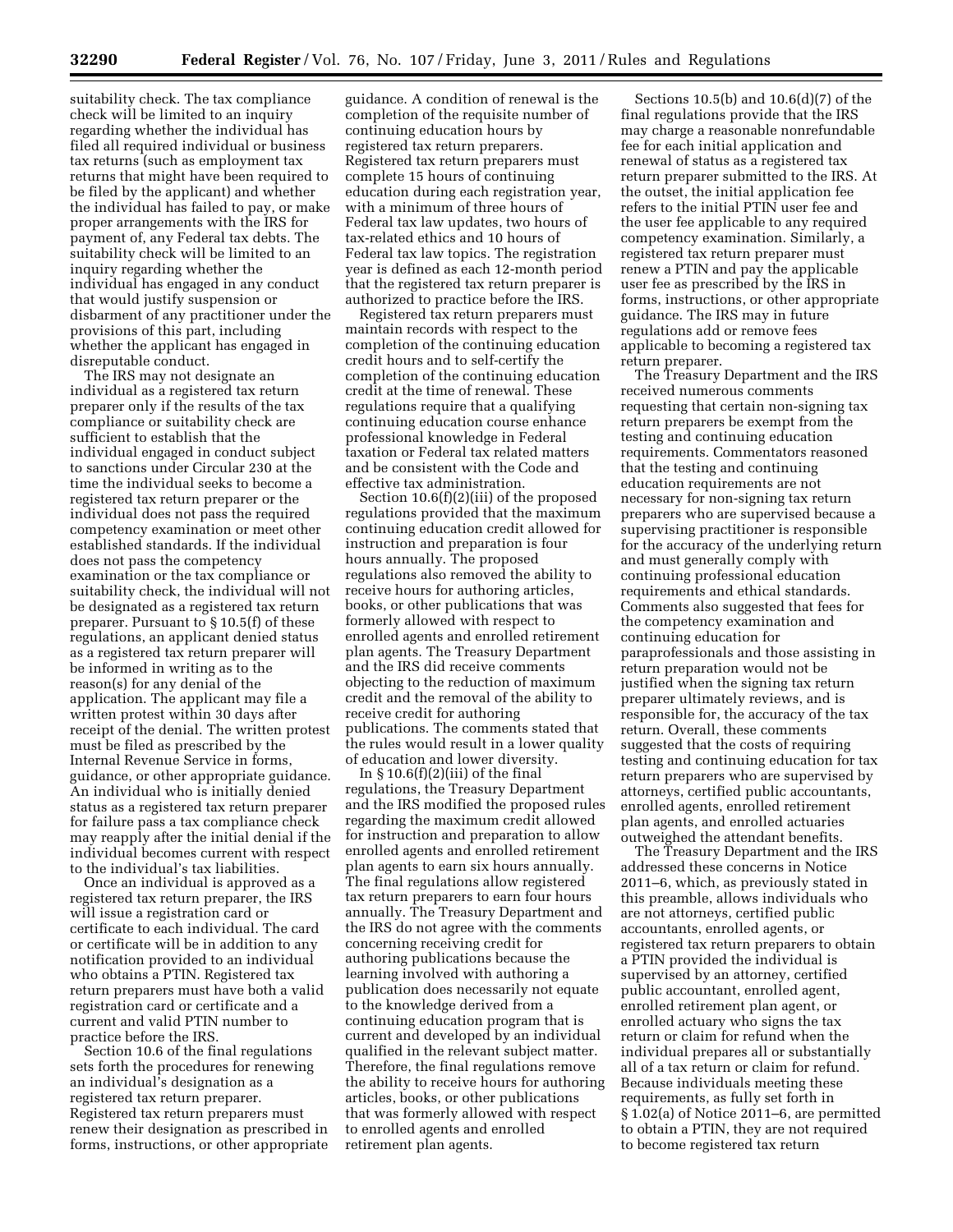suitability check. The tax compliance check will be limited to an inquiry regarding whether the individual has filed all required individual or business tax returns (such as employment tax returns that might have been required to be filed by the applicant) and whether the individual has failed to pay, or make proper arrangements with the IRS for payment of, any Federal tax debts. The suitability check will be limited to an inquiry regarding whether the individual has engaged in any conduct that would justify suspension or disbarment of any practitioner under the provisions of this part, including whether the applicant has engaged in disreputable conduct.

The IRS may not designate an individual as a registered tax return preparer only if the results of the tax compliance or suitability check are sufficient to establish that the individual engaged in conduct subject to sanctions under Circular 230 at the time the individual seeks to become a registered tax return preparer or the individual does not pass the required competency examination or meet other established standards. If the individual does not pass the competency examination or the tax compliance or suitability check, the individual will not be designated as a registered tax return preparer. Pursuant to § 10.5(f) of these regulations, an applicant denied status as a registered tax return preparer will be informed in writing as to the reason(s) for any denial of the application. The applicant may file a written protest within 30 days after receipt of the denial. The written protest must be filed as prescribed by the Internal Revenue Service in forms, guidance, or other appropriate guidance. An individual who is initially denied status as a registered tax return preparer for failure pass a tax compliance check may reapply after the initial denial if the individual becomes current with respect to the individual's tax liabilities.

Once an individual is approved as a registered tax return preparer, the IRS will issue a registration card or certificate to each individual. The card or certificate will be in addition to any notification provided to an individual who obtains a PTIN. Registered tax return preparers must have both a valid registration card or certificate and a current and valid PTIN number to practice before the IRS.

Section 10.6 of the final regulations sets forth the procedures for renewing an individual's designation as a registered tax return preparer. Registered tax return preparers must renew their designation as prescribed in forms, instructions, or other appropriate guidance. A condition of renewal is the completion of the requisite number of continuing education hours by registered tax return preparers. Registered tax return preparers must complete 15 hours of continuing education during each registration year, with a minimum of three hours of Federal tax law updates, two hours of tax-related ethics and 10 hours of Federal tax law topics. The registration year is defined as each 12-month period that the registered tax return preparer is authorized to practice before the IRS.

Registered tax return preparers must maintain records with respect to the completion of the continuing education credit hours and to self-certify the completion of the continuing education credit at the time of renewal. These regulations require that a qualifying continuing education course enhance professional knowledge in Federal taxation or Federal tax related matters and be consistent with the Code and effective tax administration.

Section 10.6(f)(2)(iii) of the proposed regulations provided that the maximum continuing education credit allowed for instruction and preparation is four hours annually. The proposed regulations also removed the ability to receive hours for authoring articles, books, or other publications that was formerly allowed with respect to enrolled agents and enrolled retirement plan agents. The Treasury Department and the IRS did receive comments objecting to the reduction of maximum credit and the removal of the ability to receive credit for authoring publications. The comments stated that the rules would result in a lower quality of education and lower diversity.

In § 10.6(f)(2)(iii) of the final regulations, the Treasury Department and the IRS modified the proposed rules regarding the maximum credit allowed for instruction and preparation to allow enrolled agents and enrolled retirement plan agents to earn six hours annually. The final regulations allow registered tax return preparers to earn four hours annually. The Treasury Department and the IRS do not agree with the comments concerning receiving credit for authoring publications because the learning involved with authoring a publication does necessarily not equate to the knowledge derived from a continuing education program that is current and developed by an individual qualified in the relevant subject matter. Therefore, the final regulations remove the ability to receive hours for authoring articles, books, or other publications that was formerly allowed with respect to enrolled agents and enrolled retirement plan agents.

Sections 10.5(b) and 10.6(d)(7) of the final regulations provide that the IRS may charge a reasonable nonrefundable fee for each initial application and renewal of status as a registered tax return preparer submitted to the IRS. At the outset, the initial application fee refers to the initial PTIN user fee and the user fee applicable to any required competency examination. Similarly, a registered tax return preparer must renew a PTIN and pay the applicable user fee as prescribed by the IRS in forms, instructions, or other appropriate guidance. The IRS may in future regulations add or remove fees applicable to becoming a registered tax return preparer.

The Treasury Department and the IRS received numerous comments requesting that certain non-signing tax return preparers be exempt from the testing and continuing education requirements. Commentators reasoned that the testing and continuing education requirements are not necessary for non-signing tax return preparers who are supervised because a supervising practitioner is responsible for the accuracy of the underlying return and must generally comply with continuing professional education requirements and ethical standards. Comments also suggested that fees for the competency examination and continuing education for paraprofessionals and those assisting in return preparation would not be justified when the signing tax return preparer ultimately reviews, and is responsible for, the accuracy of the tax return. Overall, these comments suggested that the costs of requiring testing and continuing education for tax return preparers who are supervised by attorneys, certified public accountants, enrolled agents, enrolled retirement plan agents, and enrolled actuaries outweighed the attendant benefits.

The Treasury Department and the IRS addressed these concerns in Notice 2011–6, which, as previously stated in this preamble, allows individuals who are not attorneys, certified public accountants, enrolled agents, or registered tax return preparers to obtain a PTIN provided the individual is supervised by an attorney, certified public accountant, enrolled agent, enrolled retirement plan agent, or enrolled actuary who signs the tax return or claim for refund when the individual prepares all or substantially all of a tax return or claim for refund. Because individuals meeting these requirements, as fully set forth in § 1.02(a) of Notice 2011–6, are permitted to obtain a PTIN, they are not required to become registered tax return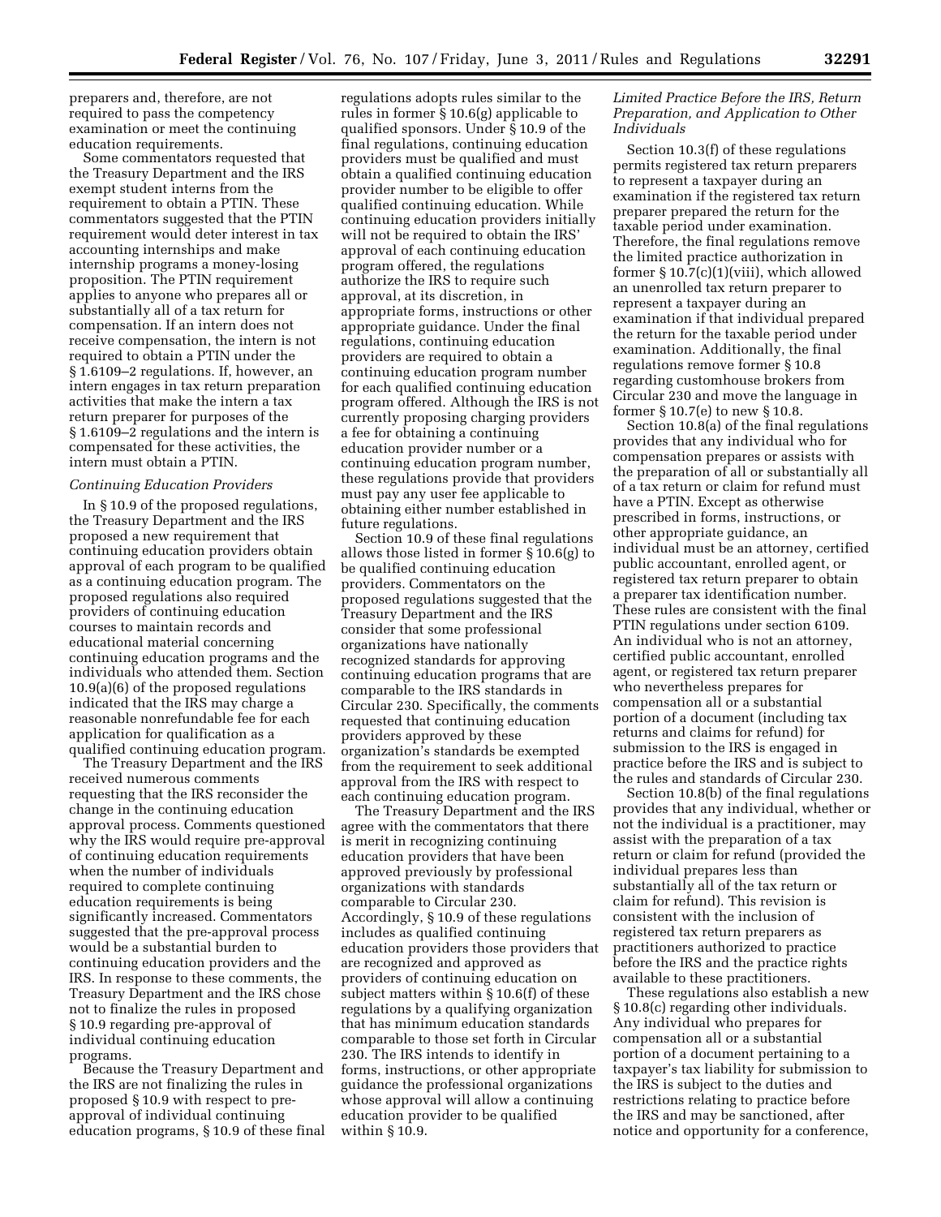preparers and, therefore, are not required to pass the competency examination or meet the continuing education requirements.

Some commentators requested that the Treasury Department and the IRS exempt student interns from the requirement to obtain a PTIN. These commentators suggested that the PTIN requirement would deter interest in tax accounting internships and make internship programs a money-losing proposition. The PTIN requirement applies to anyone who prepares all or substantially all of a tax return for compensation. If an intern does not receive compensation, the intern is not required to obtain a PTIN under the § 1.6109–2 regulations. If, however, an intern engages in tax return preparation activities that make the intern a tax return preparer for purposes of the § 1.6109–2 regulations and the intern is compensated for these activities, the intern must obtain a PTIN.

*Continuing Education Providers*

In § 10.9 of the proposed regulations, the Treasury Department and the IRS proposed a new requirement that continuing education providers obtain approval of each program to be qualified as a continuing education program. The proposed regulations also required providers of continuing education courses to maintain records and educational material concerning continuing education programs and the individuals who attended them. Section 10.9(a)(6) of the proposed regulations indicated that the IRS may charge a reasonable nonrefundable fee for each application for qualification as a qualified continuing education program.

The Treasury Department and the IRS received numerous comments requesting that the IRS reconsider the change in the continuing education approval process. Comments questioned why the IRS would require pre-approval of continuing education requirements when the number of individuals required to complete continuing education requirements is being significantly increased. Commentators suggested that the pre-approval process would be a substantial burden to continuing education providers and the IRS. In response to these comments, the Treasury Department and the IRS chose not to finalize the rules in proposed § 10.9 regarding pre-approval of individual continuing education programs.

Because the Treasury Department and the IRS are not finalizing the rules in proposed § 10.9 with respect to pre-approval of individual continuing education programs, § 10.9 of these final regulations adopts rules similar to the rules in former § 10.6(g) applicable to qualified sponsors. Under § 10.9 of the final regulations, continuing education providers must be qualified and must obtain a qualified continuing education provider number to be eligible to offer qualified continuing education. While continuing education providers initially will not be required to obtain the IRS' approval of each continuing education program offered, the regulations authorize the IRS to require such approval, at its discretion, in appropriate forms, instructions or other appropriate guidance. Under the final regulations, continuing education providers are required to obtain a continuing education program number for each qualified continuing education program offered. Although the IRS is not currently proposing charging providers a fee for obtaining a continuing education provider number or a continuing education program number, these regulations provide that providers must pay any user fee applicable to obtaining either number established in future regulations.

Section 10.9 of these final regulations allows those listed in former § 10.6(g) to be qualified continuing education providers. Commentators on the proposed regulations suggested that the Treasury Department and the IRS consider that some professional organizations have nationally recognized standards for approving continuing education programs that are comparable to the IRS standards in Circular 230. Specifically, the comments requested that continuing education providers approved by these organization's standards be exempted from the requirement to seek additional approval from the IRS with respect to each continuing education program.

The Treasury Department and the IRS agree with the commentators that there is merit in recognizing continuing education providers that have been approved previously by professional organizations with standards comparable to Circular 230. Accordingly, § 10.9 of these regulations includes as qualified continuing education providers those providers that are recognized and approved as providers of continuing education on subject matters within § 10.6(f) of these regulations by a qualifying organization that has minimum education standards comparable to those set forth in Circular 230. The IRS intends to identify in forms, instructions, or other appropriate guidance the professional organizations whose approval will allow a continuing education provider to be qualified within § 10.9.

*Limited Practice Before the IRS, Return Preparation, and Application to Other Individuals*

Section 10.3(f) of these regulations permits registered tax return preparers to represent a taxpayer during an examination if the registered tax return preparer prepared the return for the taxable period under examination. Therefore, the final regulations remove the limited practice authorization in former § 10.7(c)(1)(viii), which allowed an unenrolled tax return preparer to represent a taxpayer during an examination if that individual prepared the return for the taxable period under examination. Additionally, the final regulations remove former § 10.8 regarding customhouse brokers from Circular 230 and move the language in former § 10.7(e) to new § 10.8.

Section 10.8(a) of the final regulations provides that any individual who for compensation prepares or assists with the preparation of all or substantially all of a tax return or claim for refund must have a PTIN. Except as otherwise prescribed in forms, instructions, or other appropriate guidance, an individual must be an attorney, certified public accountant, enrolled agent, or registered tax return preparer to obtain a preparer tax identification number. These rules are consistent with the final PTIN regulations under section 6109. An individual who is not an attorney, certified public accountant, enrolled agent, or registered tax return preparer who nevertheless prepares for compensation all or a substantial portion of a document (including tax returns and claims for refund) for submission to the IRS is engaged in practice before the IRS and is subject to the rules and standards of Circular 230.

Section 10.8(b) of the final regulations provides that any individual, whether or not the individual is a practitioner, may assist with the preparation of a tax return or claim for refund (provided the individual prepares less than substantially all of the tax return or claim for refund). This revision is consistent with the inclusion of registered tax return preparers as practitioners authorized to practice before the IRS and the practice rights available to these practitioners.

These regulations also establish a new § 10.8(c) regarding other individuals. Any individual who prepares for compensation all or a substantial portion of a document pertaining to a taxpayer's tax liability for submission to the IRS is subject to the duties and restrictions relating to practice before the IRS and may be sanctioned, after notice and opportunity for a conference,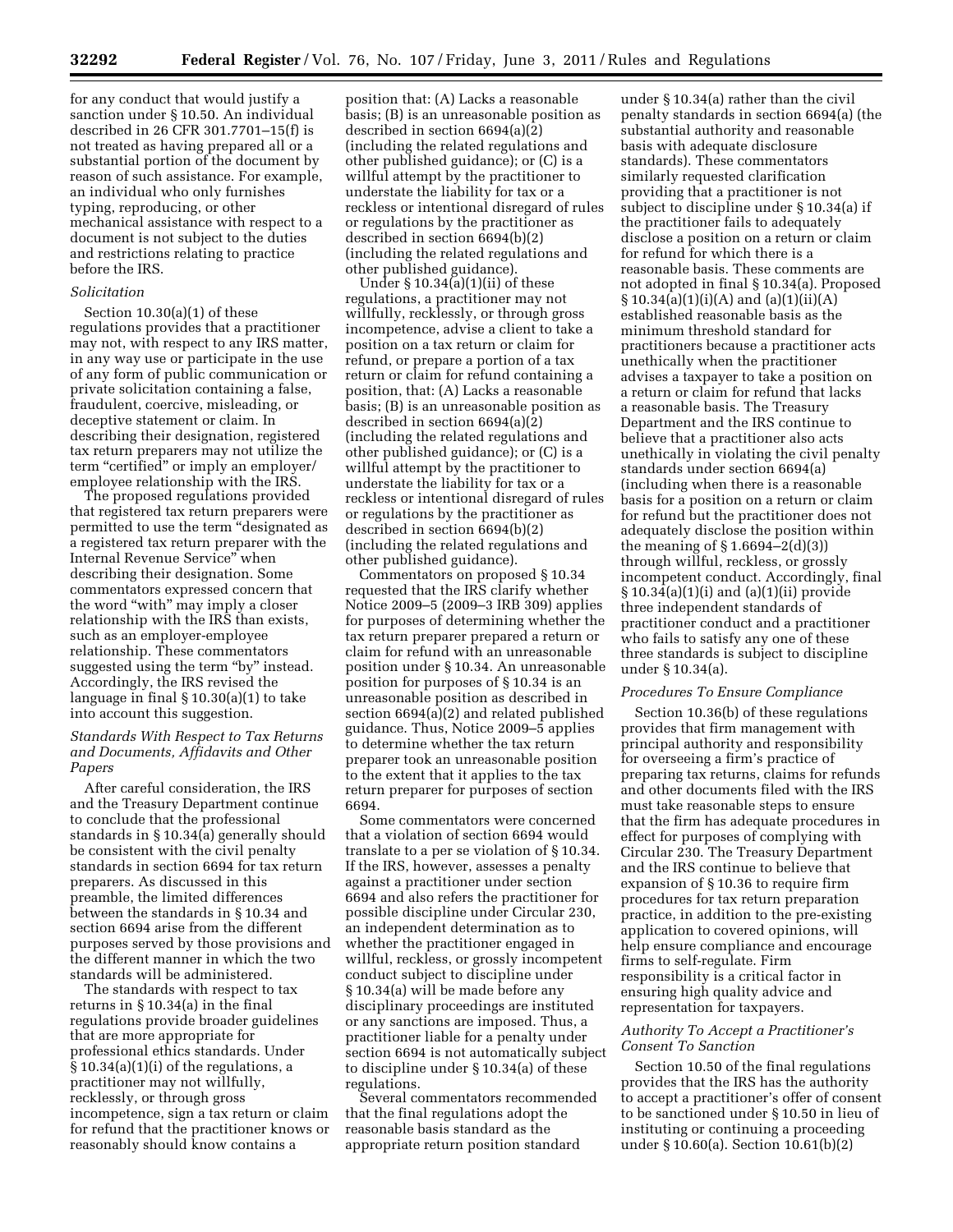for any conduct that would justify a sanction under § 10.50. An individual described in 26 CFR 301.7701–15(f) is not treated as having prepared all or a substantial portion of the document by reason of such assistance. For example, an individual who only furnishes typing, reproducing, or other mechanical assistance with respect to a document is not subject to the duties and restrictions relating to practice before the IRS.

*Solicitation*

Section 10.30(a)(1) of these regulations provides that a practitioner may not, with respect to any IRS matter, in any way use or participate in the use of any form of public communication or private solicitation containing a false, fraudulent, coercive, misleading, or deceptive statement or claim. In describing their designation, registered tax return preparers may not utilize the term "certified" or imply an employer/employee relationship with the IRS.

The proposed regulations provided that registered tax return preparers were permitted to use the term "designated as a registered tax return preparer with the Internal Revenue Service" when describing their designation. Some commentators expressed concern that the word "with" may imply a closer relationship with the IRS than exists, such as an employer-employee relationship. These commentators suggested using the term "by" instead. Accordingly, the IRS revised the language in final § 10.30(a)(1) to take into account this suggestion.

*Standards With Respect to Tax Returns and Documents, Affidavits and Other Papers*

After careful consideration, the IRS and the Treasury Department continue to conclude that the professional standards in § 10.34(a) generally should be consistent with the civil penalty standards in section 6694 for tax return preparers. As discussed in this preamble, the limited differences between the standards in § 10.34 and section 6694 arise from the different purposes served by those provisions and the different manner in which the two standards will be administered.

The standards with respect to tax returns in § 10.34(a) in the final regulations provide broader guidelines that are more appropriate for professional ethics standards. Under § 10.34(a)(1)(i) of the regulations, a practitioner may not willfully, recklessly, or through gross incompetence, sign a tax return or claim for refund that the practitioner knows or reasonably should know contains a position that: (A) Lacks a reasonable basis; (B) is an unreasonable position as described in section 6694(a)(2) (including the related regulations and other published guidance); or (C) is a willful attempt by the practitioner to understate the liability for tax or a reckless or intentional disregard of rules or regulations by the practitioner as described in section 6694(b)(2) (including the related regulations and other published guidance).

Under § 10.34(a)(1)(ii) of these regulations, a practitioner may not willfully, recklessly, or through gross incompetence, advise a client to take a position on a tax return or claim for refund, or prepare a portion of a tax return or claim for refund containing a position, that: (A) Lacks a reasonable basis; (B) is an unreasonable position as described in section 6694(a)(2) (including the related regulations and other published guidance); or (C) is a willful attempt by the practitioner to understate the liability for tax or a reckless or intentional disregard of rules or regulations by the practitioner as described in section 6694(b)(2) (including the related regulations and other published guidance).

Commentators on proposed § 10.34 requested that the IRS clarify whether Notice 2009–5 (2009–3 IRB 309) applies for purposes of determining whether the tax return preparer prepared a return or claim for refund with an unreasonable position under § 10.34. An unreasonable position for purposes of § 10.34 is an unreasonable position as described in section 6694(a)(2) and related published guidance. Thus, Notice 2009–5 applies to determine whether the tax return preparer took an unreasonable position to the extent that it applies to the tax return preparer for purposes of section 6694.

Some commentators were concerned that a violation of section 6694 would translate to a per se violation of § 10.34. If the IRS, however, assesses a penalty against a practitioner under section 6694 and also refers the practitioner for possible discipline under Circular 230, an independent determination as to whether the practitioner engaged in willful, reckless, or grossly incompetent conduct subject to discipline under § 10.34(a) will be made before any disciplinary proceedings are instituted or any sanctions are imposed. Thus, a practitioner liable for a penalty under section 6694 is not automatically subject to discipline under § 10.34(a) of these regulations.

Several commentators recommended that the final regulations adopt the reasonable basis standard as the appropriate return position standard under § 10.34(a) rather than the civil penalty standards in section 6694(a) (the substantial authority and reasonable basis with adequate disclosure standards). These commentators similarly requested clarification providing that a practitioner is not subject to discipline under § 10.34(a) if the practitioner fails to adequately disclose a position on a return or claim for refund for which there is a reasonable basis. These comments are not adopted in final § 10.34(a). Proposed § 10.34(a)(1)(i)(A) and (a)(1)(ii)(A) established reasonable basis as the minimum threshold standard for practitioners because a practitioner acts unethically when the practitioner advises a taxpayer to take a position on a return or claim for refund that lacks a reasonable basis. The Treasury Department and the IRS continue to believe that a practitioner also acts unethically in violating the civil penalty standards under section 6694(a) (including when there is a reasonable basis for a position on a return or claim for refund but the practitioner does not adequately disclose the position within the meaning of § 1.6694–2(d)(3)) through willful, reckless, or grossly incompetent conduct. Accordingly, final § 10.34(a)(1)(i) and (a)(1)(ii) provide three independent standards of practitioner conduct and a practitioner who fails to satisfy any one of these three standards is subject to discipline under § 10.34(a).

*Procedures To Ensure Compliance*

Section 10.36(b) of these regulations provides that firm management with principal authority and responsibility for overseeing a firm's practice of preparing tax returns, claims for refunds and other documents filed with the IRS must take reasonable steps to ensure that the firm has adequate procedures in effect for purposes of complying with Circular 230. The Treasury Department and the IRS continue to believe that expansion of § 10.36 to require firm procedures for tax return preparation practice, in addition to the pre-existing application to covered opinions, will help ensure compliance and encourage firms to self-regulate. Firm responsibility is a critical factor in ensuring high quality advice and representation for taxpayers.

*Authority To Accept a Practitioner's Consent To Sanction*

Section 10.50 of the final regulations provides that the IRS has the authority to accept a practitioner's offer of consent to be sanctioned under § 10.50 in lieu of instituting or continuing a proceeding under § 10.60(a). Section 10.61(b)(2)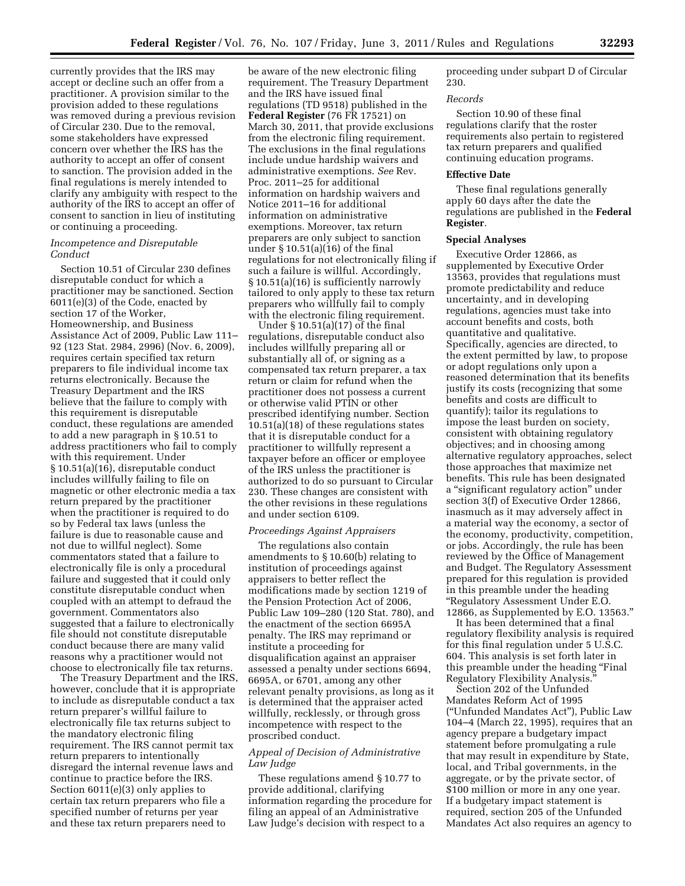currently provides that the IRS may accept or decline such an offer from a practitioner. A provision similar to the provision added to these regulations was removed during a previous revision of Circular 230. Due to the removal, some stakeholders have expressed concern over whether the IRS has the authority to accept an offer of consent to sanction. The provision added in the final regulations is merely intended to clarify any ambiguity with respect to the authority of the IRS to accept an offer of consent to sanction in lieu of instituting or continuing a proceeding.

*Incompetence and Disreputable Conduct*

Section 10.51 of Circular 230 defines disreputable conduct for which a practitioner may be sanctioned. Section 6011(e)(3) of the Code, enacted by section 17 of the Worker, Homeownership, and Business Assistance Act of 2009, Public Law 111–92 (123 Stat. 2984, 2996) (Nov. 6, 2009), requires certain specified tax return preparers to file individual income tax returns electronically. Because the Treasury Department and the IRS believe that the failure to comply with this requirement is disreputable conduct, these regulations are amended to add a new paragraph in § 10.51 to address practitioners who fail to comply with this requirement. Under § 10.51(a)(16), disreputable conduct includes willfully failing to file on magnetic or other electronic media a tax return prepared by the practitioner when the practitioner is required to do so by Federal tax laws (unless the failure is due to reasonable cause and not due to willful neglect). Some commentators stated that a failure to electronically file is only a procedural failure and suggested that it could only constitute disreputable conduct when coupled with an attempt to defraud the government. Commentators also suggested that a failure to electronically file should not constitute disreputable conduct because there are many valid reasons why a practitioner would not choose to electronically file tax returns.

The Treasury Department and the IRS, however, conclude that it is appropriate to include as disreputable conduct a tax return preparer's willful failure to electronically file tax returns subject to the mandatory electronic filing requirement. The IRS cannot permit tax return preparers to intentionally disregard the internal revenue laws and continue to practice before the IRS. Section 6011(e)(3) only applies to certain tax return preparers who file a specified number of returns per year and these tax return preparers need to be aware of the new electronic filing requirement. The Treasury Department and the IRS have issued final regulations (TD 9518) published in the **Federal Register** (76 FR 17521) on March 30, 2011, that provide exclusions from the electronic filing requirement. The exclusions in the final regulations include undue hardship waivers and administrative exemptions. *See* Rev. Proc. 2011–25 for additional information on hardship waivers and Notice 2011–16 for additional information on administrative exemptions. Moreover, tax return preparers are only subject to sanction under § 10.51(a)(16) of the final regulations for not electronically filing if such a failure is willful. Accordingly, § 10.51(a)(16) is sufficiently narrowly tailored to only apply to these tax return preparers who willfully fail to comply with the electronic filing requirement.

Under § 10.51(a)(17) of the final regulations, disreputable conduct also includes willfully preparing all or substantially all of, or signing as a compensated tax return preparer, a tax return or claim for refund when the practitioner does not possess a current or otherwise valid PTIN or other prescribed identifying number. Section 10.51(a)(18) of these regulations states that it is disreputable conduct for a practitioner to willfully represent a taxpayer before an officer or employee of the IRS unless the practitioner is authorized to do so pursuant to Circular 230. These changes are consistent with the other revisions in these regulations and under section 6109.

*Proceedings Against Appraisers*

The regulations also contain amendments to § 10.60(b) relating to institution of proceedings against appraisers to better reflect the modifications made by section 1219 of the Pension Protection Act of 2006, Public Law 109–280 (120 Stat. 780), and the enactment of the section 6695A penalty. The IRS may reprimand or institute a proceeding for disqualification against an appraiser assessed a penalty under sections 6694, 6695A, or 6701, among any other relevant penalty provisions, as long as it is determined that the appraiser acted willfully, recklessly, or through gross incompetence with respect to the proscribed conduct.

*Appeal of Decision of Administrative Law Judge*

These regulations amend § 10.77 to provide additional, clarifying information regarding the procedure for filing an appeal of an Administrative Law Judge's decision with respect to a proceeding under subpart D of Circular 230.

*Records*

Section 10.90 of these final regulations clarify that the roster requirements also pertain to registered tax return preparers and qualified continuing education programs.

**Effective Date**

These final regulations generally apply 60 days after the date the regulations are published in the **Federal Register**.

**Special Analyses**

Executive Order 12866, as supplemented by Executive Order 13563, provides that regulations must promote predictability and reduce uncertainty, and in developing regulations, agencies must take into account benefits and costs, both quantitative and qualitative. Specifically, agencies are directed, to the extent permitted by law, to propose or adopt regulations only upon a reasoned determination that its benefits justify its costs (recognizing that some benefits and costs are difficult to quantify); tailor its regulations to impose the least burden on society, consistent with obtaining regulatory objectives; and in choosing among alternative regulatory approaches, select those approaches that maximize net benefits. This rule has been designated a "significant regulatory action" under section 3(f) of Executive Order 12866, inasmuch as it may adversely affect in a material way the economy, a sector of the economy, productivity, competition, or jobs. Accordingly, the rule has been reviewed by the Office of Management and Budget. The Regulatory Assessment prepared for this regulation is provided in this preamble under the heading "Regulatory Assessment Under E.O. 12866, as Supplemented by E.O. 13563."

It has been determined that a final regulatory flexibility analysis is required for this final regulation under 5 U.S.C. 604. This analysis is set forth later in this preamble under the heading "Final Regulatory Flexibility Analysis."

Section 202 of the Unfunded Mandates Reform Act of 1995 ("Unfunded Mandates Act"), Public Law 104–4 (March 22, 1995), requires that an agency prepare a budgetary impact statement before promulgating a rule that may result in expenditure by State, local, and Tribal governments, in the aggregate, or by the private sector, of $100 million or more in any one year. If a budgetary impact statement is required, section 205 of the Unfunded Mandates Act also requires an agency to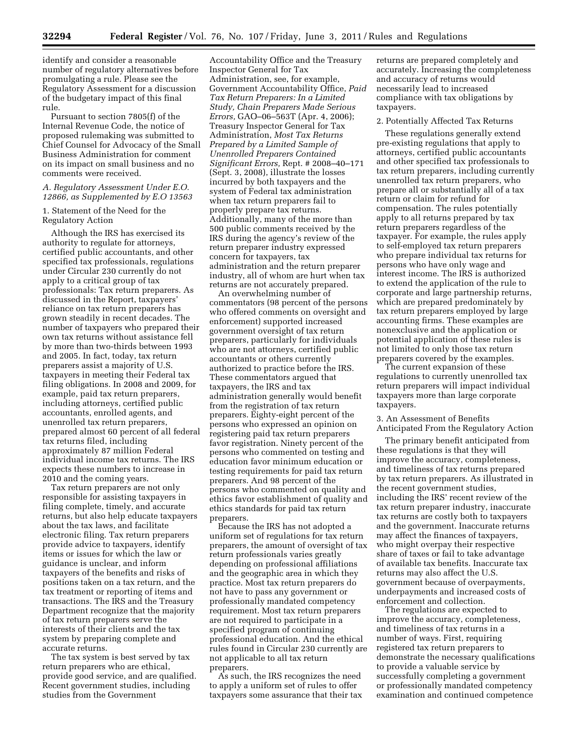identify and consider a reasonable number of regulatory alternatives before promulgating a rule. Please see the Regulatory Assessment for a discussion of the budgetary impact of this final rule.

Pursuant to section 7805(f) of the Internal Revenue Code, the notice of proposed rulemaking was submitted to Chief Counsel for Advocacy of the Small Business Administration for comment on its impact on small business and no comments were received.

### *A. Regulatory Assessment Under E.O. 12866, as Supplemented by E.O 13563*

1. Statement of the Need for the Regulatory Action

Although the IRS has exercised its authority to regulate for attorneys, certified public accountants, and other specified tax professionals, regulations under Circular 230 currently do not apply to a critical group of tax professionals: Tax return preparers. As discussed in the Report, taxpayers' reliance on tax return preparers has grown steadily in recent decades. The number of taxpayers who prepared their own tax returns without assistance fell by more than two-thirds between 1993 and 2005. In fact, today, tax return preparers assist a majority of U.S. taxpayers in meeting their Federal tax filing obligations. In 2008 and 2009, for example, paid tax return preparers, including attorneys, certified public accountants, enrolled agents, and unenrolled tax return preparers, prepared almost 60 percent of all federal tax returns filed, including approximately 87 million Federal individual income tax returns. The IRS expects these numbers to increase in 2010 and the coming years.

Tax return preparers are not only responsible for assisting taxpayers in filing complete, timely, and accurate returns, but also help educate taxpayers about the tax laws, and facilitate electronic filing. Tax return preparers provide advice to taxpayers, identify items or issues for which the law or guidance is unclear, and inform taxpayers of the benefits and risks of positions taken on a tax return, and the tax treatment or reporting of items and transactions. The IRS and the Treasury Department recognize that the majority of tax return preparers serve the interests of their clients and the tax system by preparing complete and accurate returns.

The tax system is best served by tax return preparers who are ethical, provide good service, and are qualified. Recent government studies, including studies from the Government Accountability Office and the Treasury Inspector General for Tax Administration, see, for example, Government Accountability Office, *Paid Tax Return Preparers: In a Limited Study, Chain Preparers Made Serious Errors,* GAO–06–563T (Apr. 4, 2006); Treasury Inspector General for Tax Administration, *Most Tax Returns Prepared by a Limited Sample of Unenrolled Preparers Contained Significant Errors,* Rept. # 2008–40–171 (Sept. 3, 2008), illustrate the losses incurred by both taxpayers and the system of Federal tax administration when tax return preparers fail to properly prepare tax returns. Additionally, many of the more than 500 public comments received by the IRS during the agency's review of the return preparer industry expressed concern for taxpayers, tax administration and the return preparer industry, all of whom are hurt when tax returns are not accurately prepared.

An overwhelming number of commentators (98 percent of the persons who offered comments on oversight and enforcement) supported increased government oversight of tax return preparers, particularly for individuals who are not attorneys, certified public accountants or others currently authorized to practice before the IRS. These commentators argued that taxpayers, the IRS and tax administration generally would benefit from the registration of tax return preparers. Eighty-eight percent of the persons who expressed an opinion on registering paid tax return preparers favor registration. Ninety percent of the persons who commented on testing and education favor minimum education or testing requirements for paid tax return preparers. And 98 percent of the persons who commented on quality and ethics favor establishment of quality and ethics standards for paid tax return preparers.

Because the IRS has not adopted a uniform set of regulations for tax return preparers, the amount of oversight of tax return professionals varies greatly depending on professional affiliations and the geographic area in which they practice. Most tax return preparers do not have to pass any government or professionally mandated competency requirement. Most tax return preparers are not required to participate in a specified program of continuing professional education. And the ethical rules found in Circular 230 currently are not applicable to all tax return preparers.

As such, the IRS recognizes the need to apply a uniform set of rules to offer taxpayers some assurance that their tax returns are prepared completely and accurately. Increasing the completeness and accuracy of returns would necessarily lead to increased compliance with tax obligations by taxpayers.

2. Potentially Affected Tax Returns

These regulations generally extend pre-existing regulations that apply to attorneys, certified public accountants and other specified tax professionals to tax return preparers, including currently unenrolled tax return preparers, who prepare all or substantially all of a tax return or claim for refund for compensation. The rules potentially apply to all returns prepared by tax return preparers regardless of the taxpayer. For example, the rules apply to self-employed tax return preparers who prepare individual tax returns for persons who have only wage and interest income. The IRS is authorized to extend the application of the rule to corporate and large partnership returns, which are prepared predominately by tax return preparers employed by large accounting firms. These examples are nonexclusive and the application or potential application of these rules is not limited to only those tax return preparers covered by the examples.

The current expansion of these regulations to currently unenrolled tax return preparers will impact individual taxpayers more than large corporate taxpayers.

3. An Assessment of Benefits Anticipated From the Regulatory Action

The primary benefit anticipated from these regulations is that they will improve the accuracy, completeness, and timeliness of tax returns prepared by tax return preparers. As illustrated in the recent government studies, including the IRS' recent review of the tax return preparer industry, inaccurate tax returns are costly both to taxpayers and the government. Inaccurate returns may affect the finances of taxpayers, who might overpay their respective share of taxes or fail to take advantage of available tax benefits. Inaccurate tax returns may also affect the U.S. government because of overpayments, underpayments and increased costs of enforcement and collection.

The regulations are expected to improve the accuracy, completeness, and timeliness of tax returns in a number of ways. First, requiring registered tax return preparers to demonstrate the necessary qualifications to provide a valuable service by successfully completing a government or professionally mandated competency examination and continued competence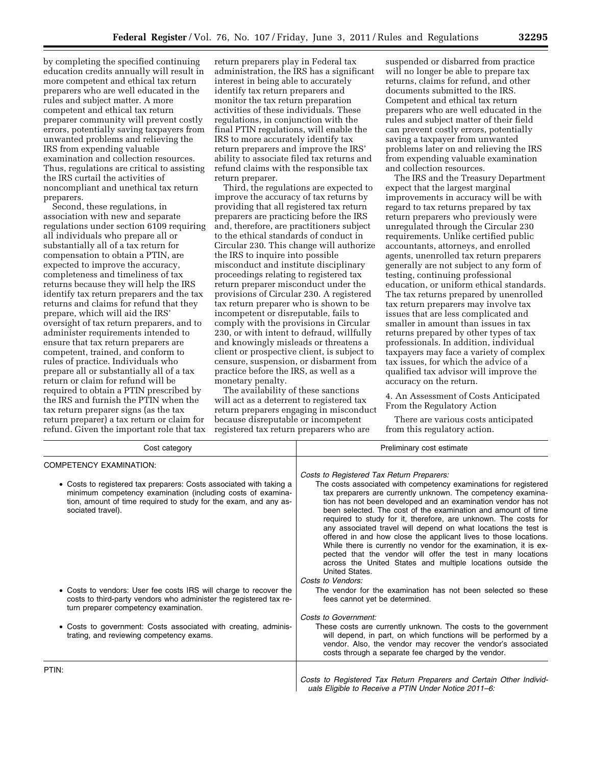by completing the specified continuing education credits annually will result in more competent and ethical tax return preparers who are well educated in the rules and subject matter. A more competent and ethical tax return preparer community will prevent costly errors, potentially saving taxpayers from unwanted problems and relieving the IRS from expending valuable examination and collection resources. Thus, regulations are critical to assisting the IRS curtail the activities of noncompliant and unethical tax return preparers.

Second, these regulations, in association with new and separate regulations under section 6109 requiring all individuals who prepare all or substantially all of a tax return for compensation to obtain a PTIN, are expected to improve the accuracy, completeness and timeliness of tax returns because they will help the IRS identify tax return preparers and the tax returns and claims for refund that they prepare, which will aid the IRS' oversight of tax return preparers, and to administer requirements intended to ensure that tax return preparers are competent, trained, and conform to rules of practice. Individuals who prepare all or substantially all of a tax return or claim for refund will be required to obtain a PTIN prescribed by the IRS and furnish the PTIN when the tax return preparer signs (as the tax return preparer) a tax return or claim for refund. Given the important role that tax return preparers play in Federal tax administration, the IRS has a significant interest in being able to accurately identify tax return preparers and monitor the tax return preparation activities of these individuals. These regulations, in conjunction with the final PTIN regulations, will enable the IRS to more accurately identify tax return preparers and improve the IRS' ability to associate filed tax returns and refund claims with the responsible tax return preparer.

Third, the regulations are expected to improve the accuracy of tax returns by providing that all registered tax return preparers are practicing before the IRS and, therefore, are practitioners subject to the ethical standards of conduct in Circular 230. This change will authorize the IRS to inquire into possible misconduct and institute disciplinary proceedings relating to registered tax return preparer misconduct under the provisions of Circular 230. A registered tax return preparer who is shown to be incompetent or disreputable, fails to comply with the provisions in Circular 230, or with intent to defraud, willfully and knowingly misleads or threatens a client or prospective client, is subject to censure, suspension, or disbarment from practice before the IRS, as well as a monetary penalty.

The availability of these sanctions will act as a deterrent to registered tax return preparers engaging in misconduct because disreputable or incompetent registered tax return preparers who are suspended or disbarred from practice will no longer be able to prepare tax returns, claims for refund, and other documents submitted to the IRS. Competent and ethical tax return preparers who are well educated in the rules and subject matter of their field can prevent costly errors, potentially saving a taxpayer from unwanted problems later on and relieving the IRS from expending valuable examination and collection resources.

The IRS and the Treasury Department expect that the largest marginal improvements in accuracy will be with regard to tax returns prepared by tax return preparers who previously were unregulated through the Circular 230 requirements. Unlike certified public accountants, attorneys, and enrolled agents, unenrolled tax return preparers generally are not subject to any form of testing, continuing professional education, or uniform ethical standards. The tax returns prepared by unenrolled tax return preparers may involve tax issues that are less complicated and smaller in amount than issues in tax returns prepared by other types of tax professionals. In addition, individual taxpayers may face a variety of complex tax issues, for which the advice of a qualified tax advisor will improve the accuracy on the return.

4. An Assessment of Costs Anticipated From the Regulatory Action

There are various costs anticipated from this regulatory action.

| Cost category | Preliminary cost estimate |
| --- | --- |
| COMPETENCY EXAMINATION: | |
| • Costs to registered tax preparers: Costs associated with taking a minimum competency examination (including costs of examination, amount of time required to study for the exam, and any associated travel). | *Costs to Registered Tax Return Preparers:* The costs associated with competency examinations for registered tax preparers are currently unknown. The competency examination has not been developed and an examination vendor has not been selected. The cost of the examination and amount of time required to study for it, therefore, are unknown. The costs for any associated travel will depend on what locations the test is offered in and how close the applicant lives to those locations. While there is currently no vendor for the examination, it is expected that the vendor will offer the test in many locations across the United States and multiple locations outside the United States. |
| • Costs to vendors: User fee costs IRS will charge to recover the costs to third-party vendors who administer the registered tax return preparer competency examination. | *Costs to Vendors:* The vendor for the examination has not been selected so these fees cannot yet be determined. |
| • Costs to government: Costs associated with creating, administrating, and reviewing competency exams. | *Costs to Government:* These costs are currently unknown. The costs to the government will depend, in part, on which functions will be performed by a vendor. Also, the vendor may recover the vendor's associated costs through a separate fee charged by the vendor. |
| PTIN: | *Costs to Registered Tax Return Preparers and Certain Other Individuals Eligible to Receive a PTIN Under Notice 2011–6:* |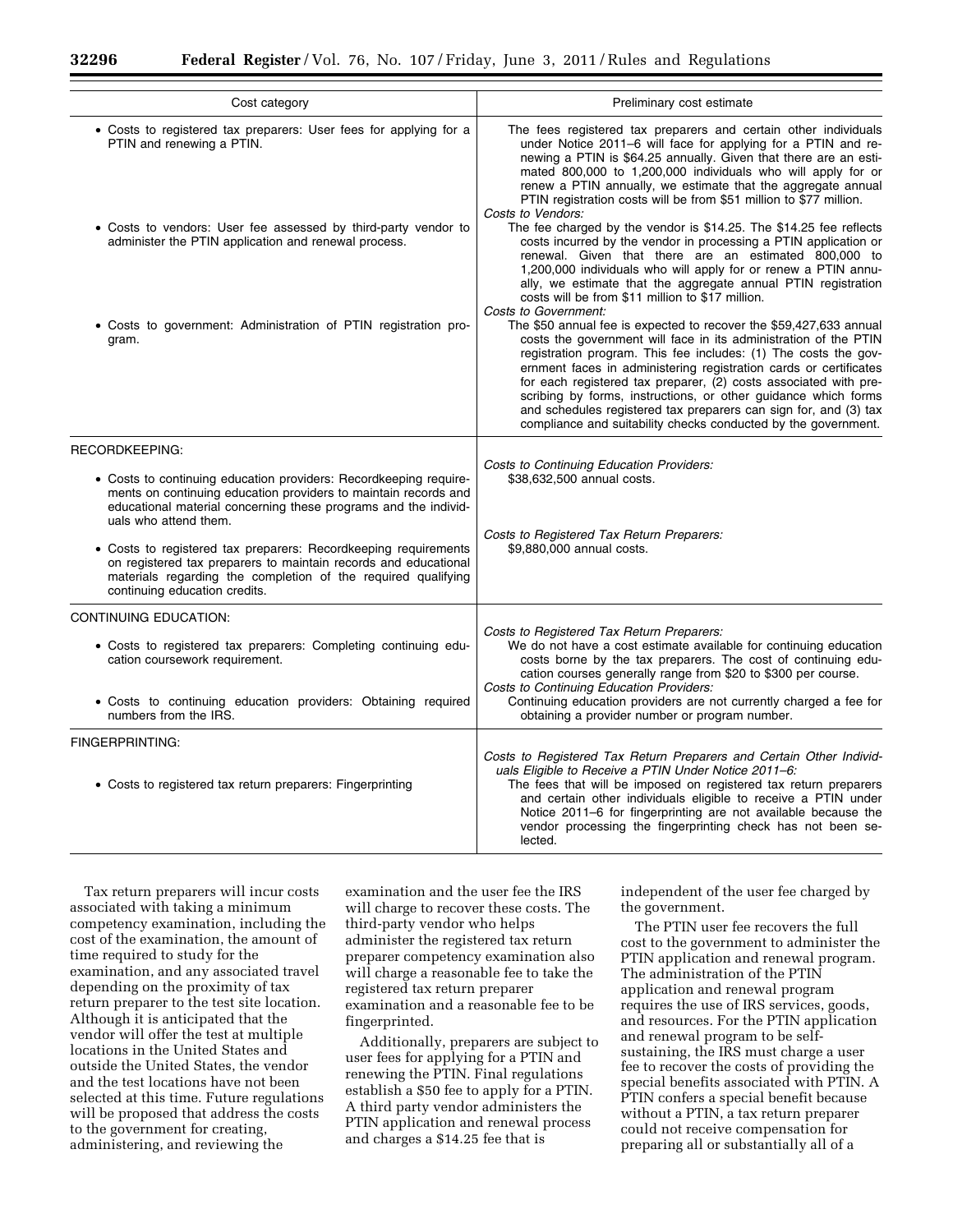| Cost category | Preliminary cost estimate |
|---|---|
| • Costs to registered tax preparers: User fees for applying for a PTIN and renewing a PTIN. | The fees registered tax preparers and certain other individuals under Notice 2011–6 will face for applying for a PTIN and renewing a PTIN is $64.25 annually. Given that there are an estimated 800,000 to 1,200,000 individuals who will apply for or renew a PTIN annually, we estimate that the aggregate annual PTIN registration costs will be from $51 million to $77 million. |
| • Costs to vendors: User fee assessed by third-party vendor to administer the PTIN application and renewal process. | *Costs to Vendors:* The fee charged by the vendor is $14.25. The $14.25 fee reflects costs incurred by the vendor in processing a PTIN application or renewal. Given that there are an estimated 800,000 to 1,200,000 individuals who will apply for or renew a PTIN annually, we estimate that the aggregate annual PTIN registration costs will be from $11 million to $17 million. |
| • Costs to government: Administration of PTIN registration program. | *Costs to Government:* The $50 annual fee is expected to recover the $59,427,633 annual costs the government will face in its administration of the PTIN registration program. This fee includes: (1) The costs the government faces in administering registration cards or certificates for each registered tax preparer, (2) costs associated with prescribing by forms, instructions, or other guidance which forms and schedules registered tax preparers can sign for, and (3) tax compliance and suitability checks conducted by the government. |
| RECORDKEEPING: | |
| • Costs to continuing education providers: Recordkeeping requirements on continuing education providers to maintain records and educational material concerning these programs and the individuals who attend them. | *Costs to Continuing Education Providers:* $38,632,500 annual costs. |
| • Costs to registered tax preparers: Recordkeeping requirements on registered tax preparers to maintain records and educational materials regarding the completion of the required qualifying continuing education credits. | *Costs to Registered Tax Return Preparers:* $9,880,000 annual costs. |
| CONTINUING EDUCATION: | |
| • Costs to registered tax preparers: Completing continuing education coursework requirement. | *Costs to Registered Tax Return Preparers:* We do not have a cost estimate available for continuing education costs borne by the tax preparers. The cost of continuing education courses generally range from $20 to $300 per course. |
| • Costs to continuing education providers: Obtaining required numbers from the IRS. | *Costs to Continuing Education Providers:* Continuing education providers are not currently charged a fee for obtaining a provider number or program number. |
| FINGERPRINTING: | |
| • Costs to registered tax return preparers: Fingerprinting | *Costs to Registered Tax Return Preparers and Certain Other Individuals Eligible to Receive a PTIN Under Notice 2011–6:* The fees that will be imposed on registered tax return preparers and certain other individuals eligible to receive a PTIN under Notice 2011–6 for fingerprinting are not available because the vendor processing the fingerprinting check has not been selected. |

Tax return preparers will incur costs associated with taking a minimum competency examination, including the cost of the examination, the amount of time required to study for the examination, and any associated travel depending on the proximity of tax return preparer to the test site location. Although it is anticipated that the vendor will offer the test at multiple locations in the United States and outside the United States, the vendor and the test locations have not been selected at this time. Future regulations will be proposed that address the costs to the government for creating, administering, and reviewing the examination and the user fee the IRS will charge to recover these costs. The third-party vendor who helps administer the registered tax return preparer competency examination also will charge a reasonable fee to take the registered tax return preparer examination and a reasonable fee to be fingerprinted.

Additionally, preparers are subject to user fees for applying for a PTIN and renewing the PTIN. Final regulations establish a $50 fee to apply for a PTIN. A third party vendor administers the PTIN application and renewal process and charges a $14.25 fee that is independent of the user fee charged by the government.

The PTIN user fee recovers the full cost to the government to administer the PTIN application and renewal program. The administration of the PTIN application and renewal program requires the use of IRS services, goods, and resources. For the PTIN application and renewal program to be self-sustaining, the IRS must charge a user fee to recover the costs of providing the special benefits associated with PTIN. A PTIN confers a special benefit because without a PTIN, a tax return preparer could not receive compensation for preparing all or substantially all of a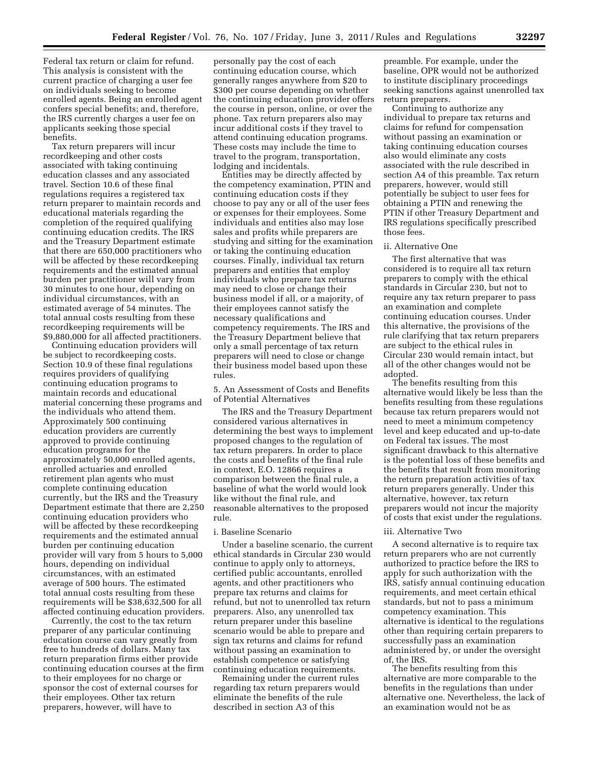Federal tax return or claim for refund. This analysis is consistent with the current practice of charging a user fee on individuals seeking to become enrolled agents. Being an enrolled agent confers special benefits; and, therefore, the IRS currently charges a user fee on applicants seeking those special benefits.

Tax return preparers will incur recordkeeping and other costs associated with taking continuing education classes and any associated travel. Section 10.6 of these final regulations requires a registered tax return preparer to maintain records and educational materials regarding the completion of the required qualifying continuing education credits. The IRS and the Treasury Department estimate that there are 650,000 practitioners who will be affected by these recordkeeping requirements and the estimated annual burden per practitioner will vary from 30 minutes to one hour, depending on individual circumstances, with an estimated average of 54 minutes. The total annual costs resulting from these recordkeeping requirements will be $9,880,000 for all affected practitioners.

Continuing education providers will be subject to recordkeeping costs. Section 10.9 of these final regulations requires providers of qualifying continuing education programs to maintain records and educational material concerning these programs and the individuals who attend them. Approximately 500 continuing education providers are currently approved to provide continuing education programs for the approximately 50,000 enrolled agents, enrolled actuaries and enrolled retirement plan agents who must complete continuing education currently, but the IRS and the Treasury Department estimate that there are 2,250 continuing education providers who will be affected by these recordkeeping requirements and the estimated annual burden per continuing education provider will vary from 5 hours to 5,000 hours, depending on individual circumstances, with an estimated average of 500 hours. The estimated total annual costs resulting from these requirements will be $38,632,500 for all affected continuing education providers.

Currently, the cost to the tax return preparer of any particular continuing education course can vary greatly from free to hundreds of dollars. Many tax return preparation firms either provide continuing education courses at the firm to their employees for no charge or sponsor the cost of external courses for their employees. Other tax return preparers, however, will have to personally pay the cost of each continuing education course, which generally ranges anywhere from $20 to $300 per course depending on whether the continuing education provider offers the course in person, online, or over the phone. Tax return preparers also may incur additional costs if they travel to attend continuing education programs. These costs may include the time to travel to the program, transportation, lodging and incidentals.

Entities may be directly affected by the competency examination, PTIN and continuing education costs if they choose to pay any or all of the user fees or expenses for their employees. Some individuals and entities also may lose sales and profits while preparers are studying and sitting for the examination or taking the continuing education courses. Finally, individual tax return preparers and entities that employ individuals who prepare tax returns may need to close or change their business model if all, or a majority, of their employees cannot satisfy the necessary qualifications and competency requirements. The IRS and the Treasury Department believe that only a small percentage of tax return preparers will need to close or change their business model based upon these rules.

5. An Assessment of Costs and Benefits of Potential Alternatives

The IRS and the Treasury Department considered various alternatives in determining the best ways to implement proposed changes to the regulation of tax return preparers. In order to place the costs and benefits of the final rule in context, E.O. 12866 requires a comparison between the final rule, a baseline of what the world would look like without the final rule, and reasonable alternatives to the proposed rule.

i. Baseline Scenario

Under a baseline scenario, the current ethical standards in Circular 230 would continue to apply only to attorneys, certified public accountants, enrolled agents, and other practitioners who prepare tax returns and claims for refund, but not to unenrolled tax return preparers. Also, any unenrolled tax return preparer under this baseline scenario would be able to prepare and sign tax returns and claims for refund without passing an examination to establish competence or satisfying continuing education requirements.

Remaining under the current rules regarding tax return preparers would eliminate the benefits of the rule described in section A3 of this preamble. For example, under the baseline, OPR would not be authorized to institute disciplinary proceedings seeking sanctions against unenrolled tax return preparers.

Continuing to authorize any individual to prepare tax returns and claims for refund for compensation without passing an examination or taking continuing education courses also would eliminate any costs associated with the rule described in section A4 of this preamble. Tax return preparers, however, would still potentially be subject to user fees for obtaining a PTIN and renewing the PTIN if other Treasury Department and IRS regulations specifically prescribed those fees.

ii. Alternative One

The first alternative that was considered is to require all tax return preparers to comply with the ethical standards in Circular 230, but not to require any tax return preparer to pass an examination and complete continuing education courses. Under this alternative, the provisions of the rule clarifying that tax return preparers are subject to the ethical rules in Circular 230 would remain intact, but all of the other changes would not be adopted.

The benefits resulting from this alternative would likely be less than the benefits resulting from these regulations because tax return preparers would not need to meet a minimum competency level and keep educated and up-to-date on Federal tax issues. The most significant drawback to this alternative is the potential loss of these benefits and the benefits that result from monitoring the return preparation activities of tax return preparers generally. Under this alternative, however, tax return preparers would not incur the majority of costs that exist under the regulations.

iii. Alternative Two

A second alternative is to require tax return preparers who are not currently authorized to practice before the IRS to apply for such authorization with the IRS, satisfy annual continuing education requirements, and meet certain ethical standards, but not to pass a minimum competency examination. This alternative is identical to the regulations other than requiring certain preparers to successfully pass an examination administered by, or under the oversight of, the IRS.

The benefits resulting from this alternative are more comparable to the benefits in the regulations than under alternative one. Nevertheless, the lack of an examination would not be as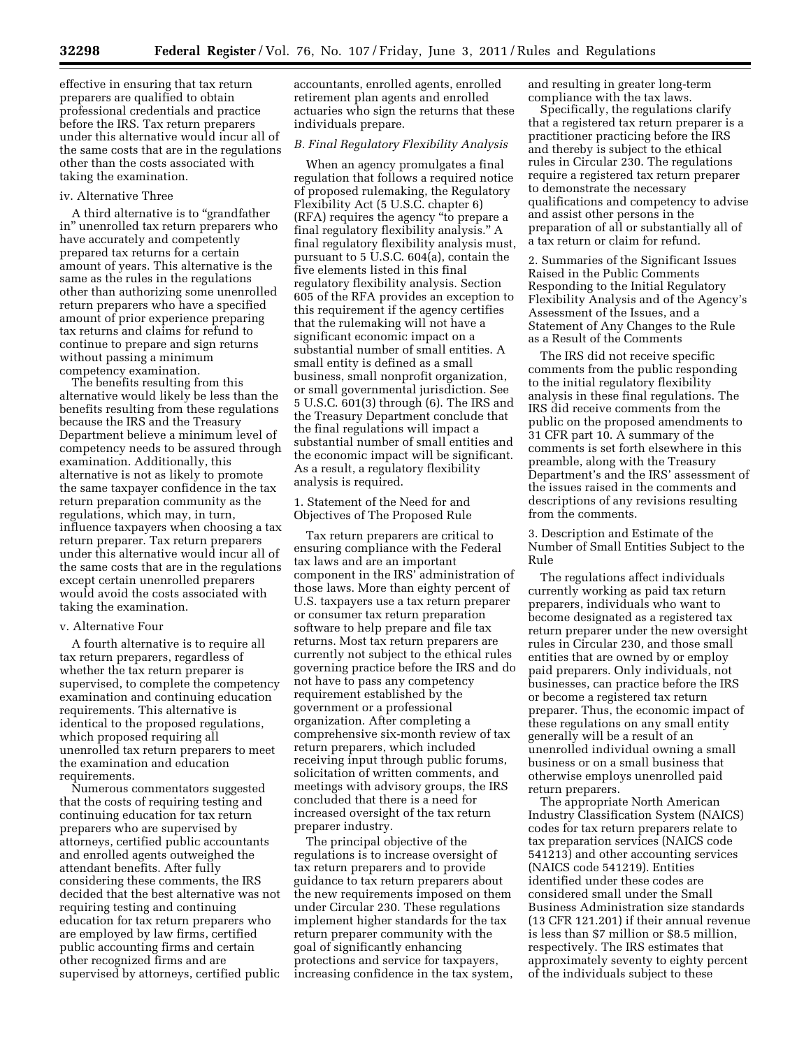effective in ensuring that tax return preparers are qualified to obtain professional credentials and practice before the IRS. Tax return preparers under this alternative would incur all of the same costs that are in the regulations other than the costs associated with taking the examination.

iv. Alternative Three

A third alternative is to "grandfather in" unenrolled tax return preparers who have accurately and competently prepared tax returns for a certain amount of years. This alternative is the same as the rules in the regulations other than authorizing some unenrolled return preparers who have a specified amount of prior experience preparing tax returns and claims for refund to continue to prepare and sign returns without passing a minimum competency examination.

The benefits resulting from this alternative would likely be less than the benefits resulting from these regulations because the IRS and the Treasury Department believe a minimum level of competency needs to be assured through examination. Additionally, this alternative is not as likely to promote the same taxpayer confidence in the tax return preparation community as the regulations, which may, in turn, influence taxpayers when choosing a tax return preparer. Tax return preparers under this alternative would incur all of the same costs that are in the regulations except certain unenrolled preparers would avoid the costs associated with taking the examination.

v. Alternative Four

A fourth alternative is to require all tax return preparers, regardless of whether the tax return preparer is supervised, to complete the competency examination and continuing education requirements. This alternative is identical to the proposed regulations, which proposed requiring all unenrolled tax return preparers to meet the examination and education requirements.

Numerous commentators suggested that the costs of requiring testing and continuing education for tax return preparers who are supervised by attorneys, certified public accountants and enrolled agents outweighed the attendant benefits. After fully considering these comments, the IRS decided that the best alternative was not requiring testing and continuing education for tax return preparers who are employed by law firms, certified public accounting firms and certain other recognized firms and are supervised by attorneys, certified public accountants, enrolled agents, enrolled retirement plan agents and enrolled actuaries who sign the returns that these individuals prepare.

*B. Final Regulatory Flexibility Analysis*

When an agency promulgates a final regulation that follows a required notice of proposed rulemaking, the Regulatory Flexibility Act (5 U.S.C. chapter 6) (RFA) requires the agency "to prepare a final regulatory flexibility analysis." A final regulatory flexibility analysis must, pursuant to 5 U.S.C. 604(a), contain the five elements listed in this final regulatory flexibility analysis. Section 605 of the RFA provides an exception to this requirement if the agency certifies that the rulemaking will not have a significant economic impact on a substantial number of small entities. A small entity is defined as a small business, small nonprofit organization, or small governmental jurisdiction. See 5 U.S.C. 601(3) through (6). The IRS and the Treasury Department conclude that the final regulations will impact a substantial number of small entities and the economic impact will be significant. As a result, a regulatory flexibility analysis is required.

1. Statement of the Need for and Objectives of The Proposed Rule

Tax return preparers are critical to ensuring compliance with the Federal tax laws and are an important component in the IRS' administration of those laws. More than eighty percent of U.S. taxpayers use a tax return preparer or consumer tax return preparation software to help prepare and file tax returns. Most tax return preparers are currently not subject to the ethical rules governing practice before the IRS and do not have to pass any competency requirement established by the government or a professional organization. After completing a comprehensive six-month review of tax return preparers, which included receiving input through public forums, solicitation of written comments, and meetings with advisory groups, the IRS concluded that there is a need for increased oversight of the tax return preparer industry.

The principal objective of the regulations is to increase oversight of tax return preparers and to provide guidance to tax return preparers about the new requirements imposed on them under Circular 230. These regulations implement higher standards for the tax return preparer community with the goal of significantly enhancing protections and service for taxpayers, increasing confidence in the tax system, and resulting in greater long-term compliance with the tax laws.

Specifically, the regulations clarify that a registered tax return preparer is a practitioner practicing before the IRS and thereby is subject to the ethical rules in Circular 230. The regulations require a registered tax return preparer to demonstrate the necessary qualifications and competency to advise and assist other persons in the preparation of all or substantially all of a tax return or claim for refund.

2. Summaries of the Significant Issues Raised in the Public Comments Responding to the Initial Regulatory Flexibility Analysis and of the Agency's Assessment of the Issues, and a Statement of Any Changes to the Rule as a Result of the Comments

The IRS did not receive specific comments from the public responding to the initial regulatory flexibility analysis in these final regulations. The IRS did receive comments from the public on the proposed amendments to 31 CFR part 10. A summary of the comments is set forth elsewhere in this preamble, along with the Treasury Department's and the IRS' assessment of the issues raised in the comments and descriptions of any revisions resulting from the comments.

3. Description and Estimate of the Number of Small Entities Subject to the Rule

The regulations affect individuals currently working as paid tax return preparers, individuals who want to become designated as a registered tax return preparer under the new oversight rules in Circular 230, and those small entities that are owned by or employ paid preparers. Only individuals, not businesses, can practice before the IRS or become a registered tax return preparer. Thus, the economic impact of these regulations on any small entity generally will be a result of an unenrolled individual owning a small business or on a small business that otherwise employs unenrolled paid return preparers.

The appropriate North American Industry Classification System (NAICS) codes for tax return preparers relate to tax preparation services (NAICS code 541213) and other accounting services (NAICS code 541219). Entities identified under these codes are considered small under the Small Business Administration size standards (13 CFR 121.201) if their annual revenue is less than $7 million or $8.5 million, respectively. The IRS estimates that approximately seventy to eighty percent of the individuals subject to these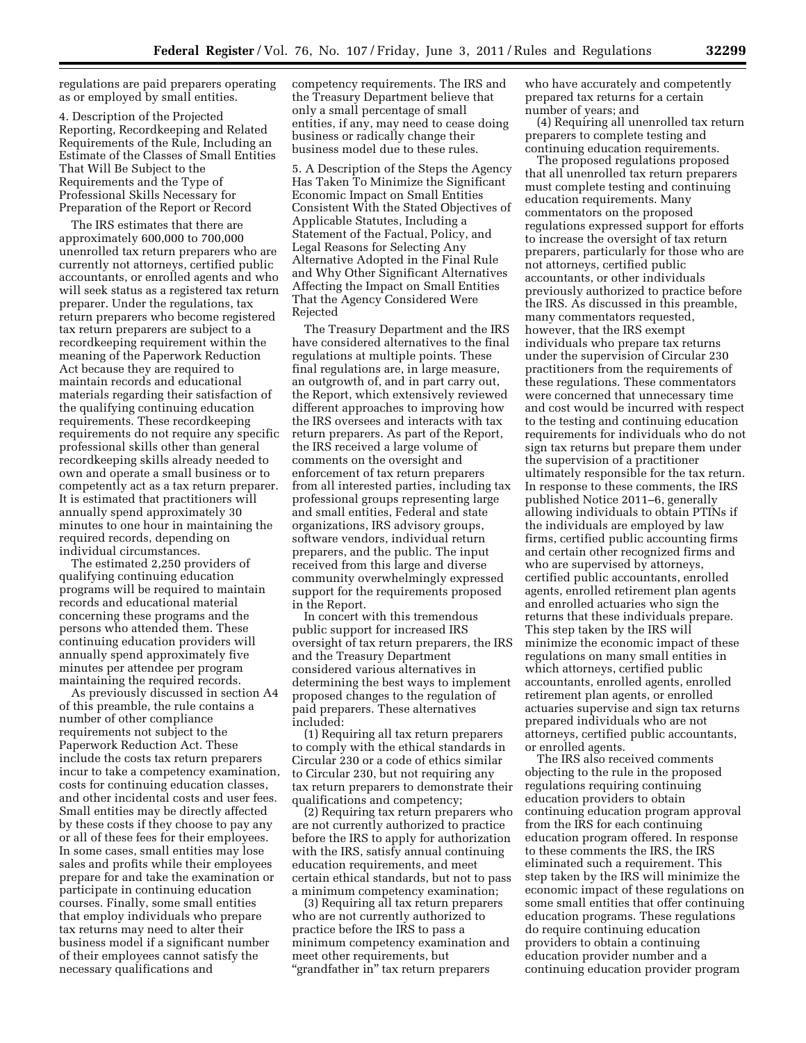regulations are paid preparers operating as or employed by small entities.

4. Description of the Projected Reporting, Recordkeeping and Related Requirements of the Rule, Including an Estimate of the Classes of Small Entities That Will Be Subject to the Requirements and the Type of Professional Skills Necessary for Preparation of the Report or Record

The IRS estimates that there are approximately 600,000 to 700,000 unenrolled tax return preparers who are currently not attorneys, certified public accountants, or enrolled agents and who will seek status as a registered tax return preparer. Under the regulations, tax return preparers who become registered tax return preparers are subject to a recordkeeping requirement within the meaning of the Paperwork Reduction Act because they are required to maintain records and educational materials regarding their satisfaction of the qualifying continuing education requirements. These recordkeeping requirements do not require any specific professional skills other than general recordkeeping skills already needed to own and operate a small business or to competently act as a tax return preparer. It is estimated that practitioners will annually spend approximately 30 minutes to one hour in maintaining the required records, depending on individual circumstances.

The estimated 2,250 providers of qualifying continuing education programs will be required to maintain records and educational material concerning these programs and the persons who attended them. These continuing education providers will annually spend approximately five minutes per attendee per program maintaining the required records.

As previously discussed in section A4 of this preamble, the rule contains a number of other compliance requirements not subject to the Paperwork Reduction Act. These include the costs tax return preparers incur to take a competency examination, costs for continuing education classes, and other incidental costs and user fees. Small entities may be directly affected by these costs if they choose to pay any or all of these fees for their employees. In some cases, small entities may lose sales and profits while their employees prepare for and take the examination or participate in continuing education courses. Finally, some small entities that employ individuals who prepare tax returns may need to alter their business model if a significant number of their employees cannot satisfy the necessary qualifications and competency requirements. The IRS and the Treasury Department believe that only a small percentage of small entities, if any, may need to cease doing business or radically change their business model due to these rules.

5. A Description of the Steps the Agency Has Taken To Minimize the Significant Economic Impact on Small Entities Consistent With the Stated Objectives of Applicable Statutes, Including a Statement of the Factual, Policy, and Legal Reasons for Selecting Any Alternative Adopted in the Final Rule and Why Other Significant Alternatives Affecting the Impact on Small Entities That the Agency Considered Were Rejected

The Treasury Department and the IRS have considered alternatives to the final regulations at multiple points. These final regulations are, in large measure, an outgrowth of, and in part carry out, the Report, which extensively reviewed different approaches to improving how the IRS oversees and interacts with tax return preparers. As part of the Report, the IRS received a large volume of comments on the oversight and enforcement of tax return preparers from all interested parties, including tax professional groups representing large and small entities, Federal and state organizations, IRS advisory groups, software vendors, individual return preparers, and the public. The input received from this large and diverse community overwhelmingly expressed support for the requirements proposed in the Report.

In concert with this tremendous public support for increased IRS oversight of tax return preparers, the IRS and the Treasury Department considered various alternatives in determining the best ways to implement proposed changes to the regulation of paid preparers. These alternatives included:

(1) Requiring all tax return preparers to comply with the ethical standards in Circular 230 or a code of ethics similar to Circular 230, but not requiring any tax return preparers to demonstrate their qualifications and competency;

(2) Requiring tax return preparers who are not currently authorized to practice before the IRS to apply for authorization with the IRS, satisfy annual continuing education requirements, and meet certain ethical standards, but not to pass a minimum competency examination;

(3) Requiring all tax return preparers who are not currently authorized to practice before the IRS to pass a minimum competency examination and meet other requirements, but "grandfather in" tax return preparers who have accurately and competently prepared tax returns for a certain number of years; and

(4) Requiring all unenrolled tax return preparers to complete testing and continuing education requirements.

The proposed regulations proposed that all unenrolled tax return preparers must complete testing and continuing education requirements. Many commentators on the proposed regulations expressed support for efforts to increase the oversight of tax return preparers, particularly for those who are not attorneys, certified public accountants, or other individuals previously authorized to practice before the IRS. As discussed in this preamble, many commentators requested, however, that the IRS exempt individuals who prepare tax returns under the supervision of Circular 230 practitioners from the requirements of these regulations. These commentators were concerned that unnecessary time and cost would be incurred with respect to the testing and continuing education requirements for individuals who do not sign tax returns but prepare them under the supervision of a practitioner ultimately responsible for the tax return. In response to these comments, the IRS published Notice 2011–6, generally allowing individuals to obtain PTINs if the individuals are employed by law firms, certified public accounting firms and certain other recognized firms and who are supervised by attorneys, certified public accountants, enrolled agents, enrolled retirement plan agents and enrolled actuaries who sign the returns that these individuals prepare. This step taken by the IRS will minimize the economic impact of these regulations on many small entities in which attorneys, certified public accountants, enrolled agents, enrolled retirement plan agents, or enrolled actuaries supervise and sign tax returns prepared individuals who are not attorneys, certified public accountants, or enrolled agents.

The IRS also received comments objecting to the rule in the proposed regulations requiring continuing education providers to obtain continuing education program approval from the IRS for each continuing education program offered. In response to these comments the IRS, the IRS eliminated such a requirement. This step taken by the IRS will minimize the economic impact of these regulations on some small entities that offer continuing education programs. These regulations do require continuing education providers to obtain a continuing education provider number and a continuing education provider program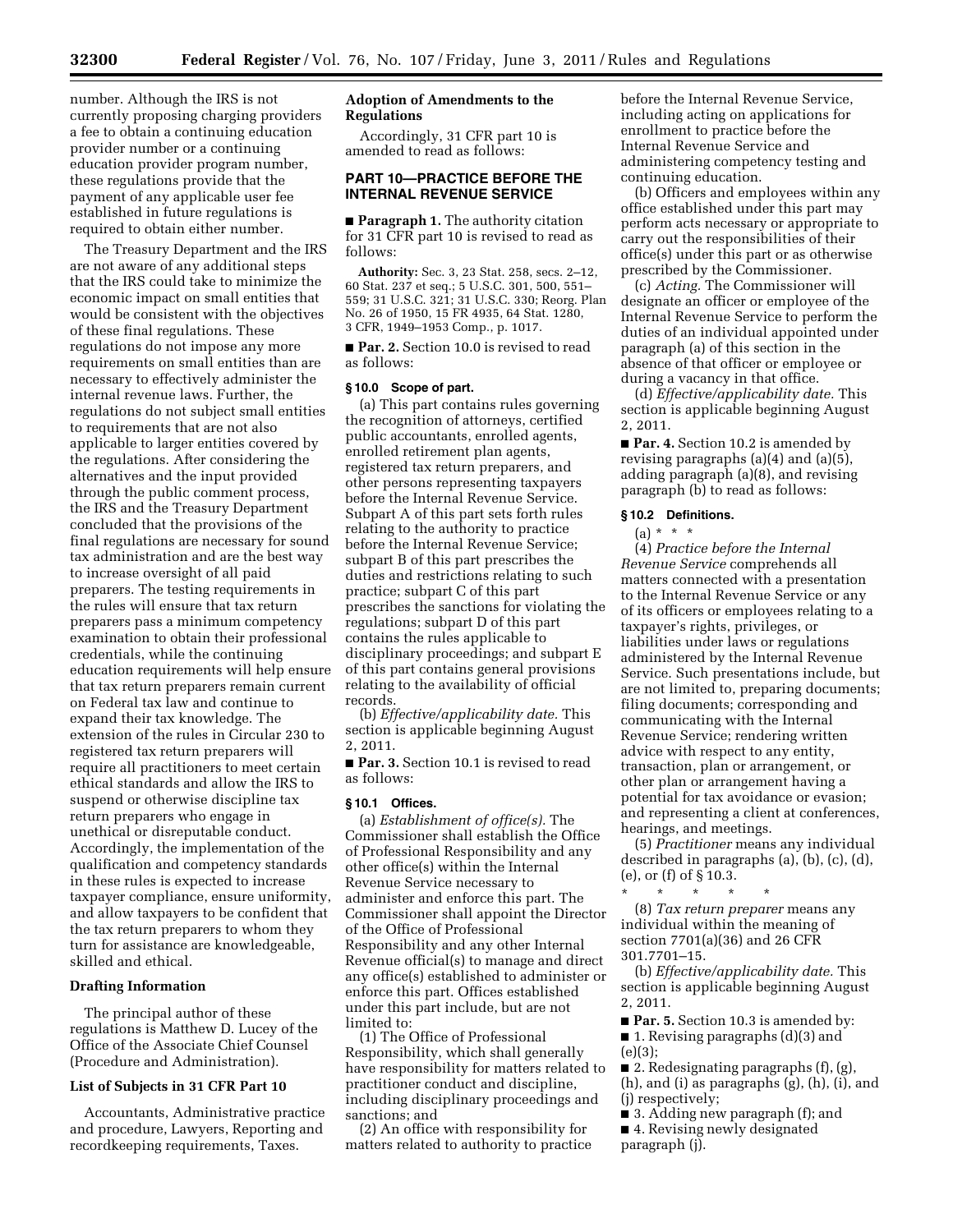number. Although the IRS is not currently proposing charging providers a fee to obtain a continuing education provider number or a continuing education provider program number, these regulations provide that the payment of any applicable user fee established in future regulations is required to obtain either number.

The Treasury Department and the IRS are not aware of any additional steps that the IRS could take to minimize the economic impact on small entities that would be consistent with the objectives of these final regulations. These regulations do not impose any more requirements on small entities than are necessary to effectively administer the internal revenue laws. Further, the regulations do not subject small entities to requirements that are not also applicable to larger entities covered by the regulations. After considering the alternatives and the input provided through the public comment process, the IRS and the Treasury Department concluded that the provisions of the final regulations are necessary for sound tax administration and are the best way to increase oversight of all paid preparers. The testing requirements in the rules will ensure that tax return preparers pass a minimum competency examination to obtain their professional credentials, while the continuing education requirements will help ensure that tax return preparers remain current on Federal tax law and continue to expand their tax knowledge. The extension of the rules in Circular 230 to registered tax return preparers will require all practitioners to meet certain ethical standards and allow the IRS to suspend or otherwise discipline tax return preparers who engage in unethical or disreputable conduct. Accordingly, the implementation of the qualification and competency standards in these rules is expected to increase taxpayer compliance, ensure uniformity, and allow taxpayers to be confident that the tax return preparers to whom they turn for assistance are knowledgeable, skilled and ethical.

**Drafting Information**

The principal author of these regulations is Matthew D. Lucey of the Office of the Associate Chief Counsel (Procedure and Administration).

**List of Subjects in 31 CFR Part 10**

Accountants, Administrative practice and procedure, Lawyers, Reporting and recordkeeping requirements, Taxes.

**Adoption of Amendments to the Regulations**

Accordingly, 31 CFR part 10 is amended to read as follows:

## PART 10—PRACTICE BEFORE THE INTERNAL REVENUE SERVICE

■ **Paragraph 1.** The authority citation for 31 CFR part 10 is revised to read as follows:

**Authority:** Sec. 3, 23 Stat. 258, secs. 2–12, 60 Stat. 237 et seq.; 5 U.S.C. 301, 500, 551–559; 31 U.S.C. 321; 31 U.S.C. 330; Reorg. Plan No. 26 of 1950, 15 FR 4935, 64 Stat. 1280, 3 CFR, 1949–1953 Comp., p. 1017.

■ **Par. 2.** Section 10.0 is revised to read as follows:

**§ 10.0 Scope of part.**

(a) This part contains rules governing the recognition of attorneys, certified public accountants, enrolled agents, enrolled retirement plan agents, registered tax return preparers, and other persons representing taxpayers before the Internal Revenue Service. Subpart A of this part sets forth rules relating to the authority to practice before the Internal Revenue Service; subpart B of this part prescribes the duties and restrictions relating to such practice; subpart C of this part prescribes the sanctions for violating the regulations; subpart D of this part contains the rules applicable to disciplinary proceedings; and subpart E of this part contains general provisions relating to the availability of official records.

(b) *Effective/applicability date.* This section is applicable beginning August 2, 2011.

■ **Par. 3.** Section 10.1 is revised to read as follows:

**§ 10.1 Offices.**

(a) *Establishment of office(s).* The Commissioner shall establish the Office of Professional Responsibility and any other office(s) within the Internal Revenue Service necessary to administer and enforce this part. The Commissioner shall appoint the Director of the Office of Professional Responsibility and any other Internal Revenue official(s) to manage and direct any office(s) established to administer or enforce this part. Offices established under this part include, but are not limited to:

(1) The Office of Professional Responsibility, which shall generally have responsibility for matters related to practitioner conduct and discipline, including disciplinary proceedings and sanctions; and

(2) An office with responsibility for matters related to authority to practice before the Internal Revenue Service, including acting on applications for enrollment to practice before the Internal Revenue Service and administering competency testing and continuing education.

(b) Officers and employees within any office established under this part may perform acts necessary or appropriate to carry out the responsibilities of their office(s) under this part or as otherwise prescribed by the Commissioner.

(c) *Acting.* The Commissioner will designate an officer or employee of the Internal Revenue Service to perform the duties of an individual appointed under paragraph (a) of this section in the absence of that officer or employee or during a vacancy in that office.

(d) *Effective/applicability date.* This section is applicable beginning August 2, 2011.

■ **Par. 4.** Section 10.2 is amended by revising paragraphs (a)(4) and (a)(5), adding paragraph (a)(8), and revising paragraph (b) to read as follows:

**§ 10.2 Definitions.**

(a) * * *

(4) *Practice before the Internal Revenue Service* comprehends all matters connected with a presentation to the Internal Revenue Service or any of its officers or employees relating to a taxpayer's rights, privileges, or liabilities under laws or regulations administered by the Internal Revenue Service. Such presentations include, but are not limited to, preparing documents; filing documents; corresponding and communicating with the Internal Revenue Service; rendering written advice with respect to any entity, transaction, plan or arrangement, or other plan or arrangement having a potential for tax avoidance or evasion; and representing a client at conferences, hearings, and meetings.

(5) *Practitioner* means any individual described in paragraphs (a), (b), (c), (d), (e), or (f) of § 10.3.

\* \* \* \* \*

(8) *Tax return preparer* means any individual within the meaning of section 7701(a)(36) and 26 CFR 301.7701–15.

(b) *Effective/applicability date.* This section is applicable beginning August 2, 2011.

■ **Par. 5.** Section 10.3 is amended by:

■ 1. Revising paragraphs (d)(3) and (e)(3);

■ 2. Redesignating paragraphs (f), (g), (h), and (i) as paragraphs (g), (h), (i), and (j) respectively;

■ 3. Adding new paragraph (f); and

■ 4. Revising newly designated paragraph (j).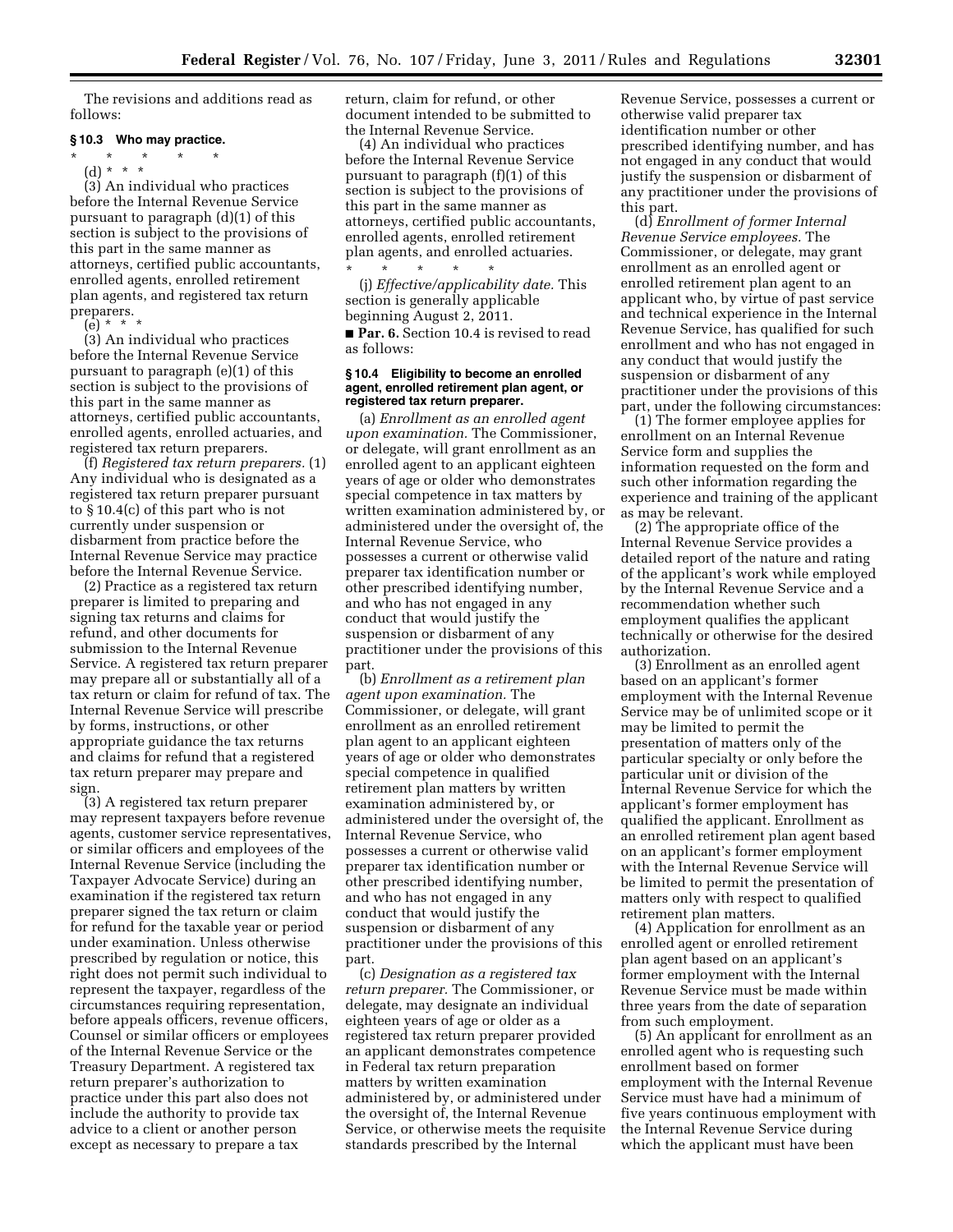The revisions and additions read as follows:

### § 10.3 Who may practice.

\* \* \* \* \*

(d) \* \* \*

(3) An individual who practices before the Internal Revenue Service pursuant to paragraph (d)(1) of this section is subject to the provisions of this part in the same manner as attorneys, certified public accountants, enrolled agents, enrolled retirement plan agents, and registered tax return preparers.

(e) \* \* \*

(3) An individual who practices before the Internal Revenue Service pursuant to paragraph (e)(1) of this section is subject to the provisions of this part in the same manner as attorneys, certified public accountants, enrolled agents, enrolled actuaries, and registered tax return preparers.

(f) *Registered tax return preparers.* (1) Any individual who is designated as a registered tax return preparer pursuant to § 10.4(c) of this part who is not currently under suspension or disbarment from practice before the Internal Revenue Service may practice before the Internal Revenue Service.

(2) Practice as a registered tax return preparer is limited to preparing and signing tax returns and claims for refund, and other documents for submission to the Internal Revenue Service. A registered tax return preparer may prepare all or substantially all of a tax return or claim for refund of tax. The Internal Revenue Service will prescribe by forms, instructions, or other appropriate guidance the tax returns and claims for refund that a registered tax return preparer may prepare and sign.

(3) A registered tax return preparer may represent taxpayers before revenue agents, customer service representatives, or similar officers and employees of the Internal Revenue Service (including the Taxpayer Advocate Service) during an examination if the registered tax return preparer signed the tax return or claim for refund for the taxable year or period under examination. Unless otherwise prescribed by regulation or notice, this right does not permit such individual to represent the taxpayer, regardless of the circumstances requiring representation, before appeals officers, revenue officers, Counsel or similar officers or employees of the Internal Revenue Service or the Treasury Department. A registered tax return preparer's authorization to practice under this part also does not include the authority to provide tax advice to a client or another person except as necessary to prepare a tax return, claim for refund, or other document intended to be submitted to the Internal Revenue Service.

(4) An individual who practices before the Internal Revenue Service pursuant to paragraph (f)(1) of this section is subject to the provisions of this part in the same manner as attorneys, certified public accountants, enrolled agents, enrolled retirement plan agents, and enrolled actuaries.

\* \* \* \* \*

(j) *Effective/applicability date.* This section is generally applicable beginning August 2, 2011.

■ **Par. 6.** Section 10.4 is revised to read as follows:

### § 10.4 Eligibility to become an enrolled agent, enrolled retirement plan agent, or registered tax return preparer.

(a) *Enrollment as an enrolled agent upon examination.* The Commissioner, or delegate, will grant enrollment as an enrolled agent to an applicant eighteen years of age or older who demonstrates special competence in tax matters by written examination administered by, or administered under the oversight of, the Internal Revenue Service, who possesses a current or otherwise valid preparer tax identification number or other prescribed identifying number, and who has not engaged in any conduct that would justify the suspension or disbarment of any practitioner under the provisions of this part.

(b) *Enrollment as a retirement plan agent upon examination.* The Commissioner, or delegate, will grant enrollment as an enrolled retirement plan agent to an applicant eighteen years of age or older who demonstrates special competence in qualified retirement plan matters by written examination administered by, or administered under the oversight of, the Internal Revenue Service, who possesses a current or otherwise valid preparer tax identification number or other prescribed identifying number, and who has not engaged in any conduct that would justify the suspension or disbarment of any practitioner under the provisions of this part.

(c) *Designation as a registered tax return preparer.* The Commissioner, or delegate, may designate an individual eighteen years of age or older as a registered tax return preparer provided an applicant demonstrates competence in Federal tax return preparation matters by written examination administered by, or administered under the oversight of, the Internal Revenue Service, or otherwise meets the requisite standards prescribed by the Internal Revenue Service, possesses a current or otherwise valid preparer tax identification number or other prescribed identifying number, and has not engaged in any conduct that would justify the suspension or disbarment of any practitioner under the provisions of this part.

(d) *Enrollment of former Internal Revenue Service employees.* The Commissioner, or delegate, may grant enrollment as an enrolled agent or enrolled retirement plan agent to an applicant who, by virtue of past service and technical experience in the Internal Revenue Service, has qualified for such enrollment and who has not engaged in any conduct that would justify the suspension or disbarment of any practitioner under the provisions of this part, under the following circumstances:

(1) The former employee applies for enrollment on an Internal Revenue Service form and supplies the information requested on the form and such other information regarding the experience and training of the applicant as may be relevant.

(2) The appropriate office of the Internal Revenue Service provides a detailed report of the nature and rating of the applicant's work while employed by the Internal Revenue Service and a recommendation whether such employment qualifies the applicant technically or otherwise for the desired authorization.

(3) Enrollment as an enrolled agent based on an applicant's former employment with the Internal Revenue Service may be of unlimited scope or it may be limited to permit the presentation of matters only of the particular specialty or only before the particular unit or division of the Internal Revenue Service for which the applicant's former employment has qualified the applicant. Enrollment as an enrolled retirement plan agent based on an applicant's former employment with the Internal Revenue Service will be limited to permit the presentation of matters only with respect to qualified retirement plan matters.

(4) Application for enrollment as an enrolled agent or enrolled retirement plan agent based on an applicant's former employment with the Internal Revenue Service must be made within three years from the date of separation from such employment.

(5) An applicant for enrollment as an enrolled agent who is requesting such enrollment based on former employment with the Internal Revenue Service must have had a minimum of five years continuous employment with the Internal Revenue Service during which the applicant must have been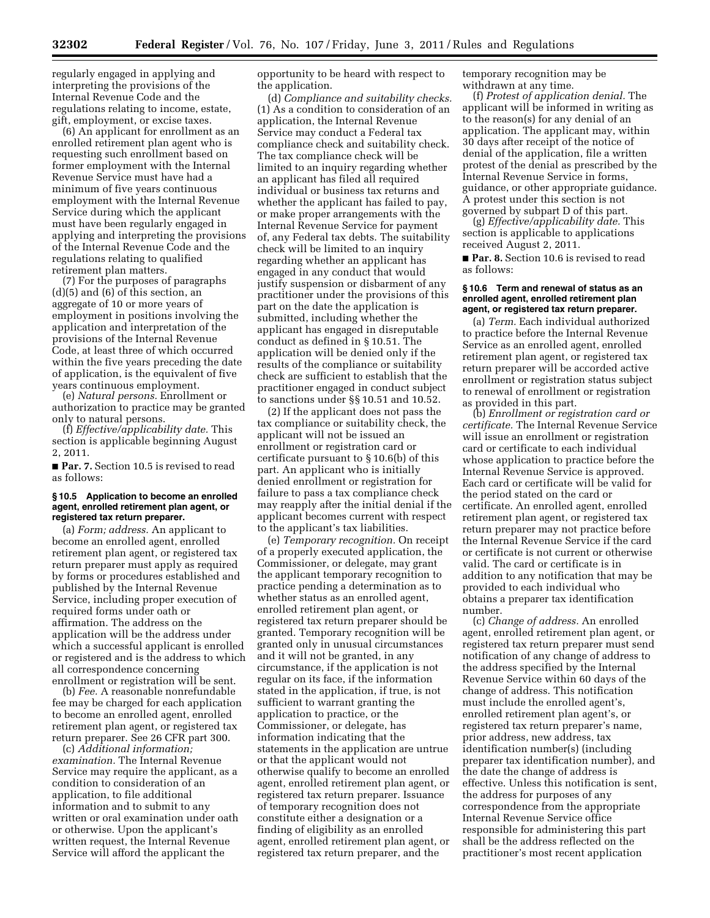regularly engaged in applying and interpreting the provisions of the Internal Revenue Code and the regulations relating to income, estate, gift, employment, or excise taxes.

(6) An applicant for enrollment as an enrolled retirement plan agent who is requesting such enrollment based on former employment with the Internal Revenue Service must have had a minimum of five years continuous employment with the Internal Revenue Service during which the applicant must have been regularly engaged in applying and interpreting the provisions of the Internal Revenue Code and the regulations relating to qualified retirement plan matters.

(7) For the purposes of paragraphs (d)(5) and (6) of this section, an aggregate of 10 or more years of employment in positions involving the application and interpretation of the provisions of the Internal Revenue Code, at least three of which occurred within the five years preceding the date of application, is the equivalent of five years continuous employment.

(e) *Natural persons.* Enrollment or authorization to practice may be granted only to natural persons.

(f) *Effective/applicability date.* This section is applicable beginning August 2, 2011.

■ **Par. 7.** Section 10.5 is revised to read as follows:

#### § 10.5 Application to become an enrolled agent, enrolled retirement plan agent, or registered tax return preparer.

(a) *Form; address.* An applicant to become an enrolled agent, enrolled retirement plan agent, or registered tax return preparer must apply as required by forms or procedures established and published by the Internal Revenue Service, including proper execution of required forms under oath or affirmation. The address on the application will be the address under which a successful applicant is enrolled or registered and is the address to which all correspondence concerning enrollment or registration will be sent.

(b) *Fee.* A reasonable nonrefundable fee may be charged for each application to become an enrolled agent, enrolled retirement plan agent, or registered tax return preparer. See 26 CFR part 300.

(c) *Additional information; examination.* The Internal Revenue Service may require the applicant, as a condition to consideration of an application, to file additional information and to submit to any written or oral examination under oath or otherwise. Upon the applicant's written request, the Internal Revenue Service will afford the applicant the opportunity to be heard with respect to the application.

(d) *Compliance and suitability checks.* (1) As a condition to consideration of an application, the Internal Revenue Service may conduct a Federal tax compliance check and suitability check. The tax compliance check will be limited to an inquiry regarding whether an applicant has filed all required individual or business tax returns and whether the applicant has failed to pay, or make proper arrangements with the Internal Revenue Service for payment of, any Federal tax debts. The suitability check will be limited to an inquiry regarding whether an applicant has engaged in any conduct that would justify suspension or disbarment of any practitioner under the provisions of this part on the date the application is submitted, including whether the applicant has engaged in disreputable conduct as defined in § 10.51. The application will be denied only if the results of the compliance or suitability check are sufficient to establish that the practitioner engaged in conduct subject to sanctions under §§ 10.51 and 10.52.

(2) If the applicant does not pass the tax compliance or suitability check, the applicant will not be issued an enrollment or registration card or certificate pursuant to § 10.6(b) of this part. An applicant who is initially denied enrollment or registration for failure to pass a tax compliance check may reapply after the initial denial if the applicant becomes current with respect to the applicant's tax liabilities.

(e) *Temporary recognition.* On receipt of a properly executed application, the Commissioner, or delegate, may grant the applicant temporary recognition to practice pending a determination as to whether status as an enrolled agent, enrolled retirement plan agent, or registered tax return preparer should be granted. Temporary recognition will be granted only in unusual circumstances and it will not be granted, in any circumstance, if the application is not regular on its face, if the information stated in the application, if true, is not sufficient to warrant granting the application to practice, or the Commissioner, or delegate, has information indicating that the statements in the application are untrue or that the applicant would not otherwise qualify to become an enrolled agent, enrolled retirement plan agent, or registered tax return preparer. Issuance of temporary recognition does not constitute either a designation or a finding of eligibility as an enrolled agent, enrolled retirement plan agent, or registered tax return preparer, and the temporary recognition may be withdrawn at any time.

(f) *Protest of application denial.* The applicant will be informed in writing as to the reason(s) for any denial of an application. The applicant may, within 30 days after receipt of the notice of denial of the application, file a written protest of the denial as prescribed by the Internal Revenue Service in forms, guidance, or other appropriate guidance. A protest under this section is not governed by subpart D of this part.

(g) *Effective/applicability date.* This section is applicable to applications received August 2, 2011.

■ **Par. 8.** Section 10.6 is revised to read as follows:

#### § 10.6 Term and renewal of status as an enrolled agent, enrolled retirement plan agent, or registered tax return preparer.

(a) *Term.* Each individual authorized to practice before the Internal Revenue Service as an enrolled agent, enrolled retirement plan agent, or registered tax return preparer will be accorded active enrollment or registration status subject to renewal of enrollment or registration as provided in this part.

(b) *Enrollment or registration card or certificate.* The Internal Revenue Service will issue an enrollment or registration card or certificate to each individual whose application to practice before the Internal Revenue Service is approved. Each card or certificate will be valid for the period stated on the card or certificate. An enrolled agent, enrolled retirement plan agent, or registered tax return preparer may not practice before the Internal Revenue Service if the card or certificate is not current or otherwise valid. The card or certificate is in addition to any notification that may be provided to each individual who obtains a preparer tax identification number.

(c) *Change of address.* An enrolled agent, enrolled retirement plan agent, or registered tax return preparer must send notification of any change of address to the address specified by the Internal Revenue Service within 60 days of the change of address. This notification must include the enrolled agent's, enrolled retirement plan agent's, or registered tax return preparer's name, prior address, new address, tax identification number(s) (including preparer tax identification number), and the date the change of address is effective. Unless this notification is sent, the address for purposes of any correspondence from the appropriate Internal Revenue Service office responsible for administering this part shall be the address reflected on the practitioner's most recent application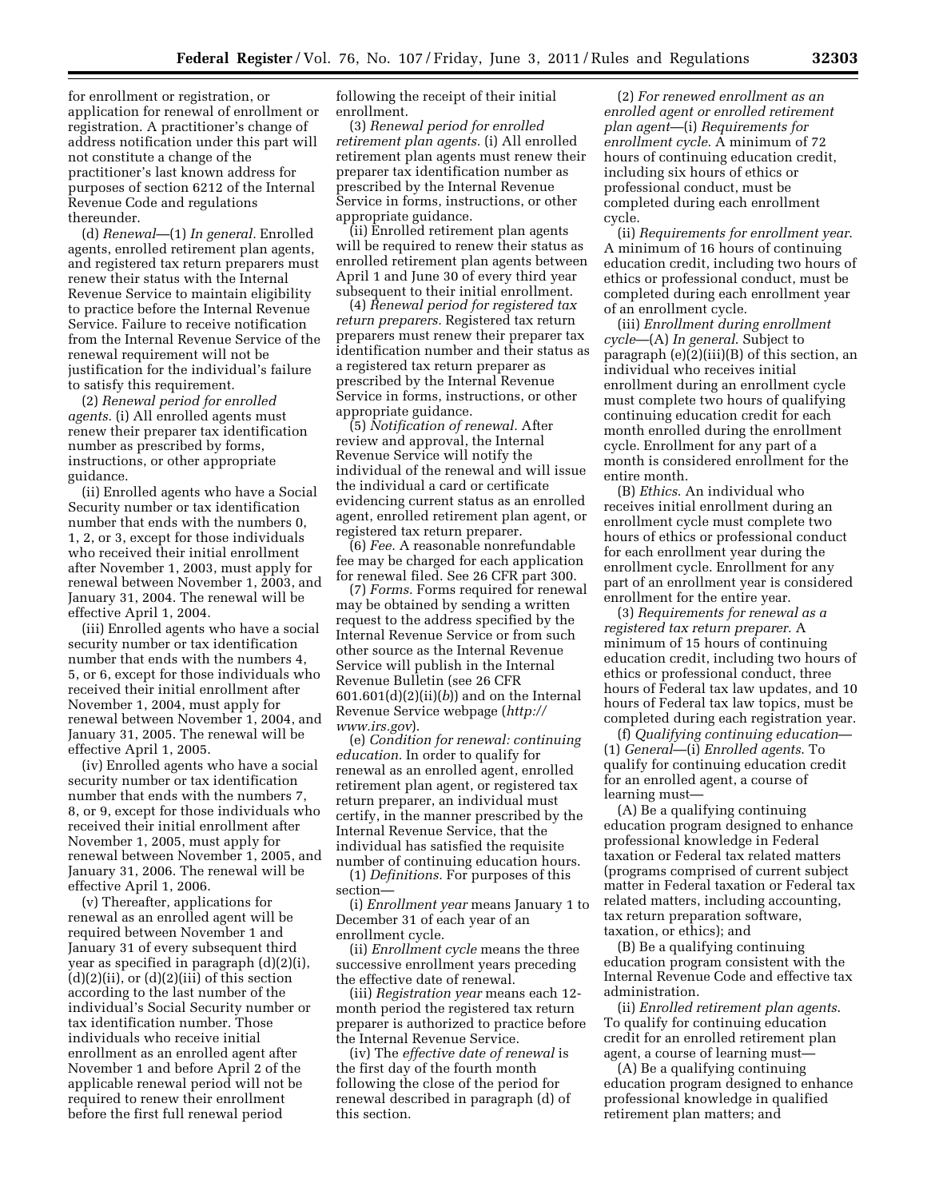for enrollment or registration, or application for renewal of enrollment or registration. A practitioner's change of address notification under this part will not constitute a change of the practitioner's last known address for purposes of section 6212 of the Internal Revenue Code and regulations thereunder.

(d) *Renewal*—(1) *In general.* Enrolled agents, enrolled retirement plan agents, and registered tax return preparers must renew their status with the Internal Revenue Service to maintain eligibility to practice before the Internal Revenue Service. Failure to receive notification from the Internal Revenue Service of the renewal requirement will not be justification for the individual's failure to satisfy this requirement.

(2) *Renewal period for enrolled agents.* (i) All enrolled agents must renew their preparer tax identification number as prescribed by forms, instructions, or other appropriate guidance.

(ii) Enrolled agents who have a Social Security number or tax identification number that ends with the numbers 0, 1, 2, or 3, except for those individuals who received their initial enrollment after November 1, 2003, must apply for renewal between November 1, 2003, and January 31, 2004. The renewal will be effective April 1, 2004.

(iii) Enrolled agents who have a social security number or tax identification number that ends with the numbers 4, 5, or 6, except for those individuals who received their initial enrollment after November 1, 2004, must apply for renewal between November 1, 2004, and January 31, 2005. The renewal will be effective April 1, 2005.

(iv) Enrolled agents who have a social security number or tax identification number that ends with the numbers 7, 8, or 9, except for those individuals who received their initial enrollment after November 1, 2005, must apply for renewal between November 1, 2005, and January 31, 2006. The renewal will be effective April 1, 2006.

(v) Thereafter, applications for renewal as an enrolled agent will be required between November 1 and January 31 of every subsequent third year as specified in paragraph (d)(2)(i), (d)(2)(ii), or (d)(2)(iii) of this section according to the last number of the individual's Social Security number or tax identification number. Those individuals who receive initial enrollment as an enrolled agent after November 1 and before April 2 of the applicable renewal period will not be required to renew their enrollment before the first full renewal period following the receipt of their initial enrollment.

(3) *Renewal period for enrolled retirement plan agents.* (i) All enrolled retirement plan agents must renew their preparer tax identification number as prescribed by the Internal Revenue Service in forms, instructions, or other appropriate guidance.

(ii) Enrolled retirement plan agents will be required to renew their status as enrolled retirement plan agents between April 1 and June 30 of every third year subsequent to their initial enrollment.

(4) *Renewal period for registered tax return preparers.* Registered tax return preparers must renew their preparer tax identification number and their status as a registered tax return preparer as prescribed by the Internal Revenue Service in forms, instructions, or other appropriate guidance.

(5) *Notification of renewal.* After review and approval, the Internal Revenue Service will notify the individual of the renewal and will issue the individual a card or certificate evidencing current status as an enrolled agent, enrolled retirement plan agent, or registered tax return preparer.

(6) *Fee.* A reasonable nonrefundable fee may be charged for each application for renewal filed. See 26 CFR part 300.

(7) *Forms.* Forms required for renewal may be obtained by sending a written request to the address specified by the Internal Revenue Service or from such other source as the Internal Revenue Service will publish in the Internal Revenue Bulletin (see 26 CFR 601.601(d)(2)(ii)(*b*)) and on the Internal Revenue Service webpage (*http://www.irs.gov*).

(e) *Condition for renewal: continuing education.* In order to qualify for renewal as an enrolled agent, enrolled retirement plan agent, or registered tax return preparer, an individual must certify, in the manner prescribed by the Internal Revenue Service, that the individual has satisfied the requisite number of continuing education hours.

(1) *Definitions.* For purposes of this section—

(i) *Enrollment year* means January 1 to December 31 of each year of an enrollment cycle.

(ii) *Enrollment cycle* means the three successive enrollment years preceding the effective date of renewal.

(iii) *Registration year* means each 12-month period the registered tax return preparer is authorized to practice before the Internal Revenue Service.

(iv) The *effective date of renewal* is the first day of the fourth month following the close of the period for renewal described in paragraph (d) of this section.

(2) *For renewed enrollment as an enrolled agent or enrolled retirement plan agent*—(i) *Requirements for enrollment cycle.* A minimum of 72 hours of continuing education credit, including six hours of ethics or professional conduct, must be completed during each enrollment cycle.

(ii) *Requirements for enrollment year.* A minimum of 16 hours of continuing education credit, including two hours of ethics or professional conduct, must be completed during each enrollment year of an enrollment cycle.

(iii) *Enrollment during enrollment cycle*—(A) *In general.* Subject to paragraph (e)(2)(iii)(B) of this section, an individual who receives initial enrollment during an enrollment cycle must complete two hours of qualifying continuing education credit for each month enrolled during the enrollment cycle. Enrollment for any part of a month is considered enrollment for the entire month.

(B) *Ethics.* An individual who receives initial enrollment during an enrollment cycle must complete two hours of ethics or professional conduct for each enrollment year during the enrollment cycle. Enrollment for any part of an enrollment year is considered enrollment for the entire year.

(3) *Requirements for renewal as a registered tax return preparer.* A minimum of 15 hours of continuing education credit, including two hours of ethics or professional conduct, three hours of Federal tax law updates, and 10 hours of Federal tax law topics, must be completed during each registration year.

(f) *Qualifying continuing education*—(1) *General*—(i) *Enrolled agents.* To qualify for continuing education credit for an enrolled agent, a course of learning must—

(A) Be a qualifying continuing education program designed to enhance professional knowledge in Federal taxation or Federal tax related matters (programs comprised of current subject matter in Federal taxation or Federal tax related matters, including accounting, tax return preparation software, taxation, or ethics); and

(B) Be a qualifying continuing education program consistent with the Internal Revenue Code and effective tax administration.

(ii) *Enrolled retirement plan agents.* To qualify for continuing education credit for an enrolled retirement plan agent, a course of learning must—

(A) Be a qualifying continuing education program designed to enhance professional knowledge in qualified retirement plan matters; and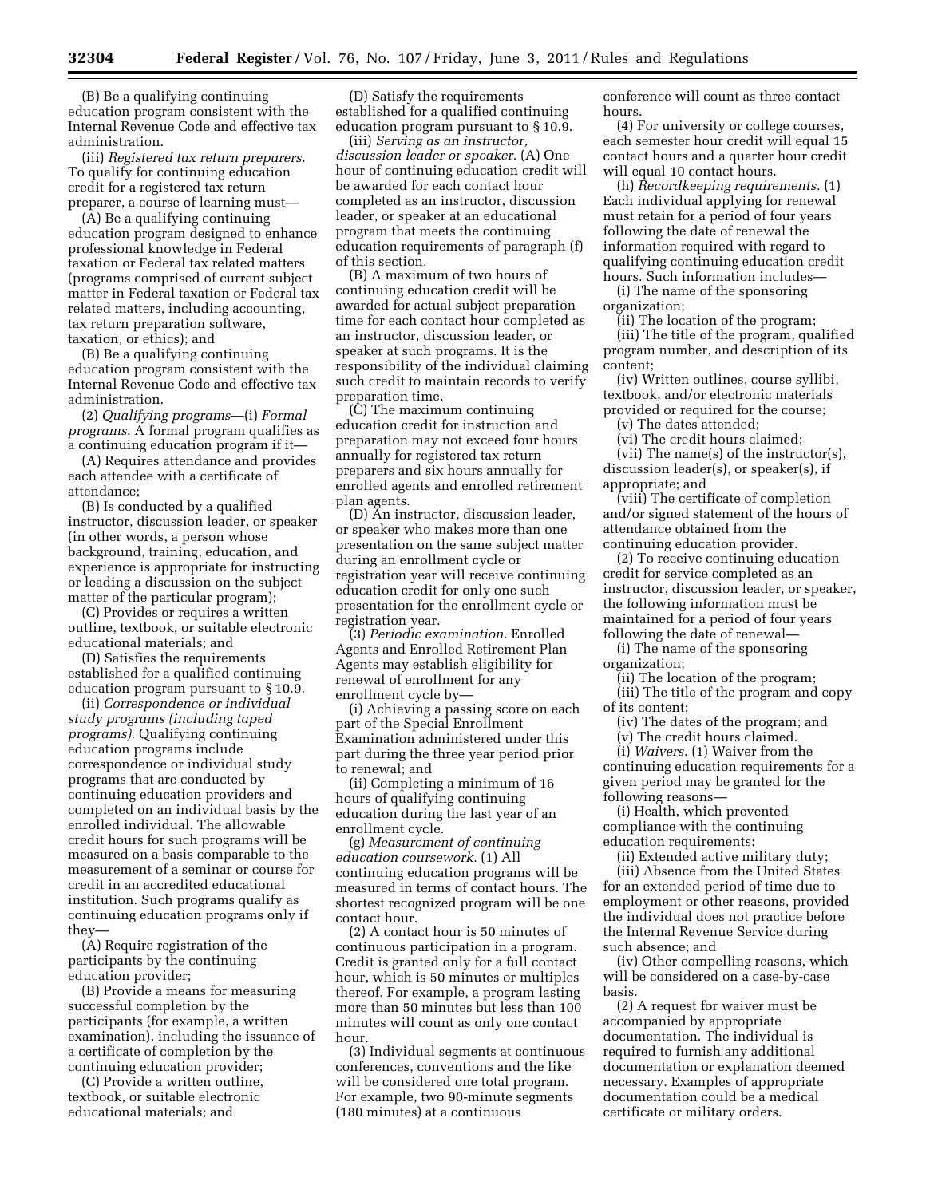(B) Be a qualifying continuing education program consistent with the Internal Revenue Code and effective tax administration.

(iii) *Registered tax return preparers.* To qualify for continuing education credit for a registered tax return preparer, a course of learning must—

(A) Be a qualifying continuing education program designed to enhance professional knowledge in Federal taxation or Federal tax related matters (programs comprised of current subject matter in Federal taxation or Federal tax related matters, including accounting, tax return preparation software, taxation, or ethics); and

(B) Be a qualifying continuing education program consistent with the Internal Revenue Code and effective tax administration.

(2) *Qualifying programs*—(i) *Formal programs.* A formal program qualifies as a continuing education program if it—

(A) Requires attendance and provides each attendee with a certificate of attendance;

(B) Is conducted by a qualified instructor, discussion leader, or speaker (in other words, a person whose background, training, education, and experience is appropriate for instructing or leading a discussion on the subject matter of the particular program);

(C) Provides or requires a written outline, textbook, or suitable electronic educational materials; and

(D) Satisfies the requirements established for a qualified continuing education program pursuant to § 10.9.

(ii) *Correspondence or individual study programs (including taped programs).* Qualifying continuing education programs include correspondence or individual study programs that are conducted by continuing education providers and completed on an individual basis by the enrolled individual. The allowable credit hours for such programs will be measured on a basis comparable to the measurement of a seminar or course for credit in an accredited educational institution. Such programs qualify as continuing education programs only if they—

(A) Require registration of the participants by the continuing education provider;

(B) Provide a means for measuring successful completion by the participants (for example, a written examination), including the issuance of a certificate of completion by the continuing education provider;

(C) Provide a written outline, textbook, or suitable electronic educational materials; and

(D) Satisfy the requirements established for a qualified continuing education program pursuant to § 10.9.

(iii) *Serving as an instructor, discussion leader or speaker.* (A) One hour of continuing education credit will be awarded for each contact hour completed as an instructor, discussion leader, or speaker at an educational program that meets the continuing education requirements of paragraph (f) of this section.

(B) A maximum of two hours of continuing education credit will be awarded for actual subject preparation time for each contact hour completed as an instructor, discussion leader, or speaker at such programs. It is the responsibility of the individual claiming such credit to maintain records to verify preparation time.

(C) The maximum continuing education credit for instruction and preparation may not exceed four hours annually for registered tax return preparers and six hours annually for enrolled agents and enrolled retirement plan agents.

(D) An instructor, discussion leader, or speaker who makes more than one presentation on the same subject matter during an enrollment cycle or registration year will receive continuing education credit for only one such presentation for the enrollment cycle or registration year.

(3) *Periodic examination.* Enrolled Agents and Enrolled Retirement Plan Agents may establish eligibility for renewal of enrollment for any enrollment cycle by—

(i) Achieving a passing score on each part of the Special Enrollment Examination administered under this part during the three year period prior to renewal; and

(ii) Completing a minimum of 16 hours of qualifying continuing education during the last year of an enrollment cycle.

(g) *Measurement of continuing education coursework.* (1) All continuing education programs will be measured in terms of contact hours. The shortest recognized program will be one contact hour.

(2) A contact hour is 50 minutes of continuous participation in a program. Credit is granted only for a full contact hour, which is 50 minutes or multiples thereof. For example, a program lasting more than 50 minutes but less than 100 minutes will count as only one contact hour.

(3) Individual segments at continuous conferences, conventions and the like will be considered one total program. For example, two 90-minute segments (180 minutes) at a continuous conference will count as three contact hours.

(4) For university or college courses, each semester hour credit will equal 15 contact hours and a quarter hour credit will equal 10 contact hours.

(h) *Recordkeeping requirements.* (1) Each individual applying for renewal must retain for a period of four years following the date of renewal the information required with regard to qualifying continuing education credit hours. Such information includes—

(i) The name of the sponsoring organization;

(ii) The location of the program;

(iii) The title of the program, qualified program number, and description of its content;

(iv) Written outlines, course syllibi, textbook, and/or electronic materials provided or required for the course;

(v) The dates attended;

(vi) The credit hours claimed;

(vii) The name(s) of the instructor(s), discussion leader(s), or speaker(s), if appropriate; and

(viii) The certificate of completion and/or signed statement of the hours of attendance obtained from the continuing education provider.

(2) To receive continuing education credit for service completed as an instructor, discussion leader, or speaker, the following information must be maintained for a period of four years following the date of renewal—

(i) The name of the sponsoring organization;

(ii) The location of the program;

(iii) The title of the program and copy of its content;

(iv) The dates of the program; and

(v) The credit hours claimed.

(i) *Waivers.* (1) Waiver from the continuing education requirements for a given period may be granted for the following reasons—

(i) Health, which prevented compliance with the continuing education requirements;

(ii) Extended active military duty;

(iii) Absence from the United States for an extended period of time due to employment or other reasons, provided the individual does not practice before the Internal Revenue Service during such absence; and

(iv) Other compelling reasons, which will be considered on a case-by-case basis.

(2) A request for waiver must be accompanied by appropriate documentation. The individual is required to furnish any additional documentation or explanation deemed necessary. Examples of appropriate documentation could be a medical certificate or military orders.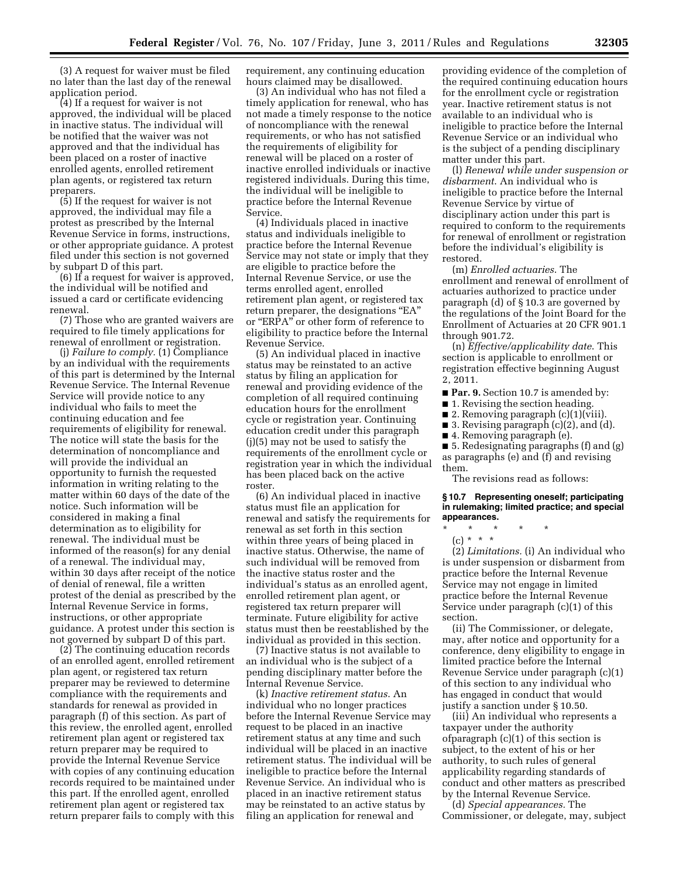(3) A request for waiver must be filed no later than the last day of the renewal application period.

(4) If a request for waiver is not approved, the individual will be placed in inactive status. The individual will be notified that the waiver was not approved and that the individual has been placed on a roster of inactive enrolled agents, enrolled retirement plan agents, or registered tax return preparers.

(5) If the request for waiver is not approved, the individual may file a protest as prescribed by the Internal Revenue Service in forms, instructions, or other appropriate guidance. A protest filed under this section is not governed by subpart D of this part.

(6) If a request for waiver is approved, the individual will be notified and issued a card or certificate evidencing renewal.

(7) Those who are granted waivers are required to file timely applications for renewal of enrollment or registration.

(j) *Failure to comply.* (1) Compliance by an individual with the requirements of this part is determined by the Internal Revenue Service. The Internal Revenue Service will provide notice to any individual who fails to meet the continuing education and fee requirements of eligibility for renewal. The notice will state the basis for the determination of noncompliance and will provide the individual an opportunity to furnish the requested information in writing relating to the matter within 60 days of the date of the notice. Such information will be considered in making a final determination as to eligibility for renewal. The individual must be informed of the reason(s) for any denial of a renewal. The individual may, within 30 days after receipt of the notice of denial of renewal, file a written protest of the denial as prescribed by the Internal Revenue Service in forms, instructions, or other appropriate guidance. A protest under this section is not governed by subpart D of this part.

(2) The continuing education records of an enrolled agent, enrolled retirement plan agent, or registered tax return preparer may be reviewed to determine compliance with the requirements and standards for renewal as provided in paragraph (f) of this section. As part of this review, the enrolled agent, enrolled retirement plan agent or registered tax return preparer may be required to provide the Internal Revenue Service with copies of any continuing education records required to be maintained under this part. If the enrolled agent, enrolled retirement plan agent or registered tax return preparer fails to comply with this requirement, any continuing education hours claimed may be disallowed.

(3) An individual who has not filed a timely application for renewal, who has not made a timely response to the notice of noncompliance with the renewal requirements, or who has not satisfied the requirements of eligibility for renewal will be placed on a roster of inactive enrolled individuals or inactive registered individuals. During this time, the individual will be ineligible to practice before the Internal Revenue Service.

(4) Individuals placed in inactive status and individuals ineligible to practice before the Internal Revenue Service may not state or imply that they are eligible to practice before the Internal Revenue Service, or use the terms enrolled agent, enrolled retirement plan agent, or registered tax return preparer, the designations "EA" or "ERPA" or other form of reference to eligibility to practice before the Internal Revenue Service.

(5) An individual placed in inactive status may be reinstated to an active status by filing an application for renewal and providing evidence of the completion of all required continuing education hours for the enrollment cycle or registration year. Continuing education credit under this paragraph (j)(5) may not be used to satisfy the requirements of the enrollment cycle or registration year in which the individual has been placed back on the active roster.

(6) An individual placed in inactive status must file an application for renewal and satisfy the requirements for renewal as set forth in this section within three years of being placed in inactive status. Otherwise, the name of such individual will be removed from the inactive status roster and the individual's status as an enrolled agent, enrolled retirement plan agent, or registered tax return preparer will terminate. Future eligibility for active status must then be reestablished by the individual as provided in this section.

(7) Inactive status is not available to an individual who is the subject of a pending disciplinary matter before the Internal Revenue Service.

(k) *Inactive retirement status.* An individual who no longer practices before the Internal Revenue Service may request to be placed in an inactive retirement status at any time and such individual will be placed in an inactive retirement status. The individual will be ineligible to practice before the Internal Revenue Service. An individual who is placed in an inactive retirement status may be reinstated to an active status by filing an application for renewal and providing evidence of the completion of the required continuing education hours for the enrollment cycle or registration year. Inactive retirement status is not available to an individual who is ineligible to practice before the Internal Revenue Service or an individual who is the subject of a pending disciplinary matter under this part.

(l) *Renewal while under suspension or disbarment.* An individual who is ineligible to practice before the Internal Revenue Service by virtue of disciplinary action under this part is required to conform to the requirements for renewal of enrollment or registration before the individual's eligibility is restored.

(m) *Enrolled actuaries.* The enrollment and renewal of enrollment of actuaries authorized to practice under paragraph (d) of § 10.3 are governed by the regulations of the Joint Board for the Enrollment of Actuaries at 20 CFR 901.1 through 901.72.

(n) *Effective/applicability date.* This section is applicable to enrollment or registration effective beginning August 2, 2011.

■ **Par. 9.** Section 10.7 is amended by:

■ 1. Revising the section heading.

■ 2. Removing paragraph (c)(1)(viii).

■ 3. Revising paragraph (c)(2), and (d).

■ 4. Removing paragraph (e).

■ 5. Redesignating paragraphs (f) and (g) as paragraphs (e) and (f) and revising them.

The revisions read as follows:

**§ 10.7 Representing oneself; participating in rulemaking; limited practice; and special appearances.**

\* \* \* \* \*

(c) \* \* \*

(2) *Limitations.* (i) An individual who is under suspension or disbarment from practice before the Internal Revenue Service may not engage in limited practice before the Internal Revenue Service under paragraph (c)(1) of this section.

(ii) The Commissioner, or delegate, may, after notice and opportunity for a conference, deny eligibility to engage in limited practice before the Internal Revenue Service under paragraph (c)(1) of this section to any individual who has engaged in conduct that would justify a sanction under § 10.50.

(iii) An individual who represents a taxpayer under the authority ofparagraph (c)(1) of this section is subject, to the extent of his or her authority, to such rules of general applicability regarding standards of conduct and other matters as prescribed by the Internal Revenue Service.

(d) *Special appearances.* The Commissioner, or delegate, may, subject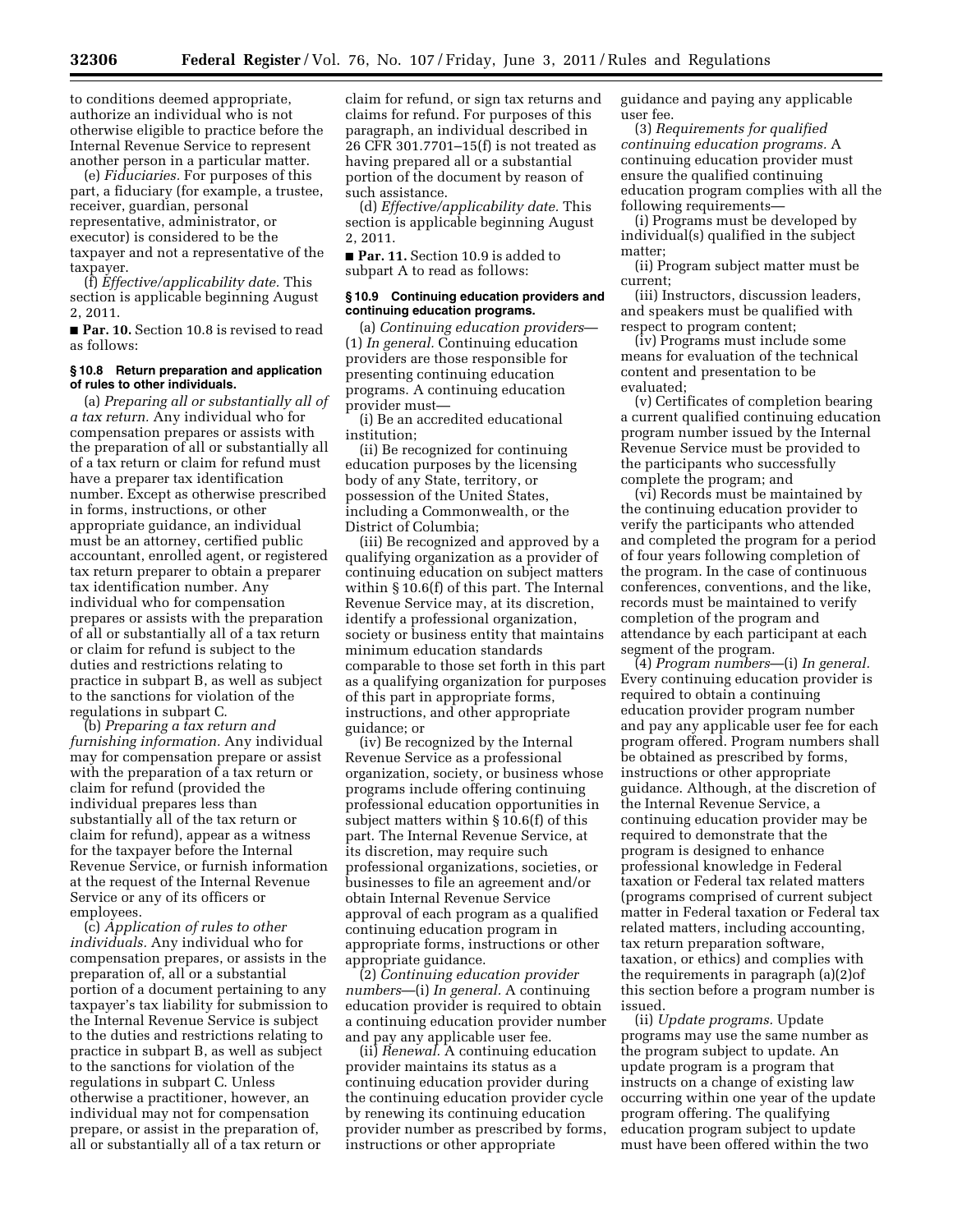to conditions deemed appropriate, authorize an individual who is not otherwise eligible to practice before the Internal Revenue Service to represent another person in a particular matter.

(e) *Fiduciaries.* For purposes of this part, a fiduciary (for example, a trustee, receiver, guardian, personal representative, administrator, or executor) is considered to be the taxpayer and not a representative of the taxpayer.

(f) *Effective/applicability date.* This section is applicable beginning August 2, 2011.

■ **Par. 10.** Section 10.8 is revised to read as follows:

#### § 10.8 Return preparation and application of rules to other individuals.

(a) *Preparing all or substantially all of a tax return.* Any individual who for compensation prepares or assists with the preparation of all or substantially all of a tax return or claim for refund must have a preparer tax identification number. Except as otherwise prescribed in forms, instructions, or other appropriate guidance, an individual must be an attorney, certified public accountant, enrolled agent, or registered tax return preparer to obtain a preparer tax identification number. Any individual who for compensation prepares or assists with the preparation of all or substantially all of a tax return or claim for refund is subject to the duties and restrictions relating to practice in subpart B, as well as subject to the sanctions for violation of the regulations in subpart C.

(b) *Preparing a tax return and furnishing information.* Any individual may for compensation prepare or assist with the preparation of a tax return or claim for refund (provided the individual prepares less than substantially all of the tax return or claim for refund), appear as a witness for the taxpayer before the Internal Revenue Service, or furnish information at the request of the Internal Revenue Service or any of its officers or employees.

(c) *Application of rules to other individuals.* Any individual who for compensation prepares, or assists in the preparation of, all or a substantial portion of a document pertaining to any taxpayer's tax liability for submission to the Internal Revenue Service is subject to the duties and restrictions relating to practice in subpart B, as well as subject to the sanctions for violation of the regulations in subpart C. Unless otherwise a practitioner, however, an individual may not for compensation prepare, or assist in the preparation of, all or substantially all of a tax return or claim for refund, or sign tax returns and claims for refund. For purposes of this paragraph, an individual described in 26 CFR 301.7701–15(f) is not treated as having prepared all or a substantial portion of the document by reason of such assistance.

(d) *Effective/applicability date.* This section is applicable beginning August 2, 2011.

■ **Par. 11.** Section 10.9 is added to subpart A to read as follows:

#### § 10.9 Continuing education providers and continuing education programs.

(a) *Continuing education providers*—(1) *In general.* Continuing education providers are those responsible for presenting continuing education programs. A continuing education provider must—

(i) Be an accredited educational institution;

(ii) Be recognized for continuing education purposes by the licensing body of any State, territory, or possession of the United States, including a Commonwealth, or the District of Columbia;

(iii) Be recognized and approved by a qualifying organization as a provider of continuing education on subject matters within § 10.6(f) of this part. The Internal Revenue Service may, at its discretion, identify a professional organization, society or business entity that maintains minimum education standards comparable to those set forth in this part as a qualifying organization for purposes of this part in appropriate forms, instructions, and other appropriate guidance; or

(iv) Be recognized by the Internal Revenue Service as a professional organization, society, or business whose programs include offering continuing professional education opportunities in subject matters within § 10.6(f) of this part. The Internal Revenue Service, at its discretion, may require such professional organizations, societies, or businesses to file an agreement and/or obtain Internal Revenue Service approval of each program as a qualified continuing education program in appropriate forms, instructions or other appropriate guidance.

(2) *Continuing education provider numbers*—(i) *In general.* A continuing education provider is required to obtain a continuing education provider number and pay any applicable user fee.

(ii) *Renewal.* A continuing education provider maintains its status as a continuing education provider during the continuing education provider cycle by renewing its continuing education provider number as prescribed by forms, instructions or other appropriate guidance and paying any applicable user fee.

(3) *Requirements for qualified continuing education programs.* A continuing education provider must ensure the qualified continuing education program complies with all the following requirements—

(i) Programs must be developed by individual(s) qualified in the subject matter;

(ii) Program subject matter must be current;

(iii) Instructors, discussion leaders, and speakers must be qualified with respect to program content;

(iv) Programs must include some means for evaluation of the technical content and presentation to be evaluated;

(v) Certificates of completion bearing a current qualified continuing education program number issued by the Internal Revenue Service must be provided to the participants who successfully complete the program; and

(vi) Records must be maintained by the continuing education provider to verify the participants who attended and completed the program for a period of four years following completion of the program. In the case of continuous conferences, conventions, and the like, records must be maintained to verify completion of the program and attendance by each participant at each segment of the program.

(4) *Program numbers*—(i) *In general.* Every continuing education provider is required to obtain a continuing education provider program number and pay any applicable user fee for each program offered. Program numbers shall be obtained as prescribed by forms, instructions or other appropriate guidance. Although, at the discretion of the Internal Revenue Service, a continuing education provider may be required to demonstrate that the program is designed to enhance professional knowledge in Federal taxation or Federal tax related matters (programs comprised of current subject matter in Federal taxation or Federal tax related matters, including accounting, tax return preparation software, taxation, or ethics) and complies with the requirements in paragraph (a)(2)of this section before a program number is issued.

(ii) *Update programs.* Update programs may use the same number as the program subject to update. An update program is a program that instructs on a change of existing law occurring within one year of the update program offering. The qualifying education program subject to update must have been offered within the two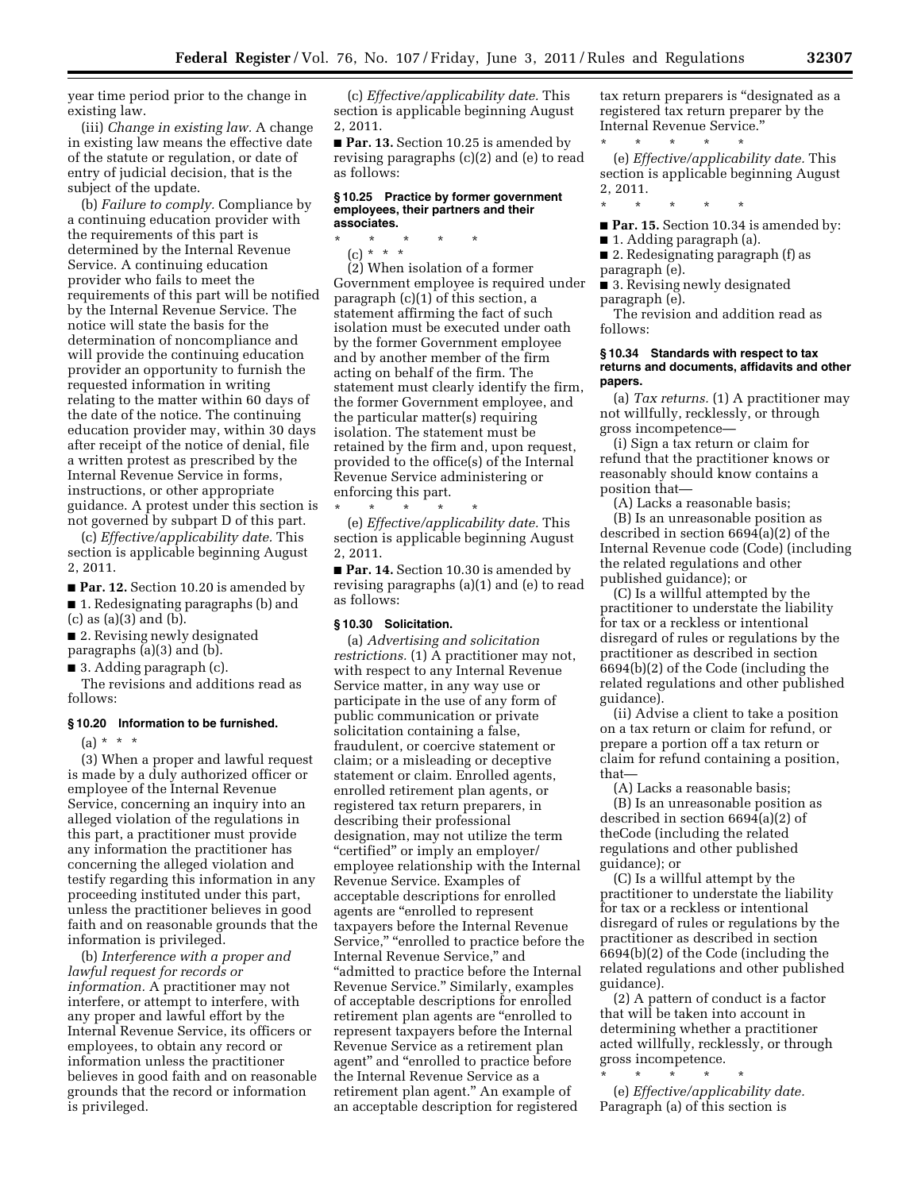year time period prior to the change in existing law.

(iii) *Change in existing law.* A change in existing law means the effective date of the statute or regulation, or date of entry of judicial decision, that is the subject of the update.

(b) *Failure to comply.* Compliance by a continuing education provider with the requirements of this part is determined by the Internal Revenue Service. A continuing education provider who fails to meet the requirements of this part will be notified by the Internal Revenue Service. The notice will state the basis for the determination of noncompliance and will provide the continuing education provider an opportunity to furnish the requested information in writing relating to the matter within 60 days of the date of the notice. The continuing education provider may, within 30 days after receipt of the notice of denial, file a written protest as prescribed by the Internal Revenue Service in forms, instructions, or other appropriate guidance. A protest under this section is not governed by subpart D of this part.

(c) *Effective/applicability date.* This section is applicable beginning August 2, 2011.

■ **Par. 12.** Section 10.20 is amended by

■ 1. Redesignating paragraphs (b) and (c) as (a)(3) and (b).

■ 2. Revising newly designated paragraphs (a)(3) and (b).

■ 3. Adding paragraph (c).

The revisions and additions read as follows:

#### § 10.20 Information to be furnished.

(a) * * *

(3) When a proper and lawful request is made by a duly authorized officer or employee of the Internal Revenue Service, concerning an inquiry into an alleged violation of the regulations in this part, a practitioner must provide any information the practitioner has concerning the alleged violation and testify regarding this information in any proceeding instituted under this part, unless the practitioner believes in good faith and on reasonable grounds that the information is privileged.

(b) *Interference with a proper and lawful request for records or information.* A practitioner may not interfere, or attempt to interfere, with any proper and lawful effort by the Internal Revenue Service, its officers or employees, to obtain any record or information unless the practitioner believes in good faith and on reasonable grounds that the record or information is privileged.

(c) *Effective/applicability date.* This section is applicable beginning August 2, 2011.

■ **Par. 13.** Section 10.25 is amended by revising paragraphs (c)(2) and (e) to read as follows:

#### § 10.25 Practice by former government employees, their partners and their associates.

\* \* \* \* \*

(c) * * *

(2) When isolation of a former Government employee is required under paragraph (c)(1) of this section, a statement affirming the fact of such isolation must be executed under oath by the former Government employee and by another member of the firm acting on behalf of the firm. The statement must clearly identify the firm, the former Government employee, and the particular matter(s) requiring isolation. The statement must be retained by the firm and, upon request, provided to the office(s) of the Internal Revenue Service administering or enforcing this part.

\* \* \* \* \*

(e) *Effective/applicability date.* This section is applicable beginning August 2, 2011.

■ **Par. 14.** Section 10.30 is amended by revising paragraphs (a)(1) and (e) to read as follows:

#### § 10.30 Solicitation.

(a) *Advertising and solicitation restrictions.* (1) A practitioner may not, with respect to any Internal Revenue Service matter, in any way use or participate in the use of any form of public communication or private solicitation containing a false, fraudulent, or coercive statement or claim; or a misleading or deceptive statement or claim. Enrolled agents, enrolled retirement plan agents, or registered tax return preparers, in describing their professional designation, may not utilize the term "certified" or imply an employer/employee relationship with the Internal Revenue Service. Examples of acceptable descriptions for enrolled agents are "enrolled to represent taxpayers before the Internal Revenue Service," "enrolled to practice before the Internal Revenue Service," and "admitted to practice before the Internal Revenue Service." Similarly, examples of acceptable descriptions for enrolled retirement plan agents are "enrolled to represent taxpayers before the Internal Revenue Service as a retirement plan agent" and "enrolled to practice before the Internal Revenue Service as a retirement plan agent." An example of an acceptable description for registered tax return preparers is "designated as a registered tax return preparer by the Internal Revenue Service."

\* \* \* \* \*

(e) *Effective/applicability date.* This section is applicable beginning August 2, 2011.

\* \* \* \* \*

■ **Par. 15.** Section 10.34 is amended by:

■ 1. Adding paragraph (a).

■ 2. Redesignating paragraph (f) as paragraph (e).

■ 3. Revising newly designated paragraph (e).

The revision and addition read as follows:

#### § 10.34 Standards with respect to tax returns and documents, affidavits and other papers.

(a) *Tax returns.* (1) A practitioner may not willfully, recklessly, or through gross incompetence—

(i) Sign a tax return or claim for refund that the practitioner knows or reasonably should know contains a position that—

(A) Lacks a reasonable basis;

(B) Is an unreasonable position as described in section 6694(a)(2) of the Internal Revenue code (Code) (including the related regulations and other published guidance); or

(C) Is a willful attempted by the practitioner to understate the liability for tax or a reckless or intentional disregard of rules or regulations by the practitioner as described in section 6694(b)(2) of the Code (including the related regulations and other published guidance).

(ii) Advise a client to take a position on a tax return or claim for refund, or prepare a portion off a tax return or claim for refund containing a position, that—

(A) Lacks a reasonable basis;

(B) Is an unreasonable position as described in section 6694(a)(2) of theCode (including the related regulations and other published guidance); or

(C) Is a willful attempt by the practitioner to understate the liability for tax or a reckless or intentional disregard of rules or regulations by the practitioner as described in section 6694(b)(2) of the Code (including the related regulations and other published guidance).

(2) A pattern of conduct is a factor that will be taken into account in determining whether a practitioner acted willfully, recklessly, or through gross incompetence.

\* \* \* \* \*

(e) *Effective/applicability date.* Paragraph (a) of this section is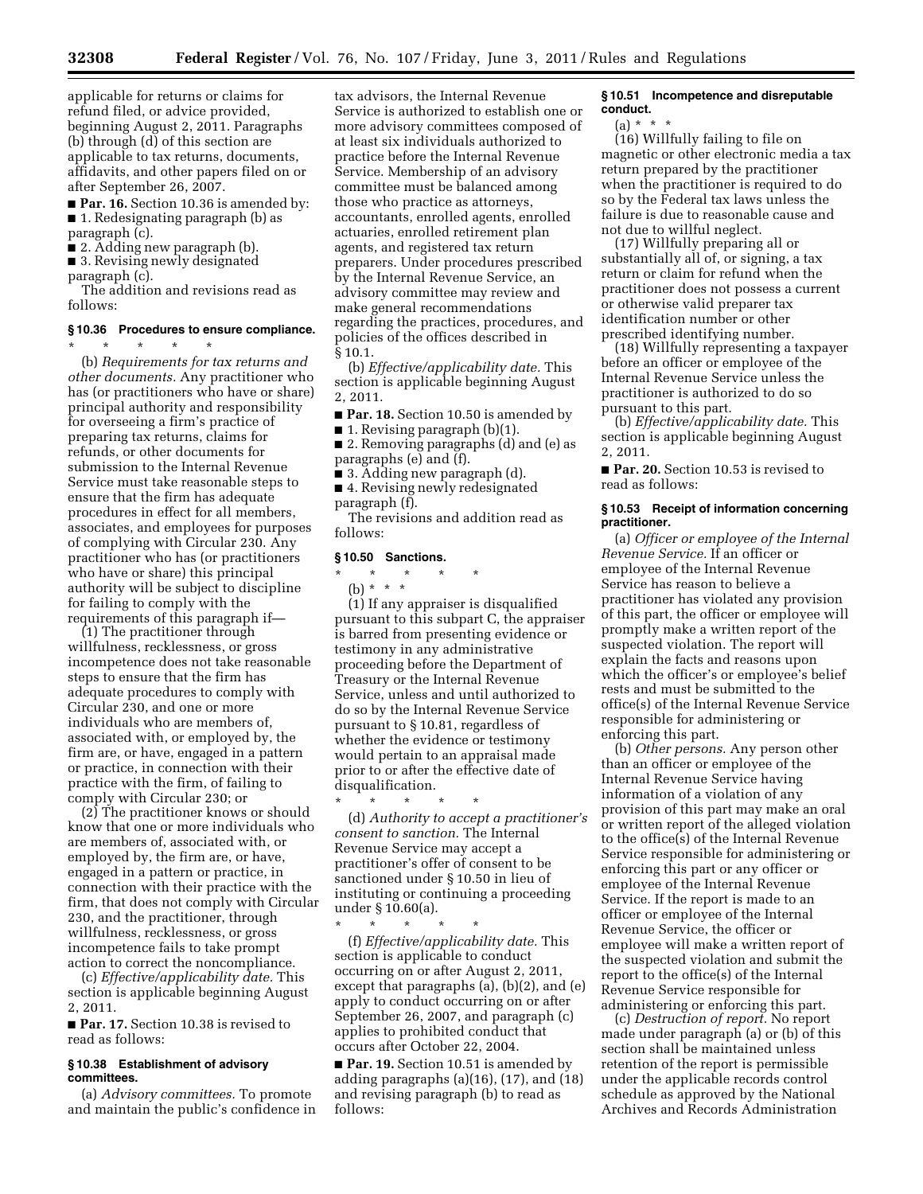applicable for returns or claims for refund filed, or advice provided, beginning August 2, 2011. Paragraphs (b) through (d) of this section are applicable to tax returns, documents, affidavits, and other papers filed on or after September 26, 2007.

■ **Par. 16.** Section 10.36 is amended by:

■ 1. Redesignating paragraph (b) as paragraph (c).

■ 2. Adding new paragraph (b).

■ 3. Revising newly designated paragraph (c).

The addition and revisions read as follows:

### § 10.36 Procedures to ensure compliance.

\* \* \* \* \*

(b) *Requirements for tax returns and other documents.* Any practitioner who has (or practitioners who have or share) principal authority and responsibility for overseeing a firm's practice of preparing tax returns, claims for refunds, or other documents for submission to the Internal Revenue Service must take reasonable steps to ensure that the firm has adequate procedures in effect for all members, associates, and employees for purposes of complying with Circular 230. Any practitioner who has (or practitioners who have or share) this principal authority will be subject to discipline for failing to comply with the requirements of this paragraph if—

(1) The practitioner through willfulness, recklessness, or gross incompetence does not take reasonable steps to ensure that the firm has adequate procedures to comply with Circular 230, and one or more individuals who are members of, associated with, or employed by, the firm are, or have, engaged in a pattern or practice, in connection with their practice with the firm, of failing to comply with Circular 230; or

(2) The practitioner knows or should know that one or more individuals who are members of, associated with, or employed by, the firm are, or have, engaged in a pattern or practice, in connection with their practice with the firm, that does not comply with Circular 230, and the practitioner, through willfulness, recklessness, or gross incompetence fails to take prompt action to correct the noncompliance.

(c) *Effective/applicability date.* This section is applicable beginning August 2, 2011.

■ **Par. 17.** Section 10.38 is revised to read as follows:

### § 10.38 Establishment of advisory committees.

(a) *Advisory committees.* To promote and maintain the public's confidence in tax advisors, the Internal Revenue Service is authorized to establish one or more advisory committees composed of at least six individuals authorized to practice before the Internal Revenue Service. Membership of an advisory committee must be balanced among those who practice as attorneys, accountants, enrolled agents, enrolled actuaries, enrolled retirement plan agents, and registered tax return preparers. Under procedures prescribed by the Internal Revenue Service, an advisory committee may review and make general recommendations regarding the practices, procedures, and policies of the offices described in § 10.1.

(b) *Effective/applicability date.* This section is applicable beginning August 2, 2011.

■ **Par. 18.** Section 10.50 is amended by

■ 1. Revising paragraph (b)(1).

■ 2. Removing paragraphs (d) and (e) as paragraphs (e) and (f).

■ 3. Adding new paragraph (d).

■ 4. Revising newly redesignated paragraph (f).

The revisions and addition read as follows:

### § 10.50 Sanctions.

\* \* \* \* \*

(b) \* \* \*

(1) If any appraiser is disqualified pursuant to this subpart C, the appraiser is barred from presenting evidence or testimony in any administrative proceeding before the Department of Treasury or the Internal Revenue Service, unless and until authorized to do so by the Internal Revenue Service pursuant to § 10.81, regardless of whether the evidence or testimony would pertain to an appraisal made prior to or after the effective date of disqualification.

\* \* \* \* \*

(d) *Authority to accept a practitioner's consent to sanction.* The Internal Revenue Service may accept a practitioner's offer of consent to be sanctioned under § 10.50 in lieu of instituting or continuing a proceeding under § 10.60(a).

\* \* \* \* \*

(f) *Effective/applicability date.* This section is applicable to conduct occurring on or after August 2, 2011, except that paragraphs (a), (b)(2), and (e) apply to conduct occurring on or after September 26, 2007, and paragraph (c) applies to prohibited conduct that occurs after October 22, 2004.

■ **Par. 19.** Section 10.51 is amended by adding paragraphs (a)(16), (17), and (18) and revising paragraph (b) to read as follows:

### § 10.51 Incompetence and disreputable conduct.

(a) \* \* \*

(16) Willfully failing to file on magnetic or other electronic media a tax return prepared by the practitioner when the practitioner is required to do so by the Federal tax laws unless the failure is due to reasonable cause and not due to willful neglect.

(17) Willfully preparing all or substantially all of, or signing, a tax return or claim for refund when the practitioner does not possess a current or otherwise valid preparer tax identification number or other prescribed identifying number.

(18) Willfully representing a taxpayer before an officer or employee of the Internal Revenue Service unless the practitioner is authorized to do so pursuant to this part.

(b) *Effective/applicability date.* This section is applicable beginning August 2, 2011.

■ **Par. 20.** Section 10.53 is revised to read as follows:

### § 10.53 Receipt of information concerning practitioner.

(a) *Officer or employee of the Internal Revenue Service.* If an officer or employee of the Internal Revenue Service has reason to believe a practitioner has violated any provision of this part, the officer or employee will promptly make a written report of the suspected violation. The report will explain the facts and reasons upon which the officer's or employee's belief rests and must be submitted to the office(s) of the Internal Revenue Service responsible for administering or enforcing this part.

(b) *Other persons.* Any person other than an officer or employee of the Internal Revenue Service having information of a violation of any provision of this part may make an oral or written report of the alleged violation to the office(s) of the Internal Revenue Service responsible for administering or enforcing this part or any officer or employee of the Internal Revenue Service. If the report is made to an officer or employee of the Internal Revenue Service, the officer or employee will make a written report of the suspected violation and submit the report to the office(s) of the Internal Revenue Service responsible for administering or enforcing this part.

(c) *Destruction of report.* No report made under paragraph (a) or (b) of this section shall be maintained unless retention of the report is permissible under the applicable records control schedule as approved by the National Archives and Records Administration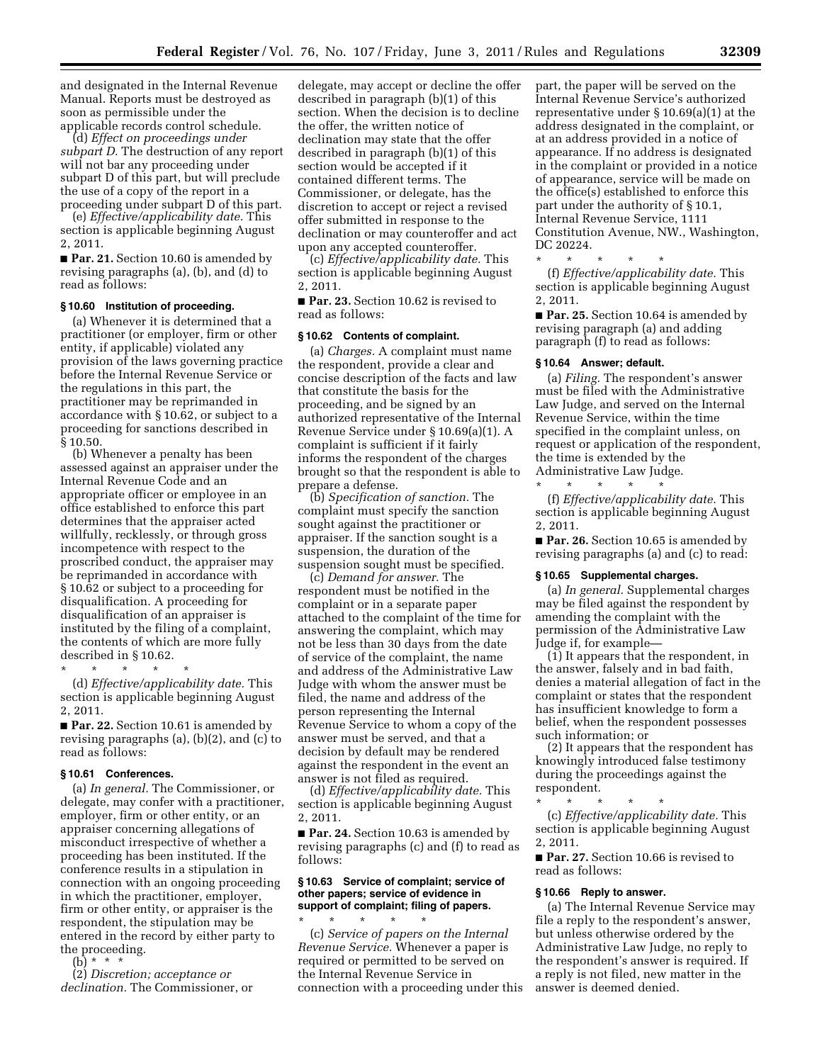and designated in the Internal Revenue Manual. Reports must be destroyed as soon as permissible under the applicable records control schedule.

(d) *Effect on proceedings under subpart D.* The destruction of any report will not bar any proceeding under subpart D of this part, but will preclude the use of a copy of the report in a proceeding under subpart D of this part.

(e) *Effective/applicability date.* This section is applicable beginning August 2, 2011.

■ **Par. 21.** Section 10.60 is amended by revising paragraphs (a), (b), and (d) to read as follows:

### § 10.60 Institution of proceeding.

(a) Whenever it is determined that a practitioner (or employer, firm or other entity, if applicable) violated any provision of the laws governing practice before the Internal Revenue Service or the regulations in this part, the practitioner may be reprimanded in accordance with § 10.62, or subject to a proceeding for sanctions described in § 10.50.

(b) Whenever a penalty has been assessed against an appraiser under the Internal Revenue Code and an appropriate officer or employee in an office established to enforce this part determines that the appraiser acted willfully, recklessly, or through gross incompetence with respect to the proscribed conduct, the appraiser may be reprimanded in accordance with § 10.62 or subject to a proceeding for disqualification. A proceeding for disqualification of an appraiser is instituted by the filing of a complaint, the contents of which are more fully described in § 10.62.

\* \* \* \* \*

(d) *Effective/applicability date.* This section is applicable beginning August 2, 2011.

■ **Par. 22.** Section 10.61 is amended by revising paragraphs (a), (b)(2), and (c) to read as follows:

### § 10.61 Conferences.

(a) *In general.* The Commissioner, or delegate, may confer with a practitioner, employer, firm or other entity, or an appraiser concerning allegations of misconduct irrespective of whether a proceeding has been instituted. If the conference results in a stipulation in connection with an ongoing proceeding in which the practitioner, employer, firm or other entity, or appraiser is the respondent, the stipulation may be entered in the record by either party to the proceeding.

(b) \* \* \*

(2) *Discretion; acceptance or declination.* The Commissioner, or delegate, may accept or decline the offer described in paragraph (b)(1) of this section. When the decision is to decline the offer, the written notice of declination may state that the offer described in paragraph (b)(1) of this section would be accepted if it contained different terms. The Commissioner, or delegate, has the discretion to accept or reject a revised offer submitted in response to the declination or may counteroffer and act upon any accepted counteroffer.

(c) *Effective/applicability date.* This section is applicable beginning August 2, 2011.

■ **Par. 23.** Section 10.62 is revised to read as follows:

### § 10.62 Contents of complaint.

(a) *Charges.* A complaint must name the respondent, provide a clear and concise description of the facts and law that constitute the basis for the proceeding, and be signed by an authorized representative of the Internal Revenue Service under § 10.69(a)(1). A complaint is sufficient if it fairly informs the respondent of the charges brought so that the respondent is able to prepare a defense.

(b) *Specification of sanction.* The complaint must specify the sanction sought against the practitioner or appraiser. If the sanction sought is a suspension, the duration of the suspension sought must be specified.

(c) *Demand for answer.* The respondent must be notified in the complaint or in a separate paper attached to the complaint of the time for answering the complaint, which may not be less than 30 days from the date of service of the complaint, the name and address of the Administrative Law Judge with whom the answer must be filed, the name and address of the person representing the Internal Revenue Service to whom a copy of the answer must be served, and that a decision by default may be rendered against the respondent in the event an answer is not filed as required.

(d) *Effective/applicability date.* This section is applicable beginning August 2, 2011.

■ **Par. 24.** Section 10.63 is amended by revising paragraphs (c) and (f) to read as follows:

### § 10.63 Service of complaint; service of other papers; service of evidence in support of complaint; filing of papers.

\* \* \* \* \*

(c) *Service of papers on the Internal Revenue Service.* Whenever a paper is required or permitted to be served on the Internal Revenue Service in connection with a proceeding under this part, the paper will be served on the Internal Revenue Service's authorized representative under § 10.69(a)(1) at the address designated in the complaint, or at an address provided in a notice of appearance. If no address is designated in the complaint or provided in a notice of appearance, service will be made on the office(s) established to enforce this part under the authority of § 10.1, Internal Revenue Service, 1111 Constitution Avenue, NW., Washington, DC 20224.

\* \* \* \* \*

(f) *Effective/applicability date.* This section is applicable beginning August 2, 2011.

■ **Par. 25.** Section 10.64 is amended by revising paragraph (a) and adding paragraph (f) to read as follows:

### § 10.64 Answer; default.

(a) *Filing.* The respondent's answer must be filed with the Administrative Law Judge, and served on the Internal Revenue Service, within the time specified in the complaint unless, on request or application of the respondent, the time is extended by the Administrative Law Judge.

\* \* \* \* \*

(f) *Effective/applicability date.* This section is applicable beginning August 2, 2011.

■ **Par. 26.** Section 10.65 is amended by revising paragraphs (a) and (c) to read:

### § 10.65 Supplemental charges.

(a) *In general.* Supplemental charges may be filed against the respondent by amending the complaint with the permission of the Administrative Law Judge if, for example—

(1) It appears that the respondent, in the answer, falsely and in bad faith, denies a material allegation of fact in the complaint or states that the respondent has insufficient knowledge to form a belief, when the respondent possesses such information; or

(2) It appears that the respondent has knowingly introduced false testimony during the proceedings against the respondent.

\* \* \* \* \*

(c) *Effective/applicability date.* This section is applicable beginning August 2, 2011.

■ **Par. 27.** Section 10.66 is revised to read as follows:

### § 10.66 Reply to answer.

(a) The Internal Revenue Service may file a reply to the respondent's answer, but unless otherwise ordered by the Administrative Law Judge, no reply to the respondent's answer is required. If a reply is not filed, new matter in the answer is deemed denied.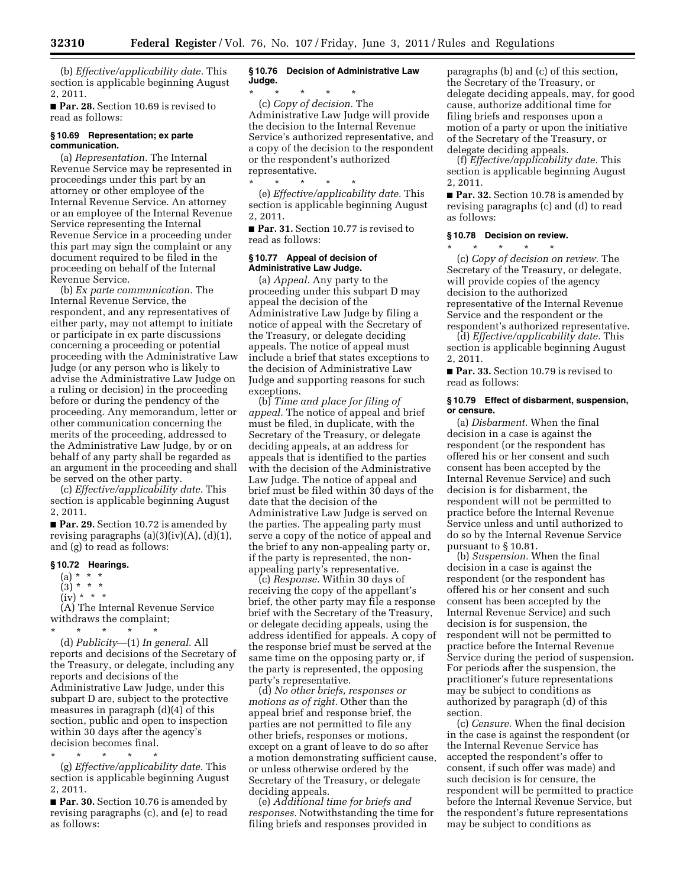(b) *Effective/applicability date.* This section is applicable beginning August 2, 2011.

■ **Par. 28.** Section 10.69 is revised to read as follows:

### § 10.69 Representation; ex parte communication.

(a) *Representation.* The Internal Revenue Service may be represented in proceedings under this part by an attorney or other employee of the Internal Revenue Service. An attorney or an employee of the Internal Revenue Service representing the Internal Revenue Service in a proceeding under this part may sign the complaint or any document required to be filed in the proceeding on behalf of the Internal Revenue Service.

(b) *Ex parte communication.* The Internal Revenue Service, the respondent, and any representatives of either party, may not attempt to initiate or participate in ex parte discussions concerning a proceeding or potential proceeding with the Administrative Law Judge (or any person who is likely to advise the Administrative Law Judge on a ruling or decision) in the proceeding before or during the pendency of the proceeding. Any memorandum, letter or other communication concerning the merits of the proceeding, addressed to the Administrative Law Judge, by or on behalf of any party shall be regarded as an argument in the proceeding and shall be served on the other party.

(c) *Effective/applicability date.* This section is applicable beginning August 2, 2011.

■ **Par. 29.** Section 10.72 is amended by revising paragraphs (a)(3)(iv)(A), (d)(1), and (g) to read as follows:

### § 10.72 Hearings.

(a) * * *

(3) * * *

(iv) * * *

(A) The Internal Revenue Service withdraws the complaint;

\* \* \* \* \*

(d) *Publicity*—(1) *In general.* All reports and decisions of the Secretary of the Treasury, or delegate, including any reports and decisions of the Administrative Law Judge, under this subpart D are, subject to the protective measures in paragraph (d)(4) of this section, public and open to inspection within 30 days after the agency's decision becomes final.

\* \* \* \* \*

(g) *Effective/applicability date.* This section is applicable beginning August 2, 2011.

■ **Par. 30.** Section 10.76 is amended by revising paragraphs (c), and (e) to read as follows:

### § 10.76 Decision of Administrative Law Judge.

\* \* \* \* \*

(c) *Copy of decision.* The Administrative Law Judge will provide the decision to the Internal Revenue Service's authorized representative, and a copy of the decision to the respondent or the respondent's authorized representative.

\* \* \* \* \*

(e) *Effective/applicability date.* This section is applicable beginning August 2, 2011.

■ **Par. 31.** Section 10.77 is revised to read as follows:

### § 10.77 Appeal of decision of Administrative Law Judge.

(a) *Appeal.* Any party to the proceeding under this subpart D may appeal the decision of the Administrative Law Judge by filing a notice of appeal with the Secretary of the Treasury, or delegate deciding appeals. The notice of appeal must include a brief that states exceptions to the decision of Administrative Law Judge and supporting reasons for such exceptions.

(b) *Time and place for filing of appeal.* The notice of appeal and brief must be filed, in duplicate, with the Secretary of the Treasury, or delegate deciding appeals, at an address for appeals that is identified to the parties with the decision of the Administrative Law Judge. The notice of appeal and brief must be filed within 30 days of the date that the decision of the Administrative Law Judge is served on the parties. The appealing party must serve a copy of the notice of appeal and the brief to any non-appealing party or, if the party is represented, the non-appealing party's representative.

(c) *Response.* Within 30 days of receiving the copy of the appellant's brief, the other party may file a response brief with the Secretary of the Treasury, or delegate deciding appeals, using the address identified for appeals. A copy of the response brief must be served at the same time on the opposing party or, if the party is represented, the opposing party's representative.

(d) *No other briefs, responses or motions as of right.* Other than the appeal brief and response brief, the parties are not permitted to file any other briefs, responses or motions, except on a grant of leave to do so after a motion demonstrating sufficient cause, or unless otherwise ordered by the Secretary of the Treasury, or delegate deciding appeals.

(e) *Additional time for briefs and responses.* Notwithstanding the time for filing briefs and responses provided in paragraphs (b) and (c) of this section, the Secretary of the Treasury, or delegate deciding appeals, may, for good cause, authorize additional time for filing briefs and responses upon a motion of a party or upon the initiative of the Secretary of the Treasury, or delegate deciding appeals.

(f) *Effective/applicability date.* This section is applicable beginning August 2, 2011.

■ **Par. 32.** Section 10.78 is amended by revising paragraphs (c) and (d) to read as follows:

### § 10.78 Decision on review.

\* \* \* \* \*

(c) *Copy of decision on review.* The Secretary of the Treasury, or delegate, will provide copies of the agency decision to the authorized representative of the Internal Revenue Service and the respondent or the respondent's authorized representative.

(d) *Effective/applicability date.* This section is applicable beginning August 2, 2011.

■ **Par. 33.** Section 10.79 is revised to read as follows:

### § 10.79 Effect of disbarment, suspension, or censure.

(a) *Disbarment.* When the final decision in a case is against the respondent (or the respondent has offered his or her consent and such consent has been accepted by the Internal Revenue Service) and such decision is for disbarment, the respondent will not be permitted to practice before the Internal Revenue Service unless and until authorized to do so by the Internal Revenue Service pursuant to § 10.81.

(b) *Suspension.* When the final decision in a case is against the respondent (or the respondent has offered his or her consent and such consent has been accepted by the Internal Revenue Service) and such decision is for suspension, the respondent will not be permitted to practice before the Internal Revenue Service during the period of suspension. For periods after the suspension, the practitioner's future representations may be subject to conditions as authorized by paragraph (d) of this section.

(c) *Censure.* When the final decision in the case is against the respondent (or the Internal Revenue Service has accepted the respondent's offer to consent, if such offer was made) and such decision is for censure, the respondent will be permitted to practice before the Internal Revenue Service, but the respondent's future representations may be subject to conditions as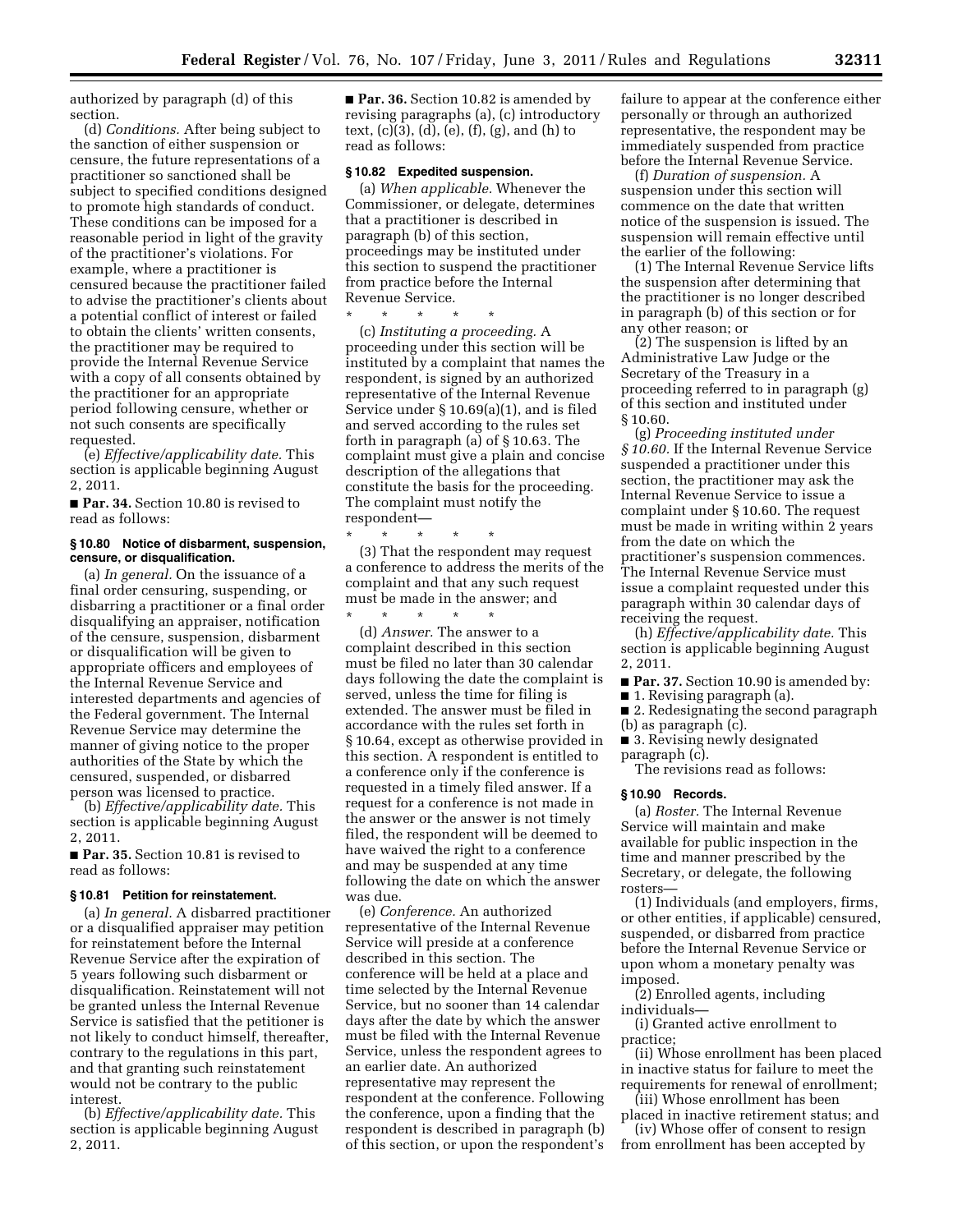authorized by paragraph (d) of this section.

(d) *Conditions.* After being subject to the sanction of either suspension or censure, the future representations of a practitioner so sanctioned shall be subject to specified conditions designed to promote high standards of conduct. These conditions can be imposed for a reasonable period in light of the gravity of the practitioner's violations. For example, where a practitioner is censured because the practitioner failed to advise the practitioner's clients about a potential conflict of interest or failed to obtain the clients' written consents, the practitioner may be required to provide the Internal Revenue Service with a copy of all consents obtained by the practitioner for an appropriate period following censure, whether or not such consents are specifically requested.

(e) *Effective/applicability date.* This section is applicable beginning August 2, 2011.

■ **Par. 34.** Section 10.80 is revised to read as follows:

#### § 10.80 Notice of disbarment, suspension, censure, or disqualification.

(a) *In general.* On the issuance of a final order censuring, suspending, or disbarring a practitioner or a final order disqualifying an appraiser, notification of the censure, suspension, disbarment or disqualification will be given to appropriate officers and employees of the Internal Revenue Service and interested departments and agencies of the Federal government. The Internal Revenue Service may determine the manner of giving notice to the proper authorities of the State by which the censured, suspended, or disbarred person was licensed to practice.

(b) *Effective/applicability date.* This section is applicable beginning August 2, 2011.

■ **Par. 35.** Section 10.81 is revised to read as follows:

#### § 10.81 Petition for reinstatement.

(a) *In general.* A disbarred practitioner or a disqualified appraiser may petition for reinstatement before the Internal Revenue Service after the expiration of 5 years following such disbarment or disqualification. Reinstatement will not be granted unless the Internal Revenue Service is satisfied that the petitioner is not likely to conduct himself, thereafter, contrary to the regulations in this part, and that granting such reinstatement would not be contrary to the public interest.

(b) *Effective/applicability date.* This section is applicable beginning August 2, 2011.

■ **Par. 36.** Section 10.82 is amended by revising paragraphs (a), (c) introductory text, (c)(3), (d), (e), (f), (g), and (h) to read as follows:

#### § 10.82 Expedited suspension.

(a) *When applicable.* Whenever the Commissioner, or delegate, determines that a practitioner is described in paragraph (b) of this section, proceedings may be instituted under this section to suspend the practitioner from practice before the Internal Revenue Service.

\* \* \* \* \*

(c) *Instituting a proceeding.* A proceeding under this section will be instituted by a complaint that names the respondent, is signed by an authorized representative of the Internal Revenue Service under § 10.69(a)(1), and is filed and served according to the rules set forth in paragraph (a) of § 10.63. The complaint must give a plain and concise description of the allegations that constitute the basis for the proceeding. The complaint must notify the respondent—

\* \* \* \* \*

(3) That the respondent may request a conference to address the merits of the complaint and that any such request must be made in the answer; and

\* \* \* \* \*

(d) *Answer.* The answer to a complaint described in this section must be filed no later than 30 calendar days following the date the complaint is served, unless the time for filing is extended. The answer must be filed in accordance with the rules set forth in § 10.64, except as otherwise provided in this section. A respondent is entitled to a conference only if the conference is requested in a timely filed answer. If a request for a conference is not made in the answer or the answer is not timely filed, the respondent will be deemed to have waived the right to a conference and may be suspended at any time following the date on which the answer was due.

(e) *Conference.* An authorized representative of the Internal Revenue Service will preside at a conference described in this section. The conference will be held at a place and time selected by the Internal Revenue Service, but no sooner than 14 calendar days after the date by which the answer must be filed with the Internal Revenue Service, unless the respondent agrees to an earlier date. An authorized representative may represent the respondent at the conference. Following the conference, upon a finding that the respondent is described in paragraph (b) of this section, or upon the respondent's failure to appear at the conference either personally or through an authorized representative, the respondent may be immediately suspended from practice before the Internal Revenue Service.

(f) *Duration of suspension.* A suspension under this section will commence on the date that written notice of the suspension is issued. The suspension will remain effective until the earlier of the following:

(1) The Internal Revenue Service lifts the suspension after determining that the practitioner is no longer described in paragraph (b) of this section or for any other reason; or

(2) The suspension is lifted by an Administrative Law Judge or the Secretary of the Treasury in a proceeding referred to in paragraph (g) of this section and instituted under § 10.60.

(g) *Proceeding instituted under § 10.60.* If the Internal Revenue Service suspended a practitioner under this section, the practitioner may ask the Internal Revenue Service to issue a complaint under § 10.60. The request must be made in writing within 2 years from the date on which the practitioner's suspension commences. The Internal Revenue Service must issue a complaint requested under this paragraph within 30 calendar days of receiving the request.

(h) *Effective/applicability date.* This section is applicable beginning August 2, 2011.

■ **Par. 37.** Section 10.90 is amended by:

■ 1. Revising paragraph (a).

■ 2. Redesignating the second paragraph (b) as paragraph (c).

■ 3. Revising newly designated paragraph (c).

The revisions read as follows:

#### § 10.90 Records.

(a) *Roster.* The Internal Revenue Service will maintain and make available for public inspection in the time and manner prescribed by the Secretary, or delegate, the following rosters—

(1) Individuals (and employers, firms, or other entities, if applicable) censured, suspended, or disbarred from practice before the Internal Revenue Service or upon whom a monetary penalty was imposed.

(2) Enrolled agents, including individuals—

(i) Granted active enrollment to practice;

(ii) Whose enrollment has been placed in inactive status for failure to meet the requirements for renewal of enrollment;

(iii) Whose enrollment has been placed in inactive retirement status; and

(iv) Whose offer of consent to resign from enrollment has been accepted by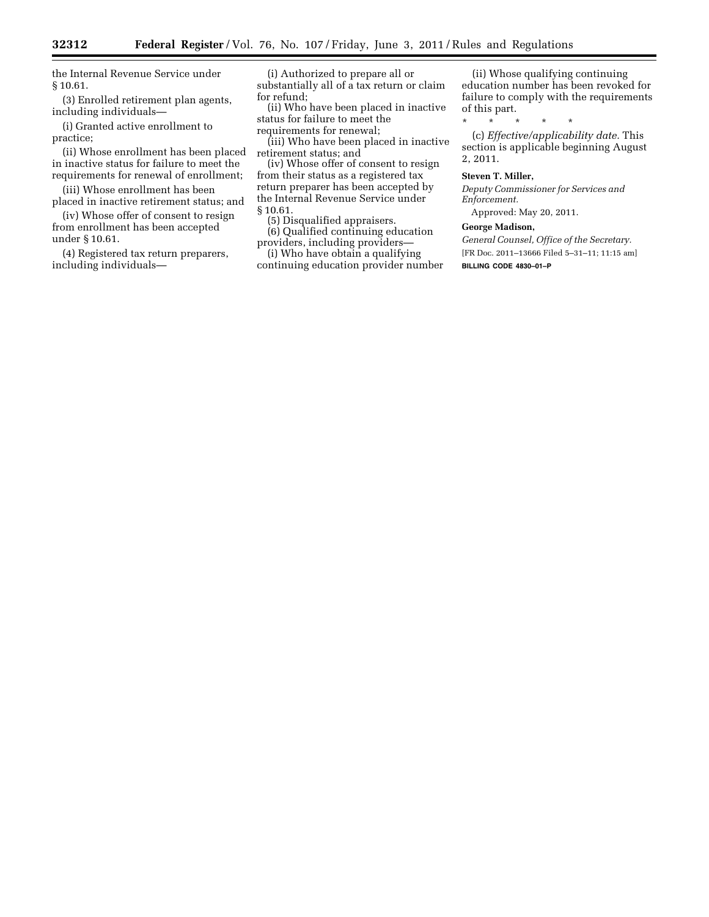the Internal Revenue Service under § 10.61.

(3) Enrolled retirement plan agents, including individuals—

(i) Granted active enrollment to practice;

(ii) Whose enrollment has been placed in inactive status for failure to meet the requirements for renewal of enrollment;

(iii) Whose enrollment has been placed in inactive retirement status; and

(iv) Whose offer of consent to resign from enrollment has been accepted under § 10.61.

(4) Registered tax return preparers, including individuals—

(i) Authorized to prepare all or substantially all of a tax return or claim for refund;

(ii) Who have been placed in inactive status for failure to meet the requirements for renewal;

(iii) Who have been placed in inactive retirement status; and

(iv) Whose offer of consent to resign from their status as a registered tax return preparer has been accepted by the Internal Revenue Service under § 10.61.

(5) Disqualified appraisers.

(6) Qualified continuing education providers, including providers—

(i) Who have obtain a qualifying continuing education provider number

(ii) Whose qualifying continuing education number has been revoked for failure to comply with the requirements of this part.

\* \* \* \* \*

(c) *Effective/applicability date.* This section is applicable beginning August 2, 2011.

**Steven T. Miller,**

*Deputy Commissioner for Services and Enforcement.*

Approved: May 20, 2011.

**George Madison,**

*General Counsel, Office of the Secretary.*

[FR Doc. 2011–13666 Filed 5–31–11; 11:15 am]

**BILLING CODE 4830–01–P**